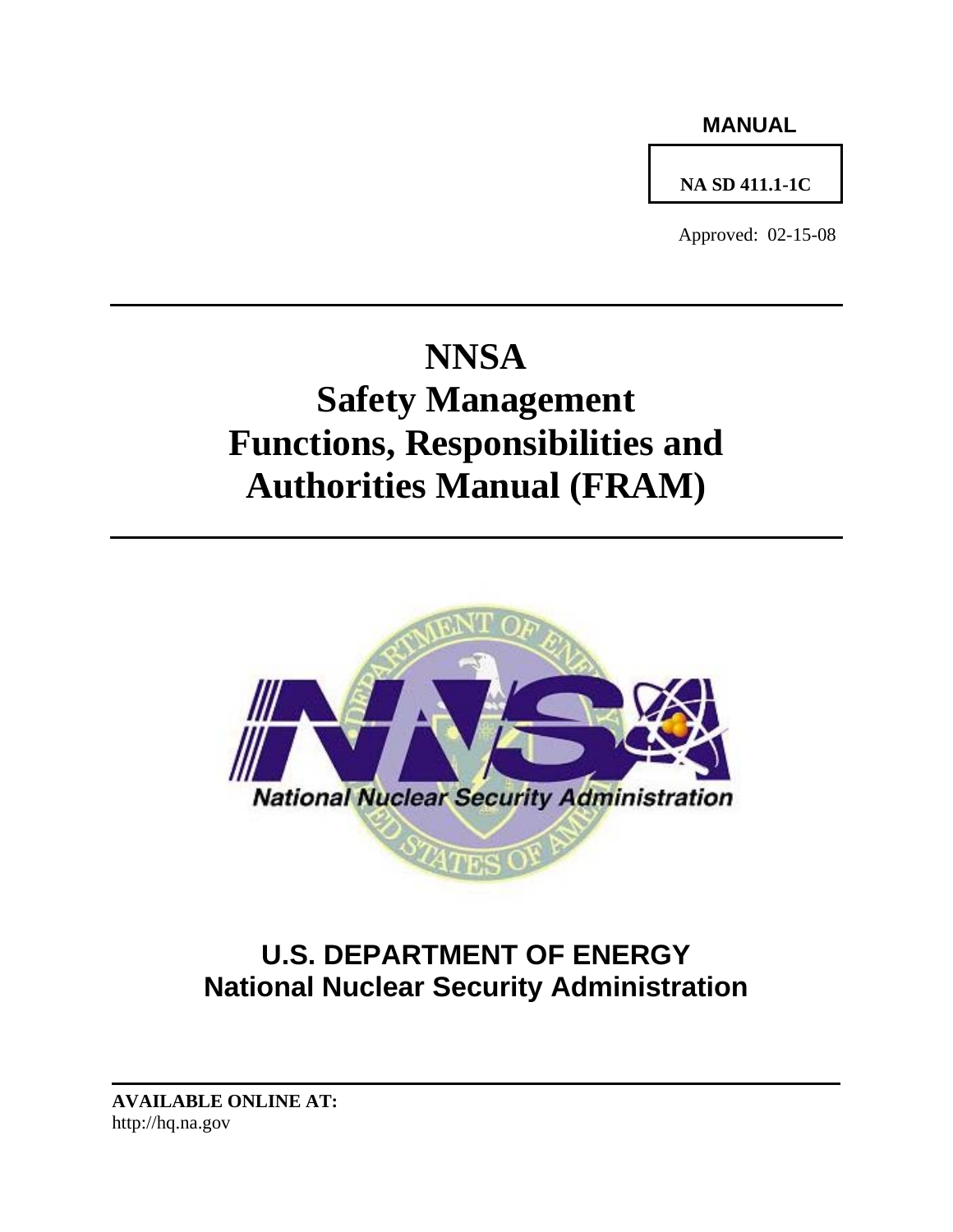**MANUAL**

**NA SD 411.1-1C**

Approved: 02-15-08

# NNSA Safety Management Functions, Responsibilities and Authorities Manual (FRAM)

## U.S. DEPARTMENT OF ENERGY
## National Nuclear Security Administration

**AVAILABLE ONLINE AT:**
http://hq.na.gov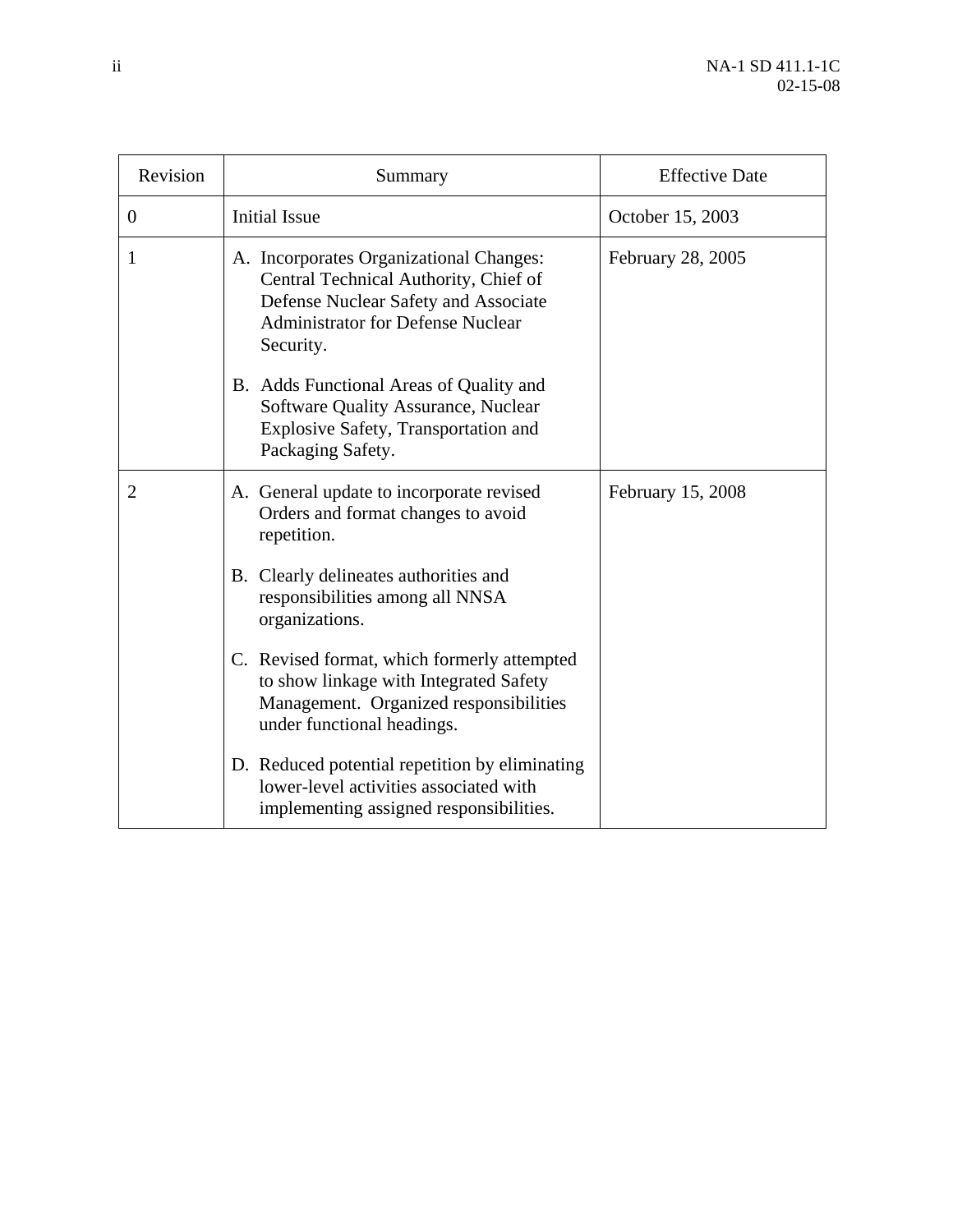| Revision | Summary | Effective Date |
|---|---|---|
| 0 | Initial Issue | October 15, 2003 |
| 1 | A. Incorporates Organizational Changes: Central Technical Authority, Chief of Defense Nuclear Safety and Associate Administrator for Defense Nuclear Security.<br><br>B. Adds Functional Areas of Quality and Software Quality Assurance, Nuclear Explosive Safety, Transportation and Packaging Safety. | February 28, 2005 |
| 2 | A. General update to incorporate revised Orders and format changes to avoid repetition.<br><br>B. Clearly delineates authorities and responsibilities among all NNSA organizations.<br><br>C. Revised format, which formerly attempted to show linkage with Integrated Safety Management. Organized responsibilities under functional headings.<br><br>D. Reduced potential repetition by eliminating lower-level activities associated with implementing assigned responsibilities. | February 15, 2008 |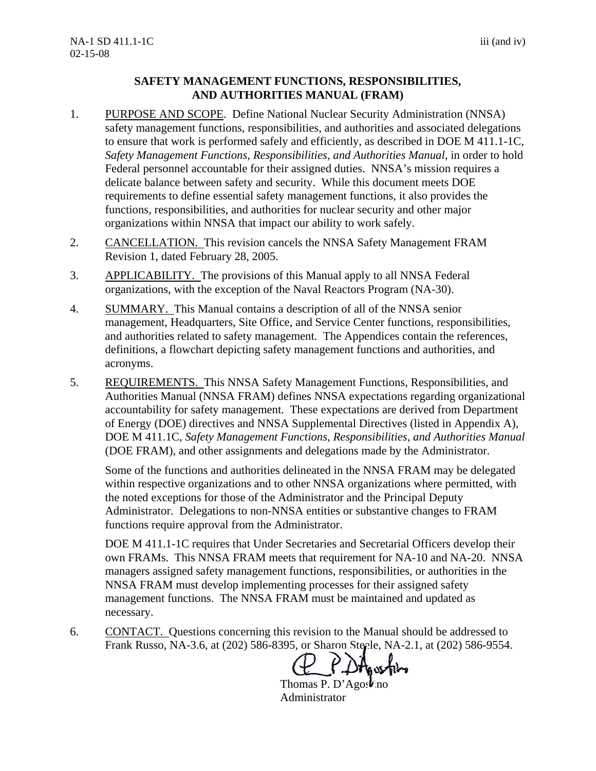## SAFETY MANAGEMENT FUNCTIONS, RESPONSIBILITIES, AND AUTHORITIES MANUAL (FRAM)

1. PURPOSE AND SCOPE. Define National Nuclear Security Administration (NNSA) safety management functions, responsibilities, and authorities and associated delegations to ensure that work is performed safely and efficiently, as described in DOE M 411.1-1C, *Safety Management Functions, Responsibilities, and Authorities Manual,* in order to hold Federal personnel accountable for their assigned duties. NNSA's mission requires a delicate balance between safety and security. While this document meets DOE requirements to define essential safety management functions, it also provides the functions, responsibilities, and authorities for nuclear security and other major organizations within NNSA that impact our ability to work safely.

2. CANCELLATION. This revision cancels the NNSA Safety Management FRAM Revision 1, dated February 28, 2005.

3. APPLICABILITY. The provisions of this Manual apply to all NNSA Federal organizations, with the exception of the Naval Reactors Program (NA-30).

4. SUMMARY. This Manual contains a description of all of the NNSA senior management, Headquarters, Site Office, and Service Center functions, responsibilities, and authorities related to safety management. The Appendices contain the references, definitions, a flowchart depicting safety management functions and authorities, and acronyms.

5. REQUIREMENTS. This NNSA Safety Management Functions, Responsibilities, and Authorities Manual (NNSA FRAM) defines NNSA expectations regarding organizational accountability for safety management. These expectations are derived from Department of Energy (DOE) directives and NNSA Supplemental Directives (listed in Appendix A), DOE M 411.1C, *Safety Management Functions, Responsibilities, and Authorities Manual* (DOE FRAM), and other assignments and delegations made by the Administrator.

   Some of the functions and authorities delineated in the NNSA FRAM may be delegated within respective organizations and to other NNSA organizations where permitted, with the noted exceptions for those of the Administrator and the Principal Deputy Administrator. Delegations to non-NNSA entities or substantive changes to FRAM functions require approval from the Administrator.

   DOE M 411.1-1C requires that Under Secretaries and Secretarial Officers develop their own FRAMs. This NNSA FRAM meets that requirement for NA-10 and NA-20. NNSA managers assigned safety management functions, responsibilities, or authorities in the NNSA FRAM must develop implementing processes for their assigned safety management functions. The NNSA FRAM must be maintained and updated as necessary.

6. CONTACT. Questions concerning this revision to the Manual should be addressed to Frank Russo, NA-3.6, at (202) 586-8395, or Sharon Steele, NA-2.1, at (202) 586-9554.

Thomas P. D'Agostino
Administrator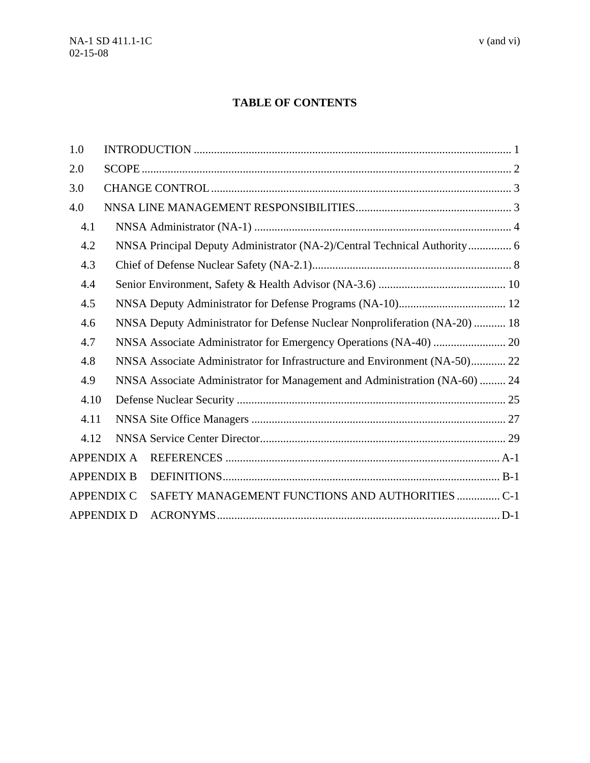# TABLE OF CONTENTS

1.0 INTRODUCTION ............................................................................................................ 1

2.0 SCOPE ............................................................................................................................ 2

3.0 CHANGE CONTROL ...................................................................................................... 3

4.0 NNSA LINE MANAGEMENT RESPONSIBILITIES..................................................... 3

- 4.1 NNSA Administrator (NA-1) ......................................................................................... 4
- 4.2 NNSA Principal Deputy Administrator (NA-2)/Central Technical Authority............... 6
- 4.3 Chief of Defense Nuclear Safety (NA-2.1)..................................................................... 8
- 4.4 Senior Environment, Safety & Health Advisor (NA-3.6) ............................................ 10
- 4.5 NNSA Deputy Administrator for Defense Programs (NA-10)..................................... 12
- 4.6 NNSA Deputy Administrator for Defense Nuclear Nonproliferation (NA-20) ........... 18
- 4.7 NNSA Associate Administrator for Emergency Operations (NA-40) ......................... 20
- 4.8 NNSA Associate Administrator for Infrastructure and Environment (NA-50)............ 22
- 4.9 NNSA Associate Administrator for Management and Administration (NA-60) ......... 24
- 4.10 Defense Nuclear Security ............................................................................................ 25
- 4.11 NNSA Site Office Managers ....................................................................................... 27
- 4.12 NNSA Service Center Director.................................................................................... 29

APPENDIX A REFERENCES ............................................................................................... A-1

APPENDIX B DEFINITIONS................................................................................................ B-1

APPENDIX C SAFETY MANAGEMENT FUNCTIONS AND AUTHORITIES ............... C-1

APPENDIX D ACRONYMS.................................................................................................. D-1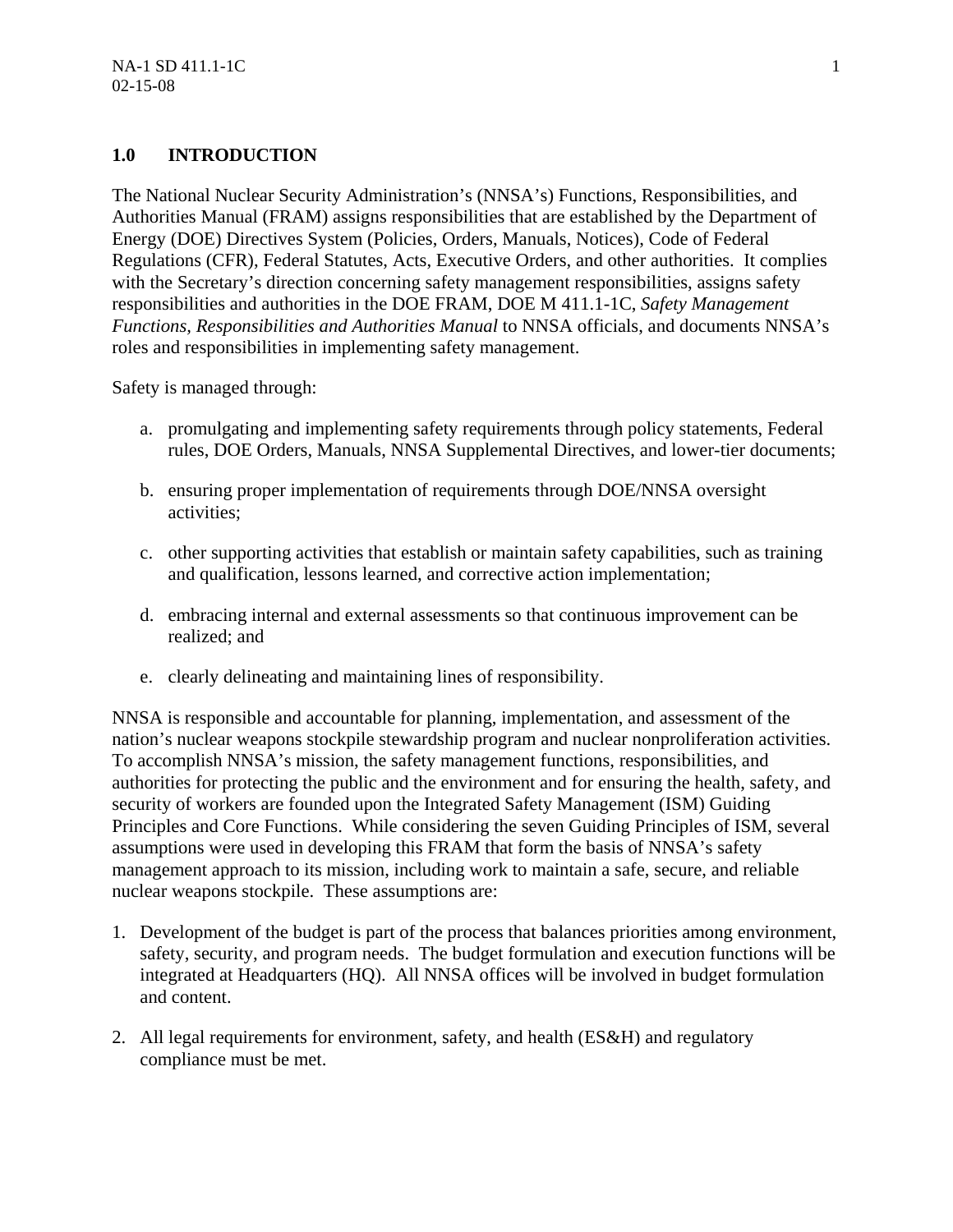## 1.0 INTRODUCTION

The National Nuclear Security Administration's (NNSA's) Functions, Responsibilities, and Authorities Manual (FRAM) assigns responsibilities that are established by the Department of Energy (DOE) Directives System (Policies, Orders, Manuals, Notices), Code of Federal Regulations (CFR), Federal Statutes, Acts, Executive Orders, and other authorities. It complies with the Secretary's direction concerning safety management responsibilities, assigns safety responsibilities and authorities in the DOE FRAM, DOE M 411.1-1C, *Safety Management Functions, Responsibilities and Authorities Manual* to NNSA officials, and documents NNSA's roles and responsibilities in implementing safety management.

Safety is managed through:

a. promulgating and implementing safety requirements through policy statements, Federal rules, DOE Orders, Manuals, NNSA Supplemental Directives, and lower-tier documents;

b. ensuring proper implementation of requirements through DOE/NNSA oversight activities;

c. other supporting activities that establish or maintain safety capabilities, such as training and qualification, lessons learned, and corrective action implementation;

d. embracing internal and external assessments so that continuous improvement can be realized; and

e. clearly delineating and maintaining lines of responsibility.

NNSA is responsible and accountable for planning, implementation, and assessment of the nation's nuclear weapons stockpile stewardship program and nuclear nonproliferation activities. To accomplish NNSA's mission, the safety management functions, responsibilities, and authorities for protecting the public and the environment and for ensuring the health, safety, and security of workers are founded upon the Integrated Safety Management (ISM) Guiding Principles and Core Functions. While considering the seven Guiding Principles of ISM, several assumptions were used in developing this FRAM that form the basis of NNSA's safety management approach to its mission, including work to maintain a safe, secure, and reliable nuclear weapons stockpile. These assumptions are:

1. Development of the budget is part of the process that balances priorities among environment, safety, security, and program needs. The budget formulation and execution functions will be integrated at Headquarters (HQ). All NNSA offices will be involved in budget formulation and content.

2. All legal requirements for environment, safety, and health (ES&H) and regulatory compliance must be met.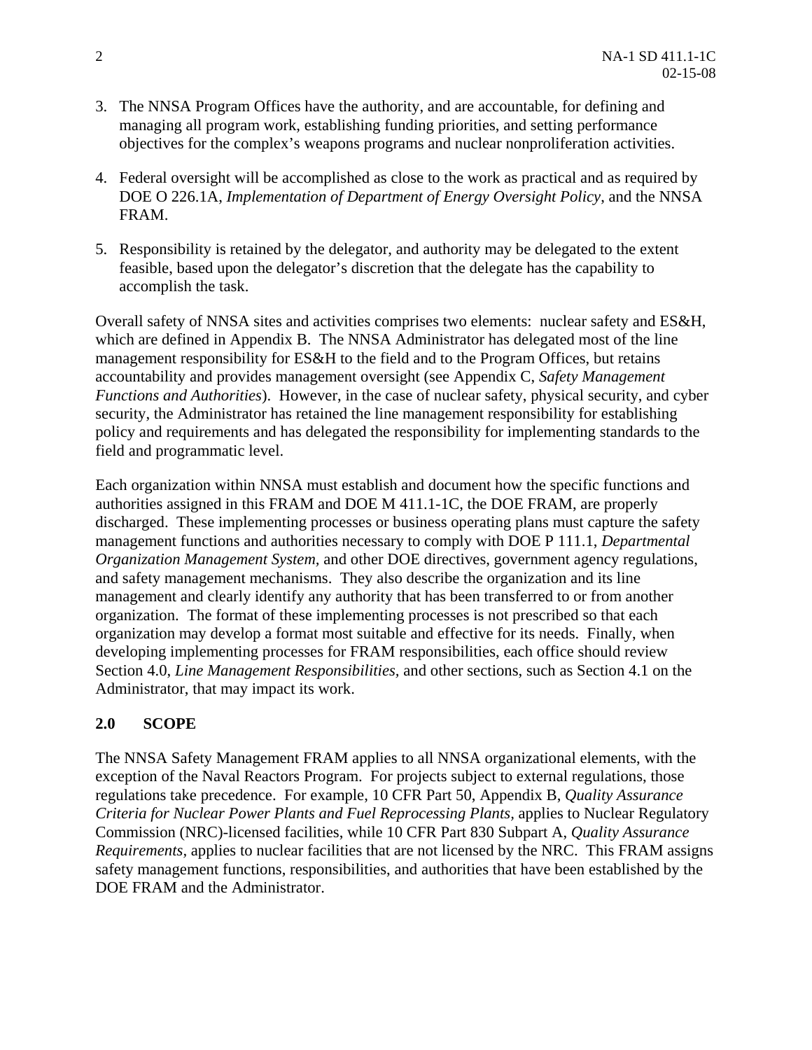3. The NNSA Program Offices have the authority, and are accountable, for defining and managing all program work, establishing funding priorities, and setting performance objectives for the complex's weapons programs and nuclear nonproliferation activities.

4. Federal oversight will be accomplished as close to the work as practical and as required by DOE O 226.1A, *Implementation of Department of Energy Oversight Policy*, and the NNSA FRAM.

5. Responsibility is retained by the delegator, and authority may be delegated to the extent feasible, based upon the delegator's discretion that the delegate has the capability to accomplish the task.

Overall safety of NNSA sites and activities comprises two elements: nuclear safety and ES&H, which are defined in Appendix B. The NNSA Administrator has delegated most of the line management responsibility for ES&H to the field and to the Program Offices, but retains accountability and provides management oversight (see Appendix C, *Safety Management Functions and Authorities*). However, in the case of nuclear safety, physical security, and cyber security, the Administrator has retained the line management responsibility for establishing policy and requirements and has delegated the responsibility for implementing standards to the field and programmatic level.

Each organization within NNSA must establish and document how the specific functions and authorities assigned in this FRAM and DOE M 411.1-1C, the DOE FRAM, are properly discharged. These implementing processes or business operating plans must capture the safety management functions and authorities necessary to comply with DOE P 111.1, *Departmental Organization Management System,* and other DOE directives, government agency regulations, and safety management mechanisms. They also describe the organization and its line management and clearly identify any authority that has been transferred to or from another organization. The format of these implementing processes is not prescribed so that each organization may develop a format most suitable and effective for its needs. Finally, when developing implementing processes for FRAM responsibilities, each office should review Section 4.0, *Line Management Responsibilities,* and other sections, such as Section 4.1 on the Administrator, that may impact its work.

## 2.0 SCOPE

The NNSA Safety Management FRAM applies to all NNSA organizational elements, with the exception of the Naval Reactors Program. For projects subject to external regulations, those regulations take precedence. For example, 10 CFR Part 50, Appendix B, *Quality Assurance Criteria for Nuclear Power Plants and Fuel Reprocessing Plants,* applies to Nuclear Regulatory Commission (NRC)-licensed facilities, while 10 CFR Part 830 Subpart A, *Quality Assurance Requirements*, applies to nuclear facilities that are not licensed by the NRC. This FRAM assigns safety management functions, responsibilities, and authorities that have been established by the DOE FRAM and the Administrator.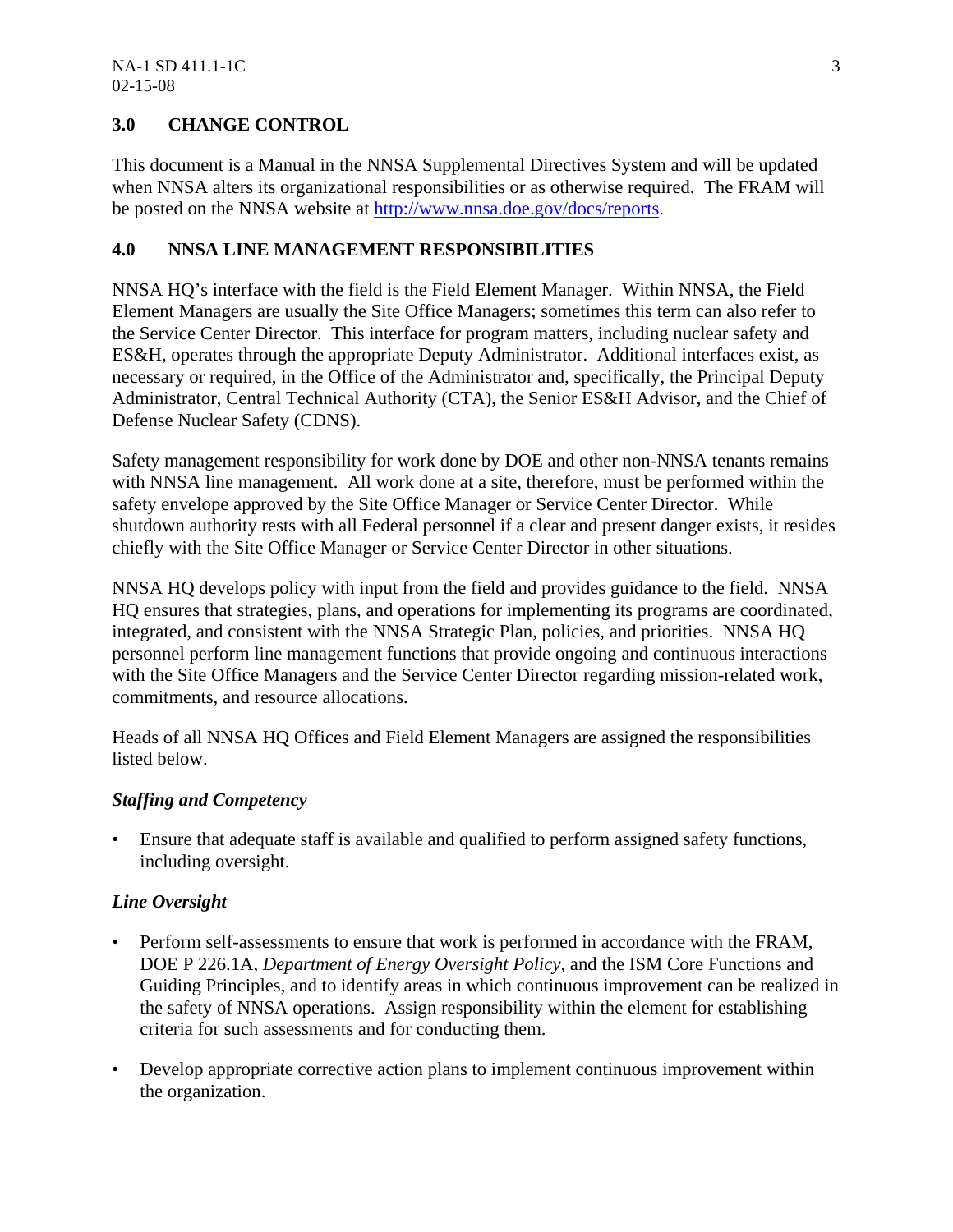## 3.0 CHANGE CONTROL

This document is a Manual in the NNSA Supplemental Directives System and will be updated when NNSA alters its organizational responsibilities or as otherwise required. The FRAM will be posted on the NNSA website at http://www.nnsa.doe.gov/docs/reports.

## 4.0 NNSA LINE MANAGEMENT RESPONSIBILITIES

NNSA HQ's interface with the field is the Field Element Manager. Within NNSA, the Field Element Managers are usually the Site Office Managers; sometimes this term can also refer to the Service Center Director. This interface for program matters, including nuclear safety and ES&H, operates through the appropriate Deputy Administrator. Additional interfaces exist, as necessary or required, in the Office of the Administrator and, specifically, the Principal Deputy Administrator, Central Technical Authority (CTA), the Senior ES&H Advisor, and the Chief of Defense Nuclear Safety (CDNS).

Safety management responsibility for work done by DOE and other non-NNSA tenants remains with NNSA line management. All work done at a site, therefore, must be performed within the safety envelope approved by the Site Office Manager or Service Center Director. While shutdown authority rests with all Federal personnel if a clear and present danger exists, it resides chiefly with the Site Office Manager or Service Center Director in other situations.

NNSA HQ develops policy with input from the field and provides guidance to the field. NNSA HQ ensures that strategies, plans, and operations for implementing its programs are coordinated, integrated, and consistent with the NNSA Strategic Plan, policies, and priorities. NNSA HQ personnel perform line management functions that provide ongoing and continuous interactions with the Site Office Managers and the Service Center Director regarding mission-related work, commitments, and resource allocations.

Heads of all NNSA HQ Offices and Field Element Managers are assigned the responsibilities listed below.

***Staffing and Competency***

- Ensure that adequate staff is available and qualified to perform assigned safety functions, including oversight.

***Line Oversight***

- Perform self-assessments to ensure that work is performed in accordance with the FRAM, DOE P 226.1A, *Department of Energy Oversight Policy*, and the ISM Core Functions and Guiding Principles, and to identify areas in which continuous improvement can be realized in the safety of NNSA operations. Assign responsibility within the element for establishing criteria for such assessments and for conducting them.
- Develop appropriate corrective action plans to implement continuous improvement within the organization.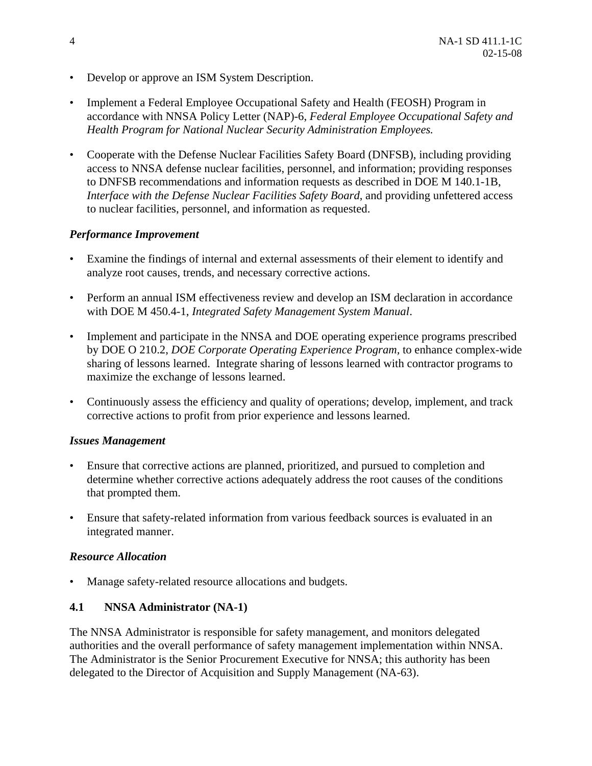- Develop or approve an ISM System Description.
- Implement a Federal Employee Occupational Safety and Health (FEOSH) Program in accordance with NNSA Policy Letter (NAP)-6, *Federal Employee Occupational Safety and Health Program for National Nuclear Security Administration Employees.*
- Cooperate with the Defense Nuclear Facilities Safety Board (DNFSB), including providing access to NNSA defense nuclear facilities, personnel, and information; providing responses to DNFSB recommendations and information requests as described in DOE M 140.1-1B, *Interface with the Defense Nuclear Facilities Safety Board*, and providing unfettered access to nuclear facilities, personnel, and information as requested.

***Performance Improvement***

- Examine the findings of internal and external assessments of their element to identify and analyze root causes, trends, and necessary corrective actions.
- Perform an annual ISM effectiveness review and develop an ISM declaration in accordance with DOE M 450.4-1, *Integrated Safety Management System Manual*.
- Implement and participate in the NNSA and DOE operating experience programs prescribed by DOE O 210.2, *DOE Corporate Operating Experience Program*, to enhance complex-wide sharing of lessons learned. Integrate sharing of lessons learned with contractor programs to maximize the exchange of lessons learned.
- Continuously assess the efficiency and quality of operations; develop, implement, and track corrective actions to profit from prior experience and lessons learned.

***Issues Management***

- Ensure that corrective actions are planned, prioritized, and pursued to completion and determine whether corrective actions adequately address the root causes of the conditions that prompted them.
- Ensure that safety-related information from various feedback sources is evaluated in an integrated manner.

***Resource Allocation***

- Manage safety-related resource allocations and budgets.

### 4.1 NNSA Administrator (NA-1)

The NNSA Administrator is responsible for safety management, and monitors delegated authorities and the overall performance of safety management implementation within NNSA. The Administrator is the Senior Procurement Executive for NNSA; this authority has been delegated to the Director of Acquisition and Supply Management (NA-63).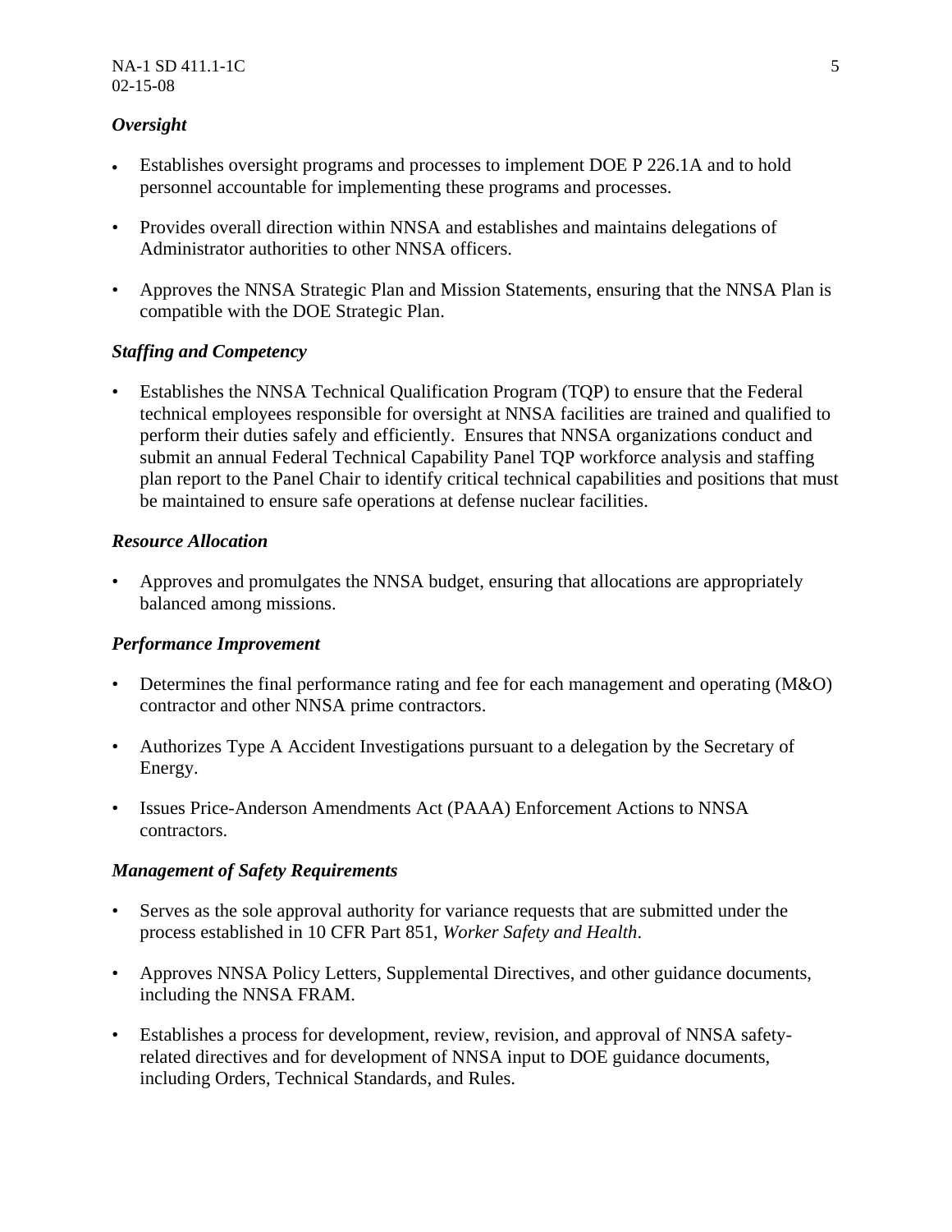### *Oversight*

- Establishes oversight programs and processes to implement DOE P 226.1A and to hold personnel accountable for implementing these programs and processes.
- Provides overall direction within NNSA and establishes and maintains delegations of Administrator authorities to other NNSA officers.
- Approves the NNSA Strategic Plan and Mission Statements, ensuring that the NNSA Plan is compatible with the DOE Strategic Plan.

### *Staffing and Competency*

- Establishes the NNSA Technical Qualification Program (TQP) to ensure that the Federal technical employees responsible for oversight at NNSA facilities are trained and qualified to perform their duties safely and efficiently. Ensures that NNSA organizations conduct and submit an annual Federal Technical Capability Panel TQP workforce analysis and staffing plan report to the Panel Chair to identify critical technical capabilities and positions that must be maintained to ensure safe operations at defense nuclear facilities.

### *Resource Allocation*

- Approves and promulgates the NNSA budget, ensuring that allocations are appropriately balanced among missions.

### *Performance Improvement*

- Determines the final performance rating and fee for each management and operating (M&O) contractor and other NNSA prime contractors.
- Authorizes Type A Accident Investigations pursuant to a delegation by the Secretary of Energy.
- Issues Price-Anderson Amendments Act (PAAA) Enforcement Actions to NNSA contractors.

### *Management of Safety Requirements*

- Serves as the sole approval authority for variance requests that are submitted under the process established in 10 CFR Part 851, *Worker Safety and Health*.
- Approves NNSA Policy Letters, Supplemental Directives, and other guidance documents, including the NNSA FRAM.
- Establishes a process for development, review, revision, and approval of NNSA safety-related directives and for development of NNSA input to DOE guidance documents, including Orders, Technical Standards, and Rules.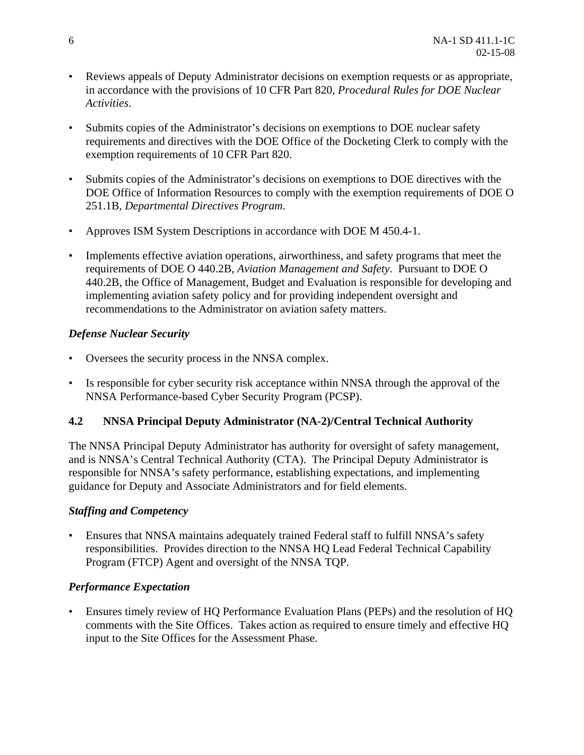- Reviews appeals of Deputy Administrator decisions on exemption requests or as appropriate, in accordance with the provisions of 10 CFR Part 820, *Procedural Rules for DOE Nuclear Activities*.

- Submits copies of the Administrator's decisions on exemptions to DOE nuclear safety requirements and directives with the DOE Office of the Docketing Clerk to comply with the exemption requirements of 10 CFR Part 820.

- Submits copies of the Administrator's decisions on exemptions to DOE directives with the DOE Office of Information Resources to comply with the exemption requirements of DOE O 251.1B, *Departmental Directives Program*.

- Approves ISM System Descriptions in accordance with DOE M 450.4-1.

- Implements effective aviation operations, airworthiness, and safety programs that meet the requirements of DOE O 440.2B, *Aviation Management and Safety*. Pursuant to DOE O 440.2B, the Office of Management, Budget and Evaluation is responsible for developing and implementing aviation safety policy and for providing independent oversight and recommendations to the Administrator on aviation safety matters.

***Defense Nuclear Security***

- Oversees the security process in the NNSA complex.

- Is responsible for cyber security risk acceptance within NNSA through the approval of the NNSA Performance-based Cyber Security Program (PCSP).

### 4.2 NNSA Principal Deputy Administrator (NA-2)/Central Technical Authority

The NNSA Principal Deputy Administrator has authority for oversight of safety management, and is NNSA's Central Technical Authority (CTA). The Principal Deputy Administrator is responsible for NNSA's safety performance, establishing expectations, and implementing guidance for Deputy and Associate Administrators and for field elements.

***Staffing and Competency***

- Ensures that NNSA maintains adequately trained Federal staff to fulfill NNSA's safety responsibilities. Provides direction to the NNSA HQ Lead Federal Technical Capability Program (FTCP) Agent and oversight of the NNSA TQP.

***Performance Expectation***

- Ensures timely review of HQ Performance Evaluation Plans (PEPs) and the resolution of HQ comments with the Site Offices. Takes action as required to ensure timely and effective HQ input to the Site Offices for the Assessment Phase.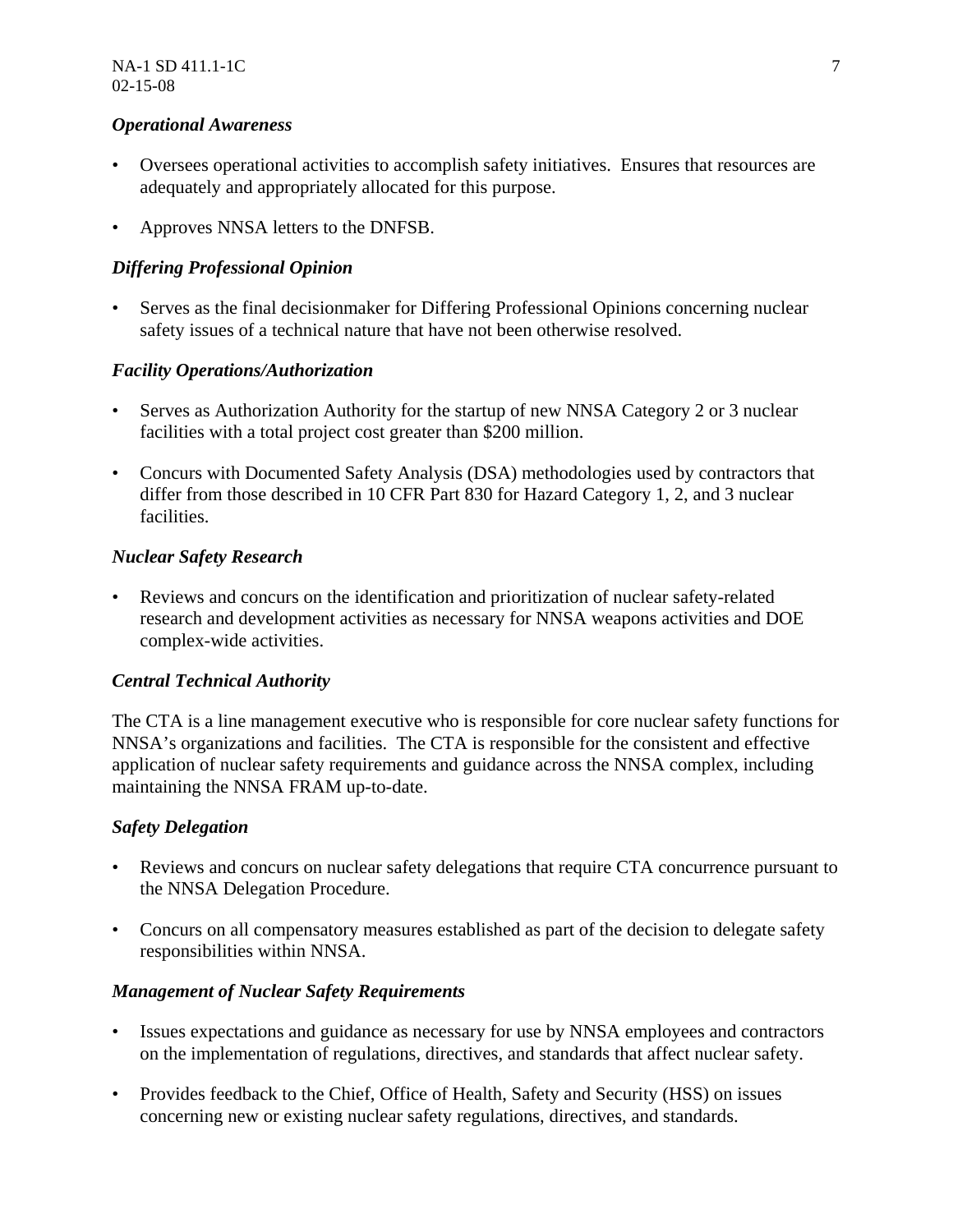*Operational Awareness*

- Oversees operational activities to accomplish safety initiatives. Ensures that resources are adequately and appropriately allocated for this purpose.
- Approves NNSA letters to the DNFSB.

*Differing Professional Opinion*

- Serves as the final decisionmaker for Differing Professional Opinions concerning nuclear safety issues of a technical nature that have not been otherwise resolved.

*Facility Operations/Authorization*

- Serves as Authorization Authority for the startup of new NNSA Category 2 or 3 nuclear facilities with a total project cost greater than $200 million.
- Concurs with Documented Safety Analysis (DSA) methodologies used by contractors that differ from those described in 10 CFR Part 830 for Hazard Category 1, 2, and 3 nuclear facilities.

*Nuclear Safety Research*

- Reviews and concurs on the identification and prioritization of nuclear safety-related research and development activities as necessary for NNSA weapons activities and DOE complex-wide activities.

*Central Technical Authority*

The CTA is a line management executive who is responsible for core nuclear safety functions for NNSA's organizations and facilities. The CTA is responsible for the consistent and effective application of nuclear safety requirements and guidance across the NNSA complex, including maintaining the NNSA FRAM up-to-date.

*Safety Delegation*

- Reviews and concurs on nuclear safety delegations that require CTA concurrence pursuant to the NNSA Delegation Procedure.
- Concurs on all compensatory measures established as part of the decision to delegate safety responsibilities within NNSA.

*Management of Nuclear Safety Requirements*

- Issues expectations and guidance as necessary for use by NNSA employees and contractors on the implementation of regulations, directives, and standards that affect nuclear safety.
- Provides feedback to the Chief, Office of Health, Safety and Security (HSS) on issues concerning new or existing nuclear safety regulations, directives, and standards.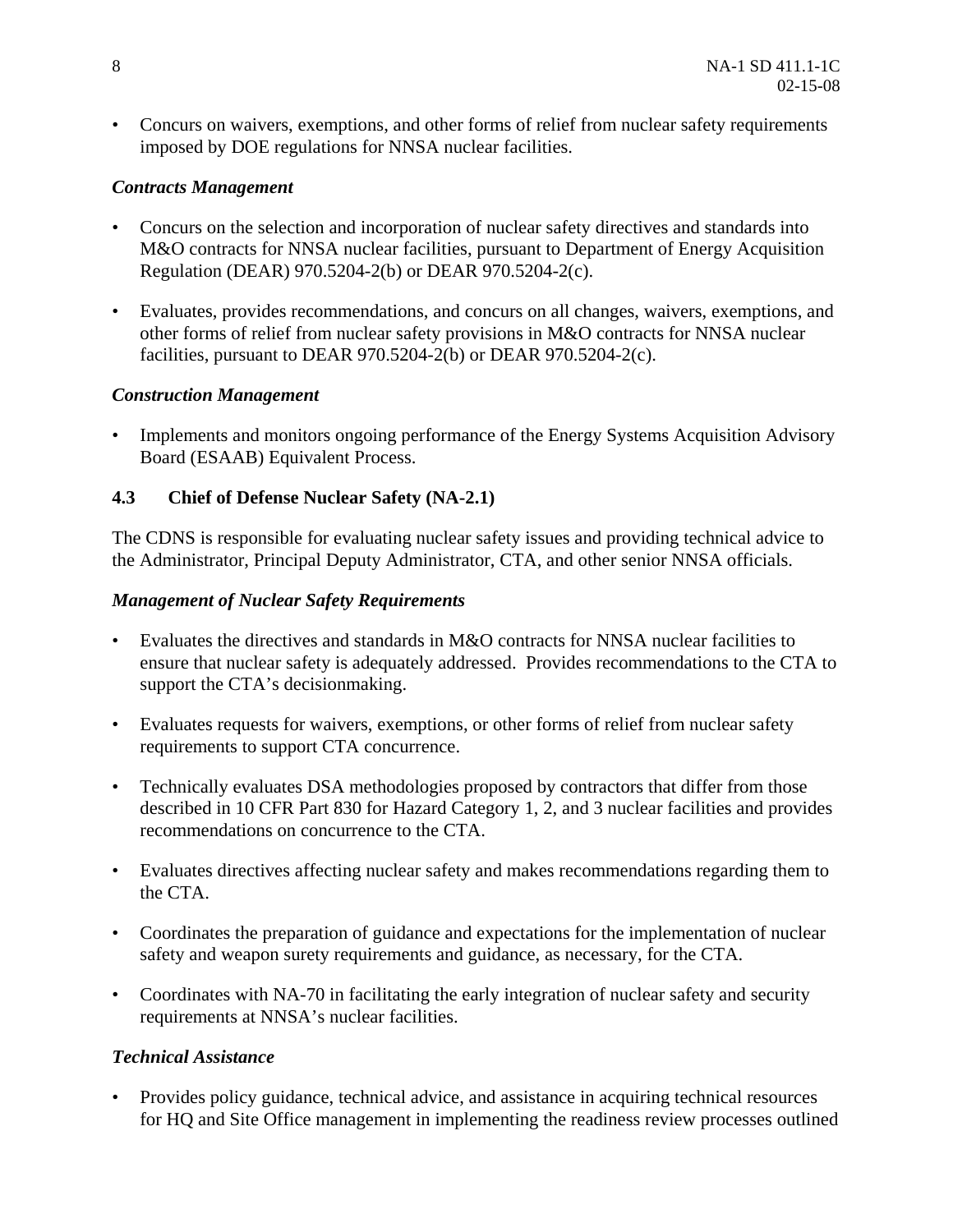- Concurs on waivers, exemptions, and other forms of relief from nuclear safety requirements imposed by DOE regulations for NNSA nuclear facilities.

*Contracts Management*

- Concurs on the selection and incorporation of nuclear safety directives and standards into M&O contracts for NNSA nuclear facilities, pursuant to Department of Energy Acquisition Regulation (DEAR) 970.5204-2(b) or DEAR 970.5204-2(c).

- Evaluates, provides recommendations, and concurs on all changes, waivers, exemptions, and other forms of relief from nuclear safety provisions in M&O contracts for NNSA nuclear facilities, pursuant to DEAR 970.5204-2(b) or DEAR 970.5204-2(c).

*Construction Management*

- Implements and monitors ongoing performance of the Energy Systems Acquisition Advisory Board (ESAAB) Equivalent Process.

### 4.3 Chief of Defense Nuclear Safety (NA-2.1)

The CDNS is responsible for evaluating nuclear safety issues and providing technical advice to the Administrator, Principal Deputy Administrator, CTA, and other senior NNSA officials.

*Management of Nuclear Safety Requirements*

- Evaluates the directives and standards in M&O contracts for NNSA nuclear facilities to ensure that nuclear safety is adequately addressed. Provides recommendations to the CTA to support the CTA's decisionmaking.

- Evaluates requests for waivers, exemptions, or other forms of relief from nuclear safety requirements to support CTA concurrence.

- Technically evaluates DSA methodologies proposed by contractors that differ from those described in 10 CFR Part 830 for Hazard Category 1, 2, and 3 nuclear facilities and provides recommendations on concurrence to the CTA.

- Evaluates directives affecting nuclear safety and makes recommendations regarding them to the CTA.

- Coordinates the preparation of guidance and expectations for the implementation of nuclear safety and weapon surety requirements and guidance, as necessary, for the CTA.

- Coordinates with NA-70 in facilitating the early integration of nuclear safety and security requirements at NNSA's nuclear facilities.

*Technical Assistance*

- Provides policy guidance, technical advice, and assistance in acquiring technical resources for HQ and Site Office management in implementing the readiness review processes outlined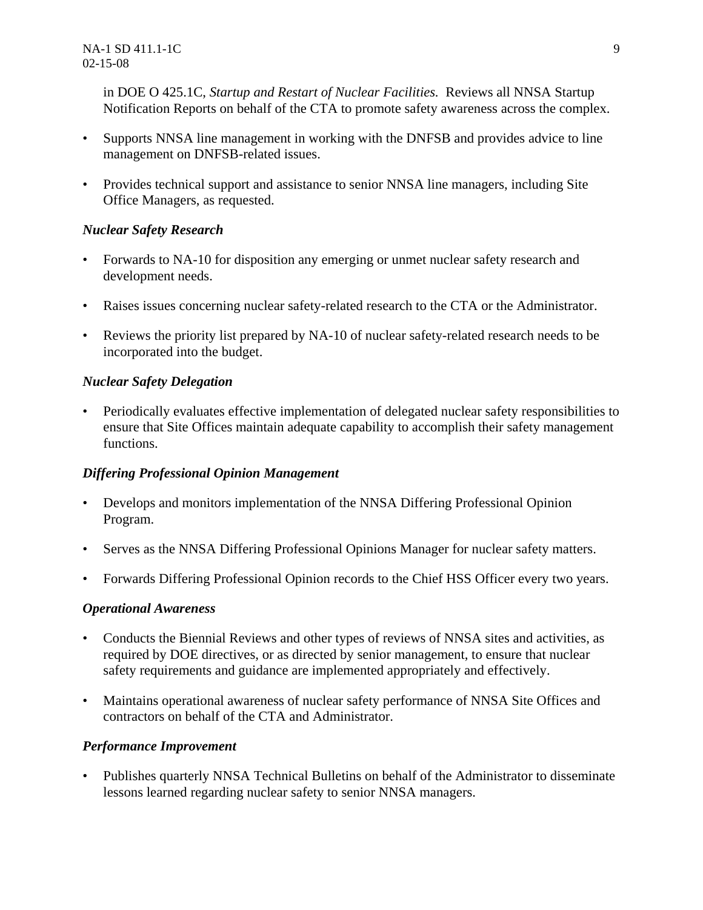in DOE O 425.1C, *Startup and Restart of Nuclear Facilities.* Reviews all NNSA Startup Notification Reports on behalf of the CTA to promote safety awareness across the complex.

- Supports NNSA line management in working with the DNFSB and provides advice to line management on DNFSB-related issues.
- Provides technical support and assistance to senior NNSA line managers, including Site Office Managers, as requested.

***Nuclear Safety Research***

- Forwards to NA-10 for disposition any emerging or unmet nuclear safety research and development needs.
- Raises issues concerning nuclear safety-related research to the CTA or the Administrator.
- Reviews the priority list prepared by NA-10 of nuclear safety-related research needs to be incorporated into the budget.

***Nuclear Safety Delegation***

- Periodically evaluates effective implementation of delegated nuclear safety responsibilities to ensure that Site Offices maintain adequate capability to accomplish their safety management functions.

***Differing Professional Opinion Management***

- Develops and monitors implementation of the NNSA Differing Professional Opinion Program.
- Serves as the NNSA Differing Professional Opinions Manager for nuclear safety matters.
- Forwards Differing Professional Opinion records to the Chief HSS Officer every two years.

***Operational Awareness***

- Conducts the Biennial Reviews and other types of reviews of NNSA sites and activities, as required by DOE directives, or as directed by senior management, to ensure that nuclear safety requirements and guidance are implemented appropriately and effectively.
- Maintains operational awareness of nuclear safety performance of NNSA Site Offices and contractors on behalf of the CTA and Administrator.

***Performance Improvement***

- Publishes quarterly NNSA Technical Bulletins on behalf of the Administrator to disseminate lessons learned regarding nuclear safety to senior NNSA managers.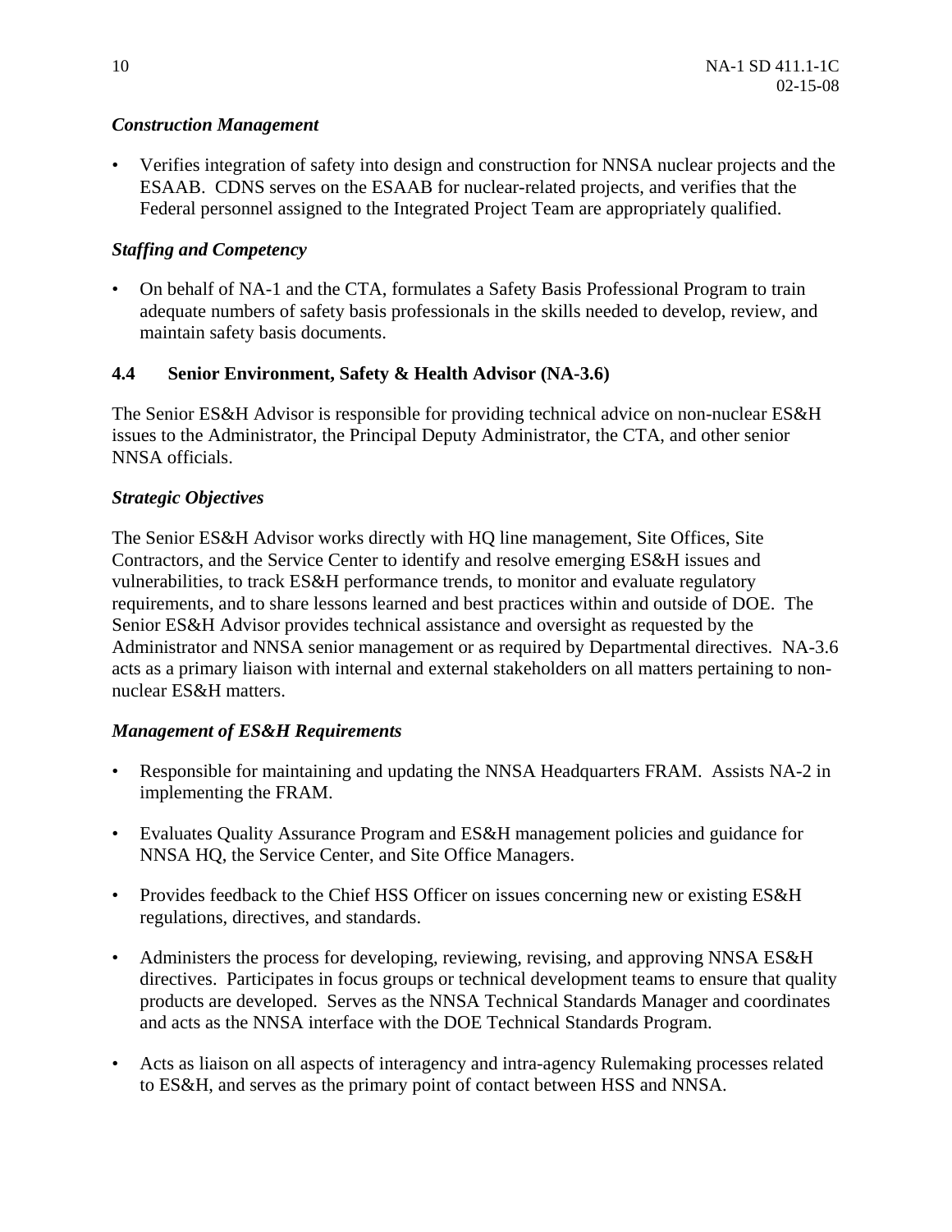*Construction Management*

- Verifies integration of safety into design and construction for NNSA nuclear projects and the ESAAB. CDNS serves on the ESAAB for nuclear-related projects, and verifies that the Federal personnel assigned to the Integrated Project Team are appropriately qualified.

*Staffing and Competency*

- On behalf of NA-1 and the CTA, formulates a Safety Basis Professional Program to train adequate numbers of safety basis professionals in the skills needed to develop, review, and maintain safety basis documents.

### 4.4 Senior Environment, Safety & Health Advisor (NA-3.6)

The Senior ES&H Advisor is responsible for providing technical advice on non-nuclear ES&H issues to the Administrator, the Principal Deputy Administrator, the CTA, and other senior NNSA officials.

*Strategic Objectives*

The Senior ES&H Advisor works directly with HQ line management, Site Offices, Site Contractors, and the Service Center to identify and resolve emerging ES&H issues and vulnerabilities, to track ES&H performance trends, to monitor and evaluate regulatory requirements, and to share lessons learned and best practices within and outside of DOE. The Senior ES&H Advisor provides technical assistance and oversight as requested by the Administrator and NNSA senior management or as required by Departmental directives. NA-3.6 acts as a primary liaison with internal and external stakeholders on all matters pertaining to non-nuclear ES&H matters.

*Management of ES&H Requirements*

- Responsible for maintaining and updating the NNSA Headquarters FRAM. Assists NA-2 in implementing the FRAM.

- Evaluates Quality Assurance Program and ES&H management policies and guidance for NNSA HQ, the Service Center, and Site Office Managers.

- Provides feedback to the Chief HSS Officer on issues concerning new or existing ES&H regulations, directives, and standards.

- Administers the process for developing, reviewing, revising, and approving NNSA ES&H directives. Participates in focus groups or technical development teams to ensure that quality products are developed. Serves as the NNSA Technical Standards Manager and coordinates and acts as the NNSA interface with the DOE Technical Standards Program.

- Acts as liaison on all aspects of interagency and intra-agency Rulemaking processes related to ES&H, and serves as the primary point of contact between HSS and NNSA.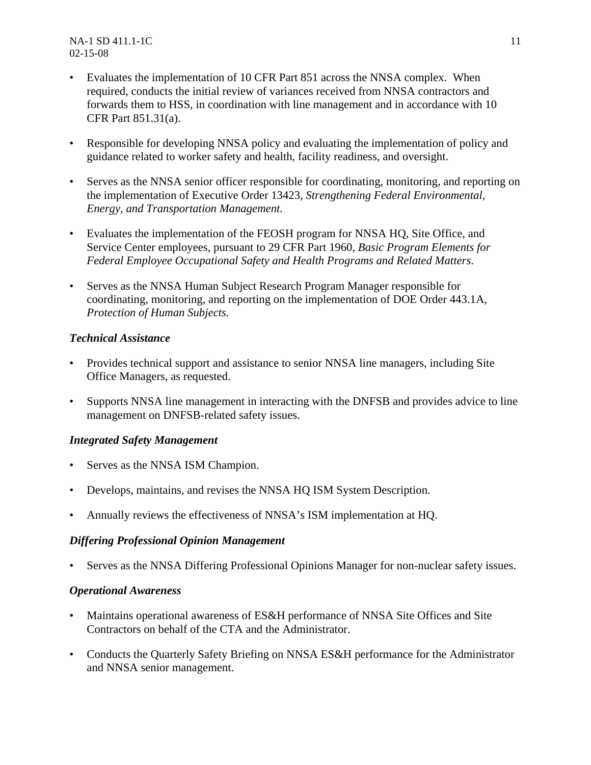- Evaluates the implementation of 10 CFR Part 851 across the NNSA complex. When required, conducts the initial review of variances received from NNSA contractors and forwards them to HSS, in coordination with line management and in accordance with 10 CFR Part 851.31(a).

- Responsible for developing NNSA policy and evaluating the implementation of policy and guidance related to worker safety and health, facility readiness, and oversight.

- Serves as the NNSA senior officer responsible for coordinating, monitoring, and reporting on the implementation of Executive Order 13423, *Strengthening Federal Environmental, Energy, and Transportation Management.*

- Evaluates the implementation of the FEOSH program for NNSA HQ, Site Office, and Service Center employees, pursuant to 29 CFR Part 1960, *Basic Program Elements for Federal Employee Occupational Safety and Health Programs and Related Matters*.

- Serves as the NNSA Human Subject Research Program Manager responsible for coordinating, monitoring, and reporting on the implementation of DOE Order 443.1A, *Protection of Human Subjects.*

***Technical Assistance***

- Provides technical support and assistance to senior NNSA line managers, including Site Office Managers, as requested.

- Supports NNSA line management in interacting with the DNFSB and provides advice to line management on DNFSB-related safety issues.

***Integrated Safety Management***

- Serves as the NNSA ISM Champion.

- Develops, maintains, and revises the NNSA HQ ISM System Description.

- Annually reviews the effectiveness of NNSA's ISM implementation at HQ.

***Differing Professional Opinion Management***

- Serves as the NNSA Differing Professional Opinions Manager for non-nuclear safety issues.

***Operational Awareness***

- Maintains operational awareness of ES&H performance of NNSA Site Offices and Site Contractors on behalf of the CTA and the Administrator.

- Conducts the Quarterly Safety Briefing on NNSA ES&H performance for the Administrator and NNSA senior management.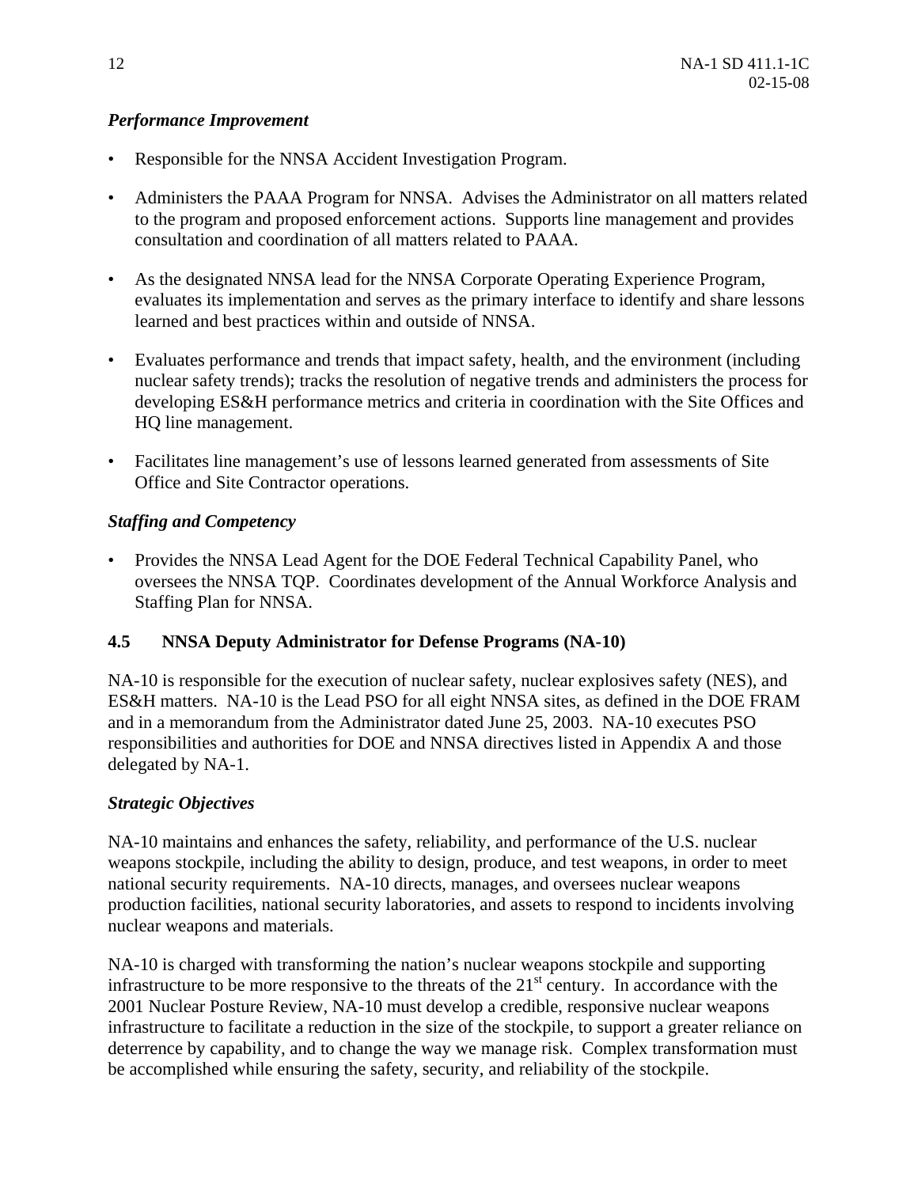*Performance Improvement*

- Responsible for the NNSA Accident Investigation Program.
- Administers the PAAA Program for NNSA. Advises the Administrator on all matters related to the program and proposed enforcement actions. Supports line management and provides consultation and coordination of all matters related to PAAA.
- As the designated NNSA lead for the NNSA Corporate Operating Experience Program, evaluates its implementation and serves as the primary interface to identify and share lessons learned and best practices within and outside of NNSA.
- Evaluates performance and trends that impact safety, health, and the environment (including nuclear safety trends); tracks the resolution of negative trends and administers the process for developing ES&H performance metrics and criteria in coordination with the Site Offices and HQ line management.
- Facilitates line management's use of lessons learned generated from assessments of Site Office and Site Contractor operations.

*Staffing and Competency*

- Provides the NNSA Lead Agent for the DOE Federal Technical Capability Panel, who oversees the NNSA TQP. Coordinates development of the Annual Workforce Analysis and Staffing Plan for NNSA.

**4.5 NNSA Deputy Administrator for Defense Programs (NA-10)**

NA-10 is responsible for the execution of nuclear safety, nuclear explosives safety (NES), and ES&H matters. NA-10 is the Lead PSO for all eight NNSA sites, as defined in the DOE FRAM and in a memorandum from the Administrator dated June 25, 2003. NA-10 executes PSO responsibilities and authorities for DOE and NNSA directives listed in Appendix A and those delegated by NA-1.

*Strategic Objectives*

NA-10 maintains and enhances the safety, reliability, and performance of the U.S. nuclear weapons stockpile, including the ability to design, produce, and test weapons, in order to meet national security requirements. NA-10 directs, manages, and oversees nuclear weapons production facilities, national security laboratories, and assets to respond to incidents involving nuclear weapons and materials.

NA-10 is charged with transforming the nation's nuclear weapons stockpile and supporting infrastructure to be more responsive to the threats of the 21st century. In accordance with the 2001 Nuclear Posture Review, NA-10 must develop a credible, responsive nuclear weapons infrastructure to facilitate a reduction in the size of the stockpile, to support a greater reliance on deterrence by capability, and to change the way we manage risk. Complex transformation must be accomplished while ensuring the safety, security, and reliability of the stockpile.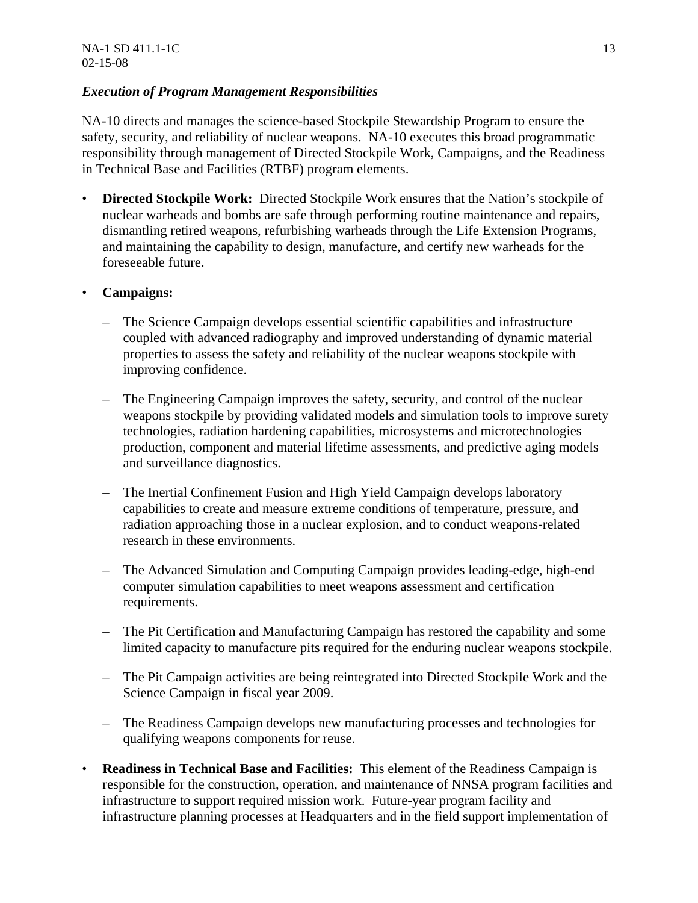*Execution of Program Management Responsibilities*

NA-10 directs and manages the science-based Stockpile Stewardship Program to ensure the safety, security, and reliability of nuclear weapons. NA-10 executes this broad programmatic responsibility through management of Directed Stockpile Work, Campaigns, and the Readiness in Technical Base and Facilities (RTBF) program elements.

- **Directed Stockpile Work:** Directed Stockpile Work ensures that the Nation's stockpile of nuclear warheads and bombs are safe through performing routine maintenance and repairs, dismantling retired weapons, refurbishing warheads through the Life Extension Programs, and maintaining the capability to design, manufacture, and certify new warheads for the foreseeable future.

- **Campaigns:**

  - The Science Campaign develops essential scientific capabilities and infrastructure coupled with advanced radiography and improved understanding of dynamic material properties to assess the safety and reliability of the nuclear weapons stockpile with improving confidence.

  - The Engineering Campaign improves the safety, security, and control of the nuclear weapons stockpile by providing validated models and simulation tools to improve surety technologies, radiation hardening capabilities, microsystems and microtechnologies production, component and material lifetime assessments, and predictive aging models and surveillance diagnostics.

  - The Inertial Confinement Fusion and High Yield Campaign develops laboratory capabilities to create and measure extreme conditions of temperature, pressure, and radiation approaching those in a nuclear explosion, and to conduct weapons-related research in these environments.

  - The Advanced Simulation and Computing Campaign provides leading-edge, high-end computer simulation capabilities to meet weapons assessment and certification requirements.

  - The Pit Certification and Manufacturing Campaign has restored the capability and some limited capacity to manufacture pits required for the enduring nuclear weapons stockpile.

  - The Pit Campaign activities are being reintegrated into Directed Stockpile Work and the Science Campaign in fiscal year 2009.

  - The Readiness Campaign develops new manufacturing processes and technologies for qualifying weapons components for reuse.

- **Readiness in Technical Base and Facilities:** This element of the Readiness Campaign is responsible for the construction, operation, and maintenance of NNSA program facilities and infrastructure to support required mission work. Future-year program facility and infrastructure planning processes at Headquarters and in the field support implementation of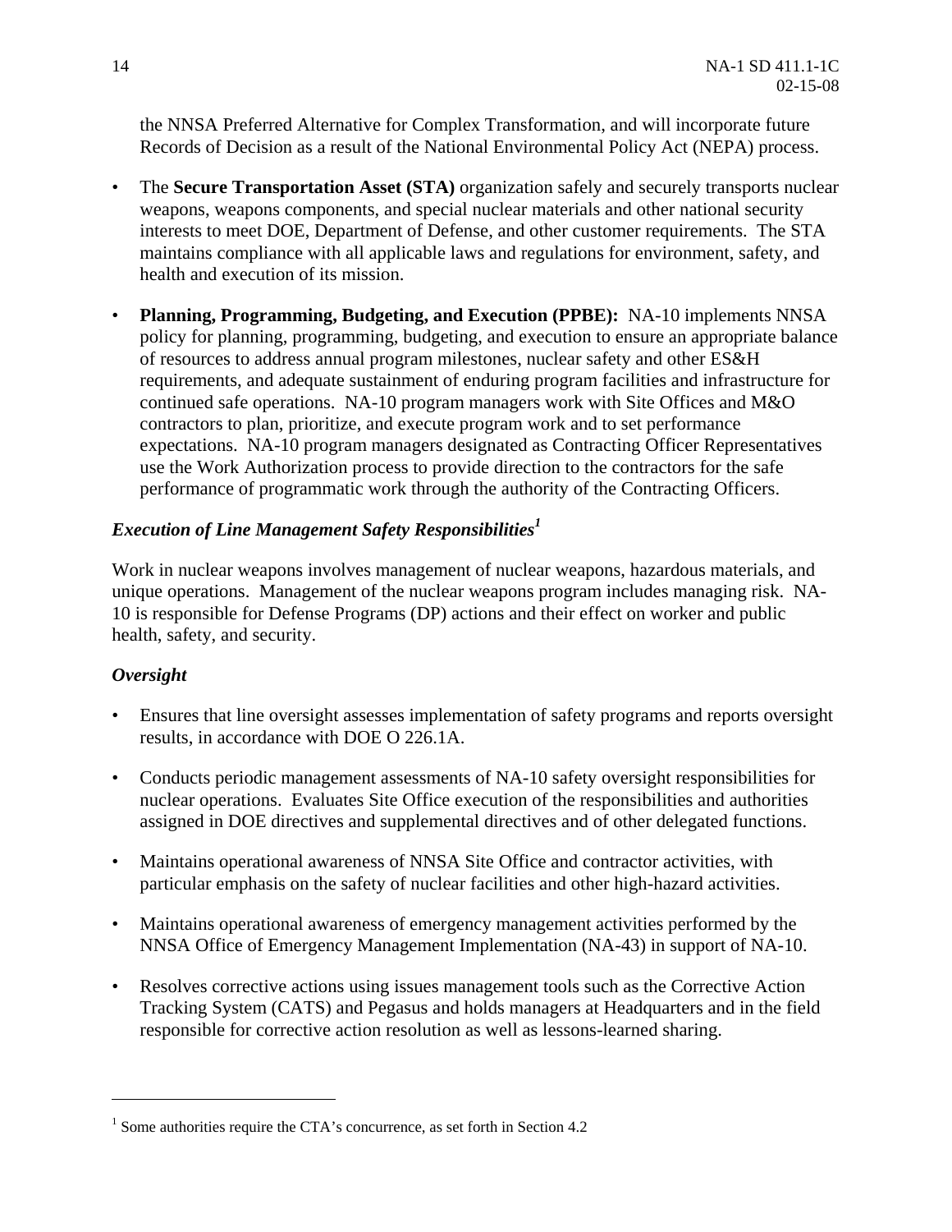the NNSA Preferred Alternative for Complex Transformation, and will incorporate future Records of Decision as a result of the National Environmental Policy Act (NEPA) process.

- The **Secure Transportation Asset (STA)** organization safely and securely transports nuclear weapons, weapons components, and special nuclear materials and other national security interests to meet DOE, Department of Defense, and other customer requirements. The STA maintains compliance with all applicable laws and regulations for environment, safety, and health and execution of its mission.

- **Planning, Programming, Budgeting, and Execution (PPBE):** NA-10 implements NNSA policy for planning, programming, budgeting, and execution to ensure an appropriate balance of resources to address annual program milestones, nuclear safety and other ES&H requirements, and adequate sustainment of enduring program facilities and infrastructure for continued safe operations. NA-10 program managers work with Site Offices and M&O contractors to plan, prioritize, and execute program work and to set performance expectations. NA-10 program managers designated as Contracting Officer Representatives use the Work Authorization process to provide direction to the contractors for the safe performance of programmatic work through the authority of the Contracting Officers.

### *Execution of Line Management Safety Responsibilities*[1]

Work in nuclear weapons involves management of nuclear weapons, hazardous materials, and unique operations. Management of the nuclear weapons program includes managing risk. NA-10 is responsible for Defense Programs (DP) actions and their effect on worker and public health, safety, and security.

### *Oversight*

- Ensures that line oversight assesses implementation of safety programs and reports oversight results, in accordance with DOE O 226.1A.

- Conducts periodic management assessments of NA-10 safety oversight responsibilities for nuclear operations. Evaluates Site Office execution of the responsibilities and authorities assigned in DOE directives and supplemental directives and of other delegated functions.

- Maintains operational awareness of NNSA Site Office and contractor activities, with particular emphasis on the safety of nuclear facilities and other high-hazard activities.

- Maintains operational awareness of emergency management activities performed by the NNSA Office of Emergency Management Implementation (NA-43) in support of NA-10.

- Resolves corrective actions using issues management tools such as the Corrective Action Tracking System (CATS) and Pegasus and holds managers at Headquarters and in the field responsible for corrective action resolution as well as lessons-learned sharing.

---

[1] Some authorities require the CTA's concurrence, as set forth in Section 4.2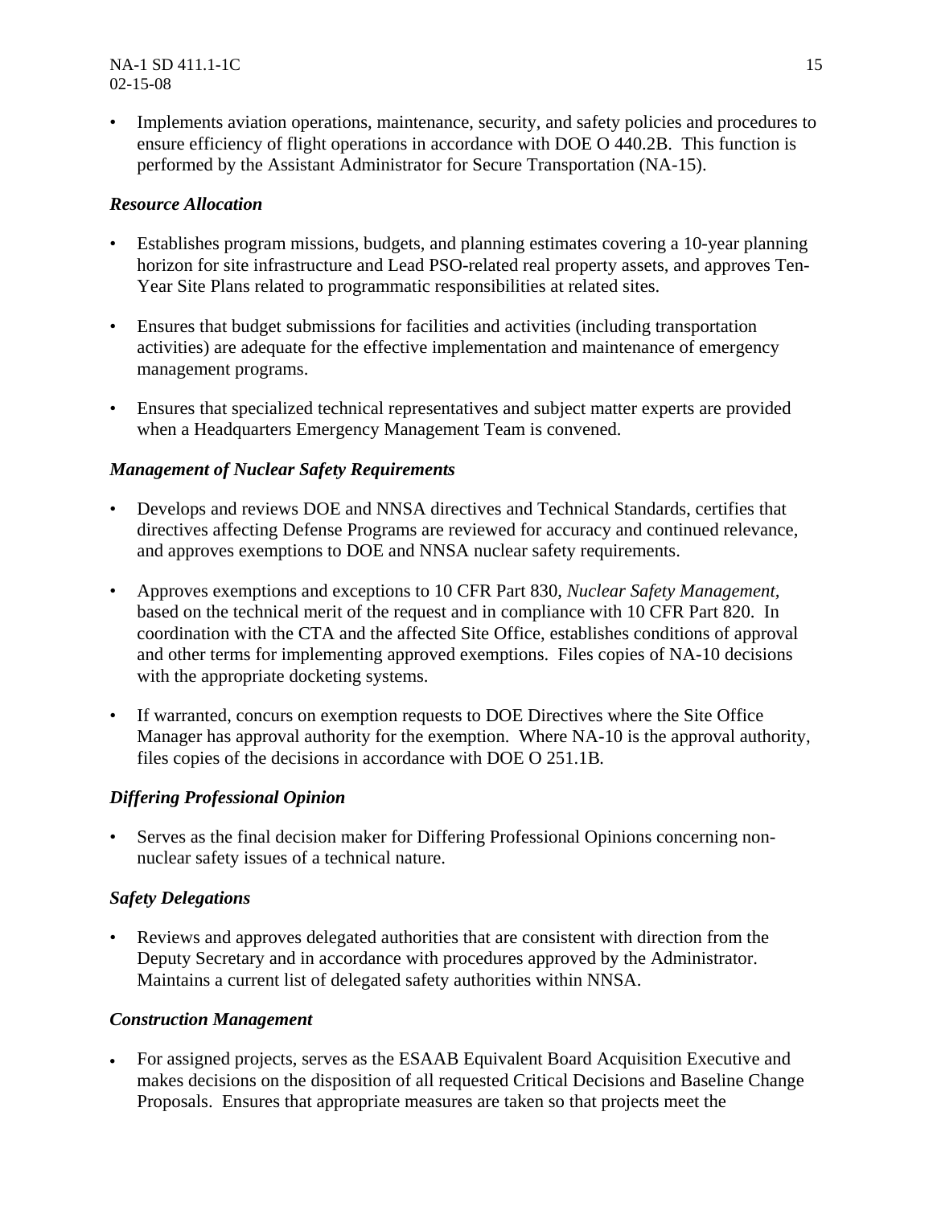- Implements aviation operations, maintenance, security, and safety policies and procedures to ensure efficiency of flight operations in accordance with DOE O 440.2B. This function is performed by the Assistant Administrator for Secure Transportation (NA-15).

***Resource Allocation***

- Establishes program missions, budgets, and planning estimates covering a 10-year planning horizon for site infrastructure and Lead PSO-related real property assets, and approves Ten-Year Site Plans related to programmatic responsibilities at related sites.

- Ensures that budget submissions for facilities and activities (including transportation activities) are adequate for the effective implementation and maintenance of emergency management programs.

- Ensures that specialized technical representatives and subject matter experts are provided when a Headquarters Emergency Management Team is convened.

***Management of Nuclear Safety Requirements***

- Develops and reviews DOE and NNSA directives and Technical Standards, certifies that directives affecting Defense Programs are reviewed for accuracy and continued relevance, and approves exemptions to DOE and NNSA nuclear safety requirements.

- Approves exemptions and exceptions to 10 CFR Part 830, *Nuclear Safety Management*, based on the technical merit of the request and in compliance with 10 CFR Part 820. In coordination with the CTA and the affected Site Office, establishes conditions of approval and other terms for implementing approved exemptions. Files copies of NA-10 decisions with the appropriate docketing systems.

- If warranted, concurs on exemption requests to DOE Directives where the Site Office Manager has approval authority for the exemption. Where NA-10 is the approval authority, files copies of the decisions in accordance with DOE O 251.1B.

***Differing Professional Opinion***

- Serves as the final decision maker for Differing Professional Opinions concerning non-nuclear safety issues of a technical nature.

***Safety Delegations***

- Reviews and approves delegated authorities that are consistent with direction from the Deputy Secretary and in accordance with procedures approved by the Administrator. Maintains a current list of delegated safety authorities within NNSA.

***Construction Management***

- For assigned projects, serves as the ESAAB Equivalent Board Acquisition Executive and makes decisions on the disposition of all requested Critical Decisions and Baseline Change Proposals. Ensures that appropriate measures are taken so that projects meet the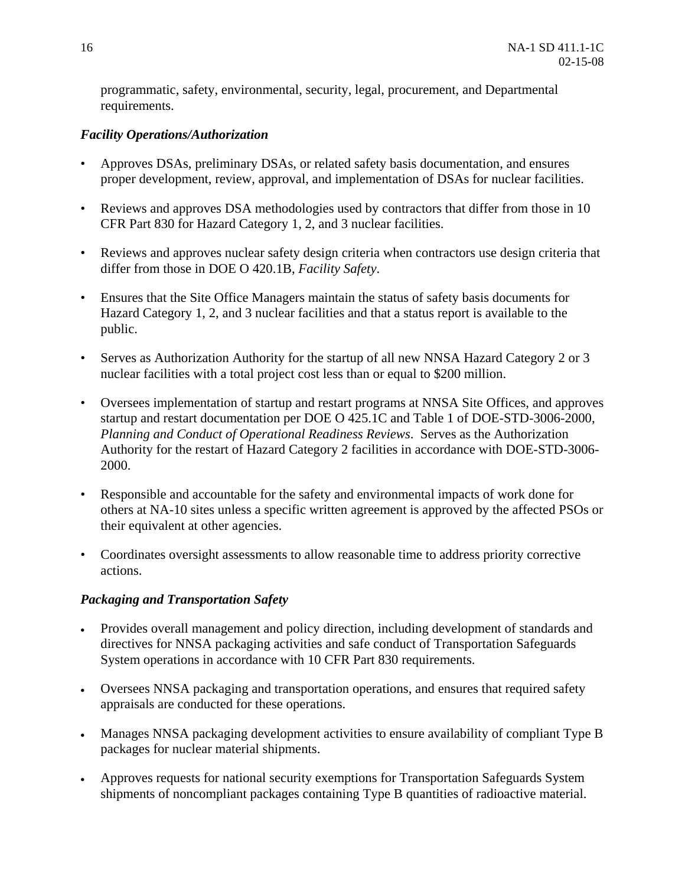programmatic, safety, environmental, security, legal, procurement, and Departmental requirements.

***Facility Operations/Authorization***

- Approves DSAs, preliminary DSAs, or related safety basis documentation, and ensures proper development, review, approval, and implementation of DSAs for nuclear facilities.

- Reviews and approves DSA methodologies used by contractors that differ from those in 10 CFR Part 830 for Hazard Category 1, 2, and 3 nuclear facilities.

- Reviews and approves nuclear safety design criteria when contractors use design criteria that differ from those in DOE O 420.1B, *Facility Safety*.

- Ensures that the Site Office Managers maintain the status of safety basis documents for Hazard Category 1, 2, and 3 nuclear facilities and that a status report is available to the public.

- Serves as Authorization Authority for the startup of all new NNSA Hazard Category 2 or 3 nuclear facilities with a total project cost less than or equal to $200 million.

- Oversees implementation of startup and restart programs at NNSA Site Offices, and approves startup and restart documentation per DOE O 425.1C and Table 1 of DOE-STD-3006-2000, *Planning and Conduct of Operational Readiness Reviews*. Serves as the Authorization Authority for the restart of Hazard Category 2 facilities in accordance with DOE-STD-3006-2000.

- Responsible and accountable for the safety and environmental impacts of work done for others at NA-10 sites unless a specific written agreement is approved by the affected PSOs or their equivalent at other agencies.

- Coordinates oversight assessments to allow reasonable time to address priority corrective actions.

***Packaging and Transportation Safety***

- Provides overall management and policy direction, including development of standards and directives for NNSA packaging activities and safe conduct of Transportation Safeguards System operations in accordance with 10 CFR Part 830 requirements.

- Oversees NNSA packaging and transportation operations, and ensures that required safety appraisals are conducted for these operations.

- Manages NNSA packaging development activities to ensure availability of compliant Type B packages for nuclear material shipments.

- Approves requests for national security exemptions for Transportation Safeguards System shipments of noncompliant packages containing Type B quantities of radioactive material.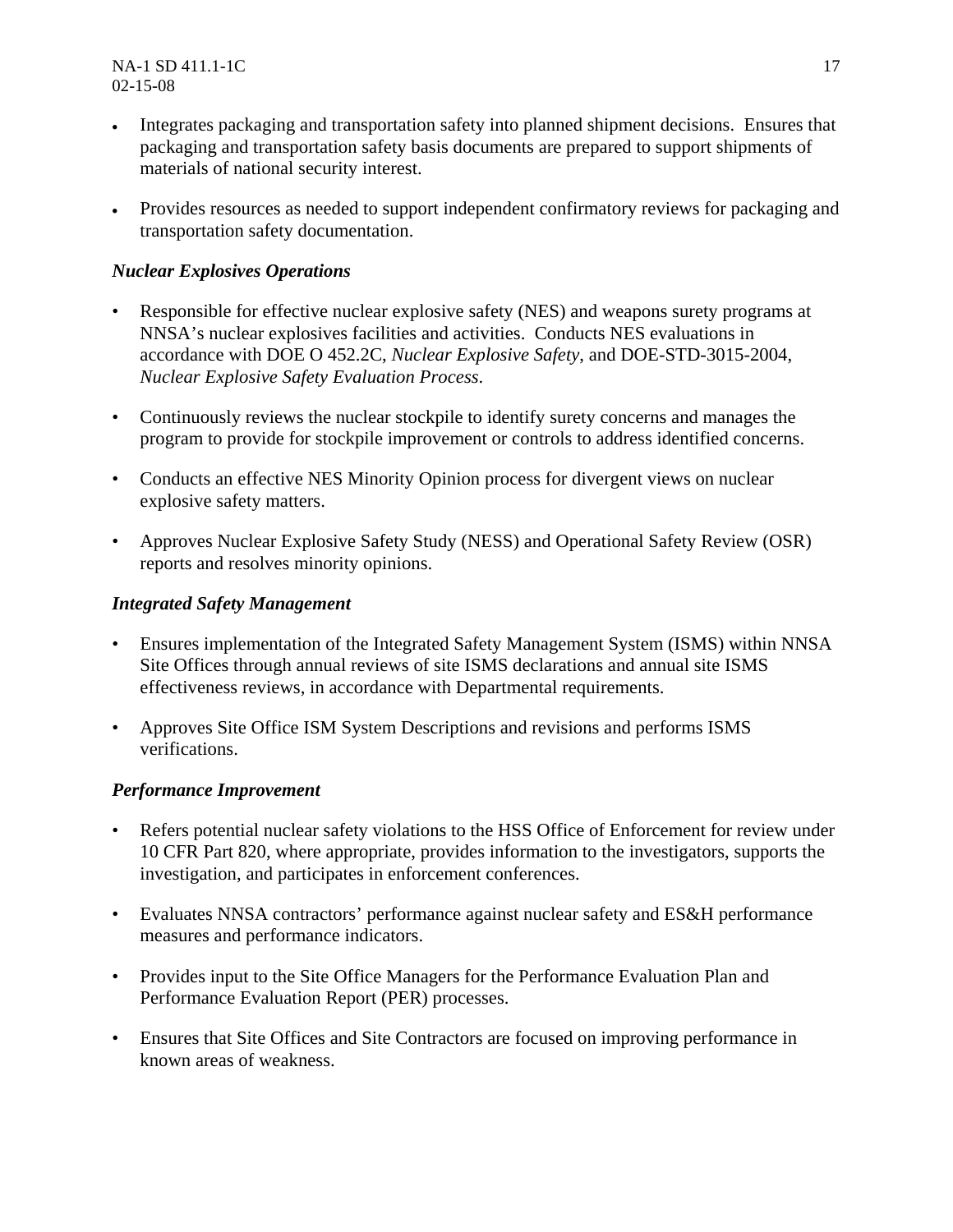- Integrates packaging and transportation safety into planned shipment decisions. Ensures that packaging and transportation safety basis documents are prepared to support shipments of materials of national security interest.

- Provides resources as needed to support independent confirmatory reviews for packaging and transportation safety documentation.

***Nuclear Explosives Operations***

- Responsible for effective nuclear explosive safety (NES) and weapons surety programs at NNSA's nuclear explosives facilities and activities. Conducts NES evaluations in accordance with DOE O 452.2C, *Nuclear Explosive Safety*, and DOE-STD-3015-2004, *Nuclear Explosive Safety Evaluation Process*.

- Continuously reviews the nuclear stockpile to identify surety concerns and manages the program to provide for stockpile improvement or controls to address identified concerns.

- Conducts an effective NES Minority Opinion process for divergent views on nuclear explosive safety matters.

- Approves Nuclear Explosive Safety Study (NESS) and Operational Safety Review (OSR) reports and resolves minority opinions.

***Integrated Safety Management***

- Ensures implementation of the Integrated Safety Management System (ISMS) within NNSA Site Offices through annual reviews of site ISMS declarations and annual site ISMS effectiveness reviews, in accordance with Departmental requirements.

- Approves Site Office ISM System Descriptions and revisions and performs ISMS verifications.

***Performance Improvement***

- Refers potential nuclear safety violations to the HSS Office of Enforcement for review under 10 CFR Part 820, where appropriate, provides information to the investigators, supports the investigation, and participates in enforcement conferences.

- Evaluates NNSA contractors' performance against nuclear safety and ES&H performance measures and performance indicators.

- Provides input to the Site Office Managers for the Performance Evaluation Plan and Performance Evaluation Report (PER) processes.

- Ensures that Site Offices and Site Contractors are focused on improving performance in known areas of weakness.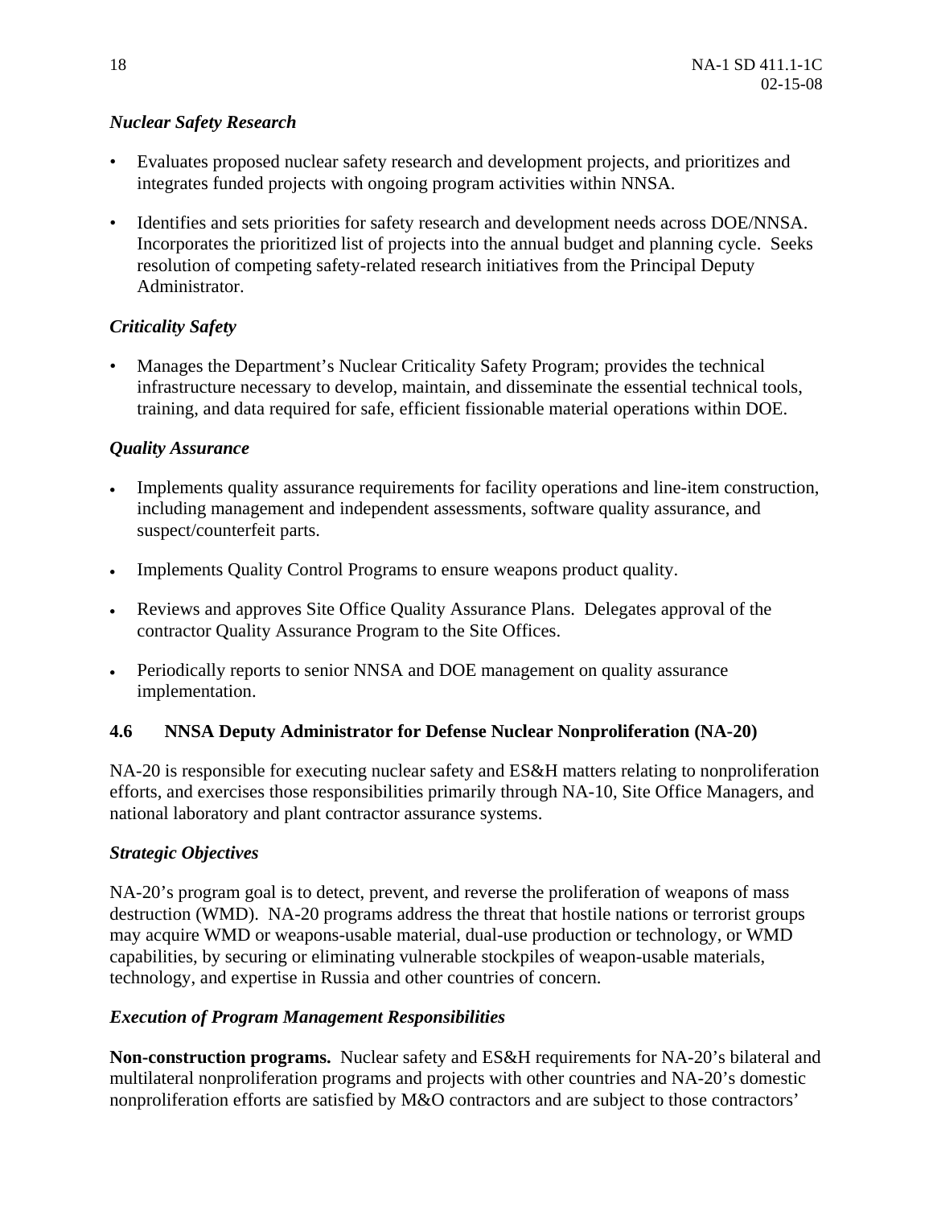*Nuclear Safety Research*

- Evaluates proposed nuclear safety research and development projects, and prioritizes and integrates funded projects with ongoing program activities within NNSA.
- Identifies and sets priorities for safety research and development needs across DOE/NNSA. Incorporates the prioritized list of projects into the annual budget and planning cycle. Seeks resolution of competing safety-related research initiatives from the Principal Deputy Administrator.

*Criticality Safety*

- Manages the Department's Nuclear Criticality Safety Program; provides the technical infrastructure necessary to develop, maintain, and disseminate the essential technical tools, training, and data required for safe, efficient fissionable material operations within DOE.

*Quality Assurance*

- Implements quality assurance requirements for facility operations and line-item construction, including management and independent assessments, software quality assurance, and suspect/counterfeit parts.
- Implements Quality Control Programs to ensure weapons product quality.
- Reviews and approves Site Office Quality Assurance Plans. Delegates approval of the contractor Quality Assurance Program to the Site Offices.
- Periodically reports to senior NNSA and DOE management on quality assurance implementation.

### 4.6 NNSA Deputy Administrator for Defense Nuclear Nonproliferation (NA-20)

NA-20 is responsible for executing nuclear safety and ES&H matters relating to nonproliferation efforts, and exercises those responsibilities primarily through NA-10, Site Office Managers, and national laboratory and plant contractor assurance systems.

*Strategic Objectives*

NA-20's program goal is to detect, prevent, and reverse the proliferation of weapons of mass destruction (WMD). NA-20 programs address the threat that hostile nations or terrorist groups may acquire WMD or weapons-usable material, dual-use production or technology, or WMD capabilities, by securing or eliminating vulnerable stockpiles of weapon-usable materials, technology, and expertise in Russia and other countries of concern.

*Execution of Program Management Responsibilities*

**Non-construction programs.** Nuclear safety and ES&H requirements for NA-20's bilateral and multilateral nonproliferation programs and projects with other countries and NA-20's domestic nonproliferation efforts are satisfied by M&O contractors and are subject to those contractors'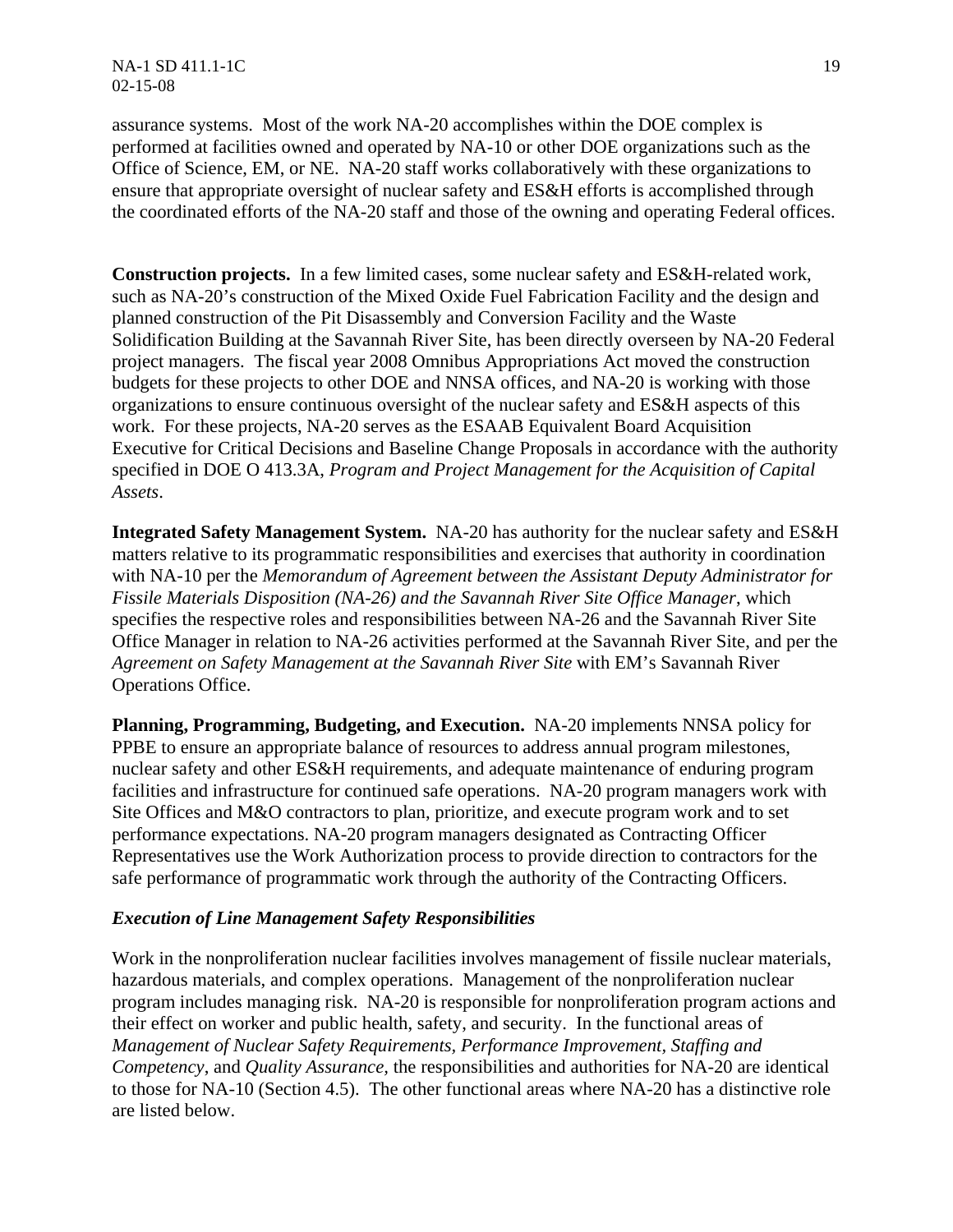assurance systems. Most of the work NA-20 accomplishes within the DOE complex is performed at facilities owned and operated by NA-10 or other DOE organizations such as the Office of Science, EM, or NE. NA-20 staff works collaboratively with these organizations to ensure that appropriate oversight of nuclear safety and ES&H efforts is accomplished through the coordinated efforts of the NA-20 staff and those of the owning and operating Federal offices.

**Construction projects.** In a few limited cases, some nuclear safety and ES&H-related work, such as NA-20's construction of the Mixed Oxide Fuel Fabrication Facility and the design and planned construction of the Pit Disassembly and Conversion Facility and the Waste Solidification Building at the Savannah River Site, has been directly overseen by NA-20 Federal project managers. The fiscal year 2008 Omnibus Appropriations Act moved the construction budgets for these projects to other DOE and NNSA offices, and NA-20 is working with those organizations to ensure continuous oversight of the nuclear safety and ES&H aspects of this work. For these projects, NA-20 serves as the ESAAB Equivalent Board Acquisition Executive for Critical Decisions and Baseline Change Proposals in accordance with the authority specified in DOE O 413.3A, *Program and Project Management for the Acquisition of Capital Assets*.

**Integrated Safety Management System.** NA-20 has authority for the nuclear safety and ES&H matters relative to its programmatic responsibilities and exercises that authority in coordination with NA-10 per the *Memorandum of Agreement between the Assistant Deputy Administrator for Fissile Materials Disposition (NA-26) and the Savannah River Site Office Manager*, which specifies the respective roles and responsibilities between NA-26 and the Savannah River Site Office Manager in relation to NA-26 activities performed at the Savannah River Site, and per the *Agreement on Safety Management at the Savannah River Site* with EM's Savannah River Operations Office.

**Planning, Programming, Budgeting, and Execution.** NA-20 implements NNSA policy for PPBE to ensure an appropriate balance of resources to address annual program milestones, nuclear safety and other ES&H requirements, and adequate maintenance of enduring program facilities and infrastructure for continued safe operations. NA-20 program managers work with Site Offices and M&O contractors to plan, prioritize, and execute program work and to set performance expectations. NA-20 program managers designated as Contracting Officer Representatives use the Work Authorization process to provide direction to contractors for the safe performance of programmatic work through the authority of the Contracting Officers.

***Execution of Line Management Safety Responsibilities***

Work in the nonproliferation nuclear facilities involves management of fissile nuclear materials, hazardous materials, and complex operations. Management of the nonproliferation nuclear program includes managing risk. NA-20 is responsible for nonproliferation program actions and their effect on worker and public health, safety, and security. In the functional areas of *Management of Nuclear Safety Requirements, Performance Improvement, Staffing and Competency*, and *Quality Assurance,* the responsibilities and authorities for NA-20 are identical to those for NA-10 (Section 4.5). The other functional areas where NA-20 has a distinctive role are listed below.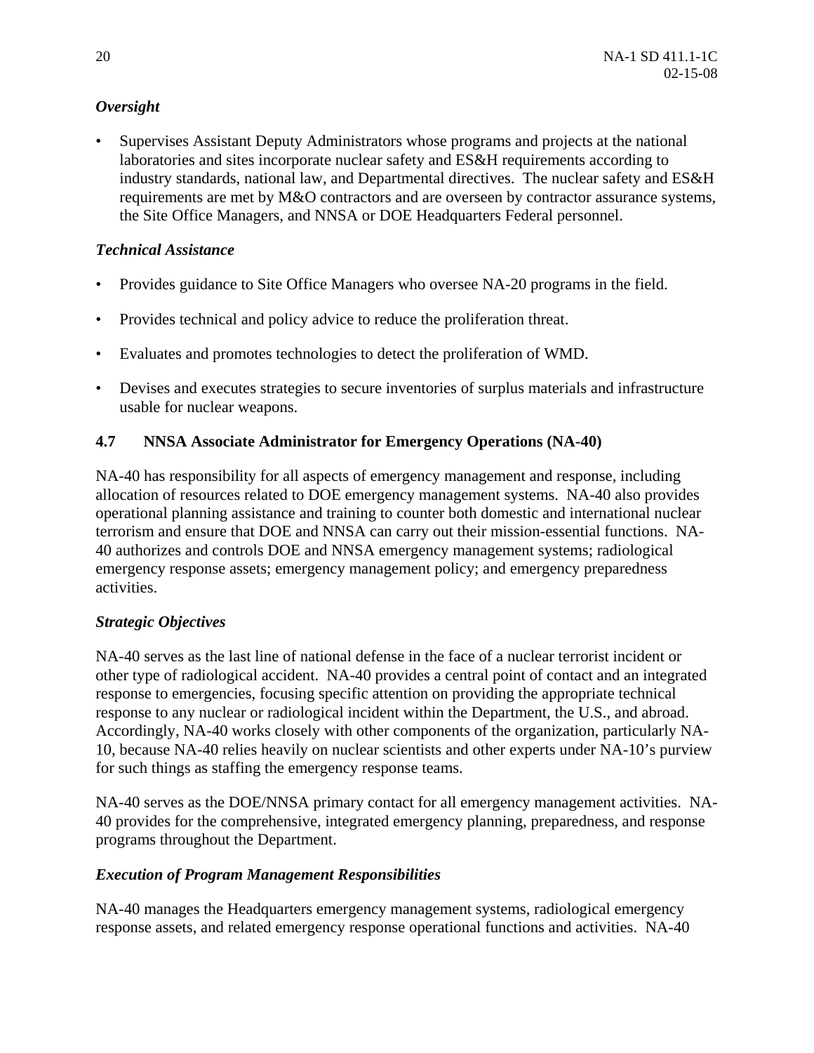*Oversight*

- Supervises Assistant Deputy Administrators whose programs and projects at the national laboratories and sites incorporate nuclear safety and ES&H requirements according to industry standards, national law, and Departmental directives. The nuclear safety and ES&H requirements are met by M&O contractors and are overseen by contractor assurance systems, the Site Office Managers, and NNSA or DOE Headquarters Federal personnel.

*Technical Assistance*

- Provides guidance to Site Office Managers who oversee NA-20 programs in the field.
- Provides technical and policy advice to reduce the proliferation threat.
- Evaluates and promotes technologies to detect the proliferation of WMD.
- Devises and executes strategies to secure inventories of surplus materials and infrastructure usable for nuclear weapons.

### 4.7 NNSA Associate Administrator for Emergency Operations (NA-40)

NA-40 has responsibility for all aspects of emergency management and response, including allocation of resources related to DOE emergency management systems. NA-40 also provides operational planning assistance and training to counter both domestic and international nuclear terrorism and ensure that DOE and NNSA can carry out their mission-essential functions. NA-40 authorizes and controls DOE and NNSA emergency management systems; radiological emergency response assets; emergency management policy; and emergency preparedness activities.

*Strategic Objectives*

NA-40 serves as the last line of national defense in the face of a nuclear terrorist incident or other type of radiological accident. NA-40 provides a central point of contact and an integrated response to emergencies, focusing specific attention on providing the appropriate technical response to any nuclear or radiological incident within the Department, the U.S., and abroad. Accordingly, NA-40 works closely with other components of the organization, particularly NA-10, because NA-40 relies heavily on nuclear scientists and other experts under NA-10's purview for such things as staffing the emergency response teams.

NA-40 serves as the DOE/NNSA primary contact for all emergency management activities. NA-40 provides for the comprehensive, integrated emergency planning, preparedness, and response programs throughout the Department.

*Execution of Program Management Responsibilities*

NA-40 manages the Headquarters emergency management systems, radiological emergency response assets, and related emergency response operational functions and activities. NA-40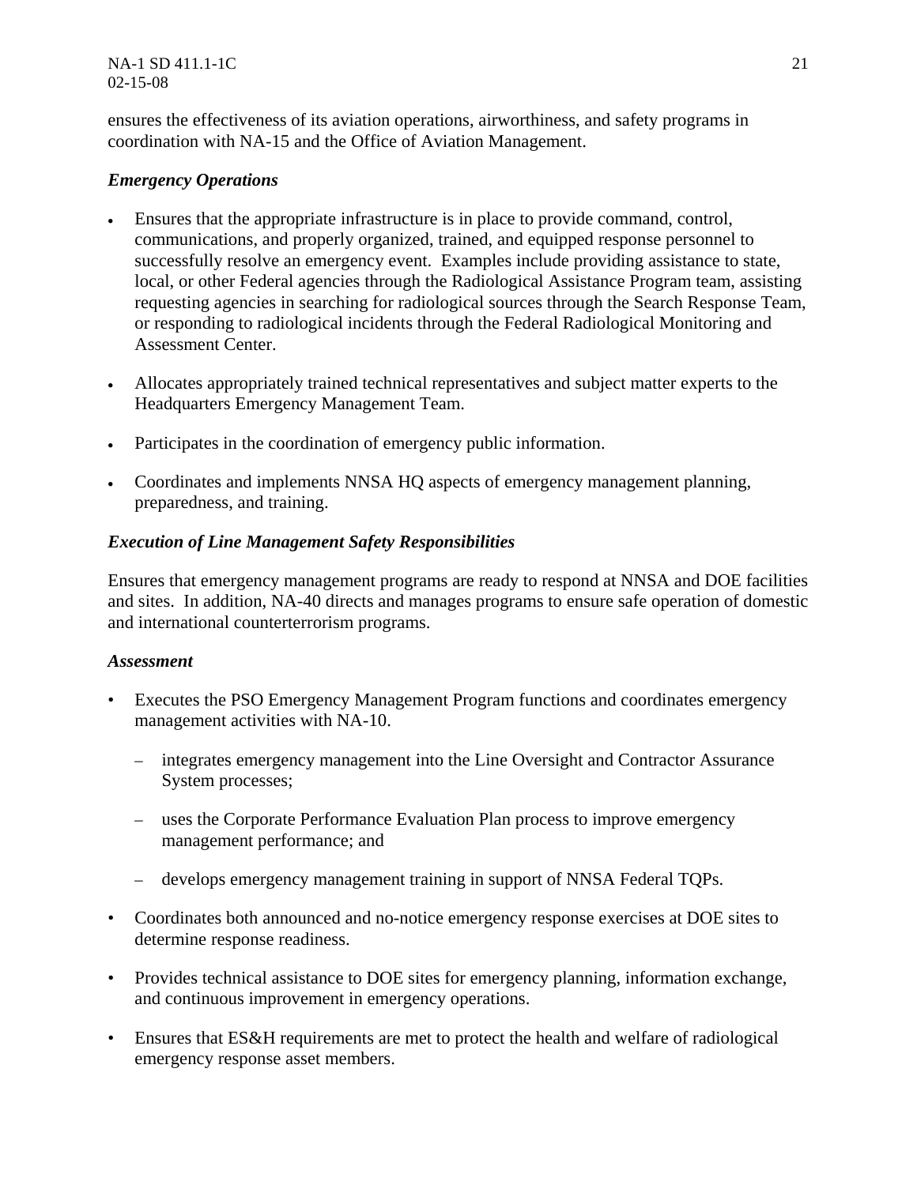ensures the effectiveness of its aviation operations, airworthiness, and safety programs in coordination with NA-15 and the Office of Aviation Management.

*Emergency Operations*

- Ensures that the appropriate infrastructure is in place to provide command, control, communications, and properly organized, trained, and equipped response personnel to successfully resolve an emergency event. Examples include providing assistance to state, local, or other Federal agencies through the Radiological Assistance Program team, assisting requesting agencies in searching for radiological sources through the Search Response Team, or responding to radiological incidents through the Federal Radiological Monitoring and Assessment Center.
- Allocates appropriately trained technical representatives and subject matter experts to the Headquarters Emergency Management Team.
- Participates in the coordination of emergency public information.
- Coordinates and implements NNSA HQ aspects of emergency management planning, preparedness, and training.

*Execution of Line Management Safety Responsibilities*

Ensures that emergency management programs are ready to respond at NNSA and DOE facilities and sites. In addition, NA-40 directs and manages programs to ensure safe operation of domestic and international counterterrorism programs.

*Assessment*

- Executes the PSO Emergency Management Program functions and coordinates emergency management activities with NA-10.
  - integrates emergency management into the Line Oversight and Contractor Assurance System processes;
  - uses the Corporate Performance Evaluation Plan process to improve emergency management performance; and
  - develops emergency management training in support of NNSA Federal TQPs.
- Coordinates both announced and no-notice emergency response exercises at DOE sites to determine response readiness.
- Provides technical assistance to DOE sites for emergency planning, information exchange, and continuous improvement in emergency operations.
- Ensures that ES&H requirements are met to protect the health and welfare of radiological emergency response asset members.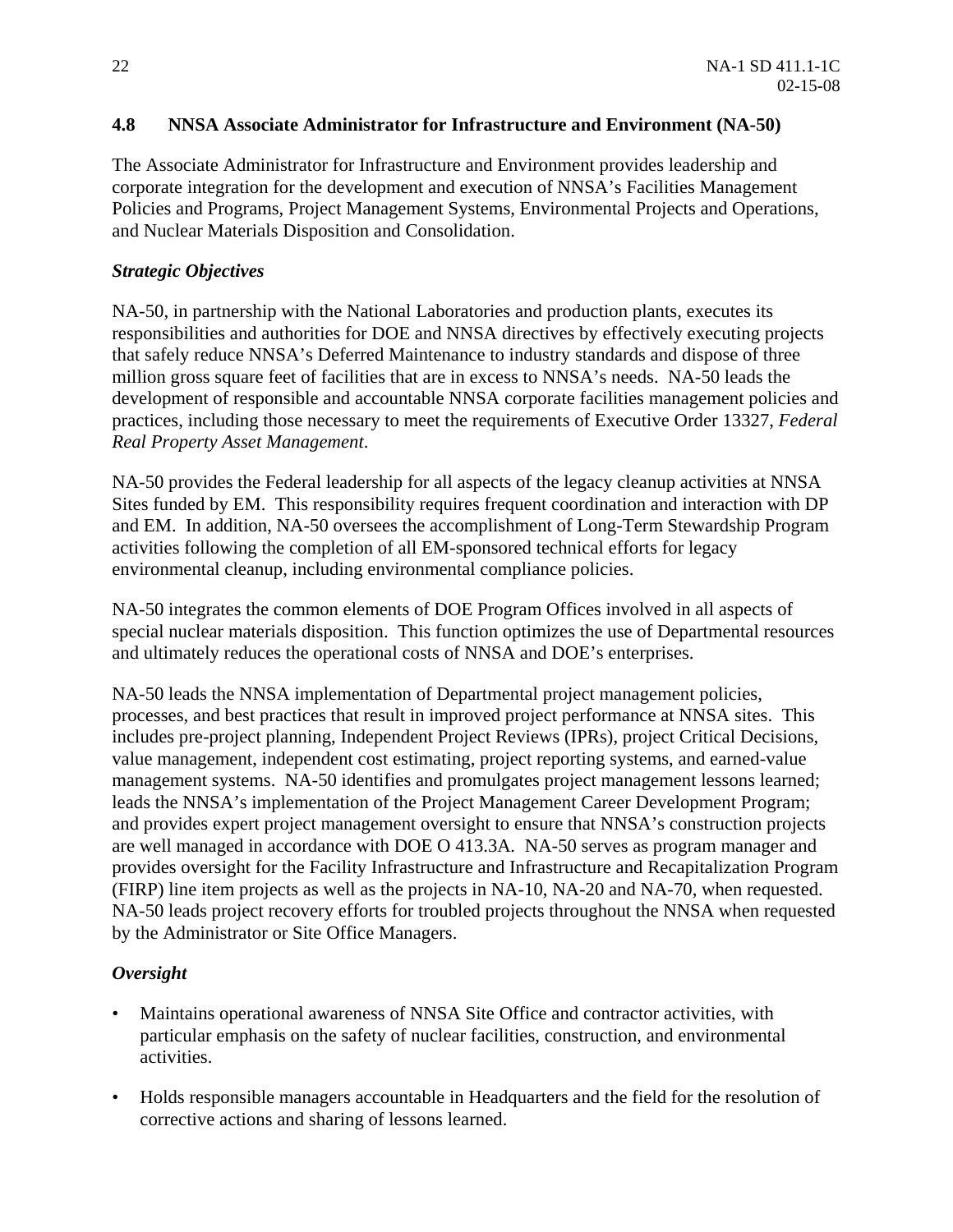## 4.8 NNSA Associate Administrator for Infrastructure and Environment (NA-50)

The Associate Administrator for Infrastructure and Environment provides leadership and corporate integration for the development and execution of NNSA's Facilities Management Policies and Programs, Project Management Systems, Environmental Projects and Operations, and Nuclear Materials Disposition and Consolidation.

### *Strategic Objectives*

NA-50, in partnership with the National Laboratories and production plants, executes its responsibilities and authorities for DOE and NNSA directives by effectively executing projects that safely reduce NNSA's Deferred Maintenance to industry standards and dispose of three million gross square feet of facilities that are in excess to NNSA's needs. NA-50 leads the development of responsible and accountable NNSA corporate facilities management policies and practices, including those necessary to meet the requirements of Executive Order 13327, *Federal Real Property Asset Management*.

NA-50 provides the Federal leadership for all aspects of the legacy cleanup activities at NNSA Sites funded by EM. This responsibility requires frequent coordination and interaction with DP and EM. In addition, NA-50 oversees the accomplishment of Long-Term Stewardship Program activities following the completion of all EM-sponsored technical efforts for legacy environmental cleanup, including environmental compliance policies.

NA-50 integrates the common elements of DOE Program Offices involved in all aspects of special nuclear materials disposition. This function optimizes the use of Departmental resources and ultimately reduces the operational costs of NNSA and DOE's enterprises.

NA-50 leads the NNSA implementation of Departmental project management policies, processes, and best practices that result in improved project performance at NNSA sites. This includes pre-project planning, Independent Project Reviews (IPRs), project Critical Decisions, value management, independent cost estimating, project reporting systems, and earned-value management systems. NA-50 identifies and promulgates project management lessons learned; leads the NNSA's implementation of the Project Management Career Development Program; and provides expert project management oversight to ensure that NNSA's construction projects are well managed in accordance with DOE O 413.3A. NA-50 serves as program manager and provides oversight for the Facility Infrastructure and Infrastructure and Recapitalization Program (FIRP) line item projects as well as the projects in NA-10, NA-20 and NA-70, when requested. NA-50 leads project recovery efforts for troubled projects throughout the NNSA when requested by the Administrator or Site Office Managers.

### *Oversight*

- Maintains operational awareness of NNSA Site Office and contractor activities, with particular emphasis on the safety of nuclear facilities, construction, and environmental activities.
- Holds responsible managers accountable in Headquarters and the field for the resolution of corrective actions and sharing of lessons learned.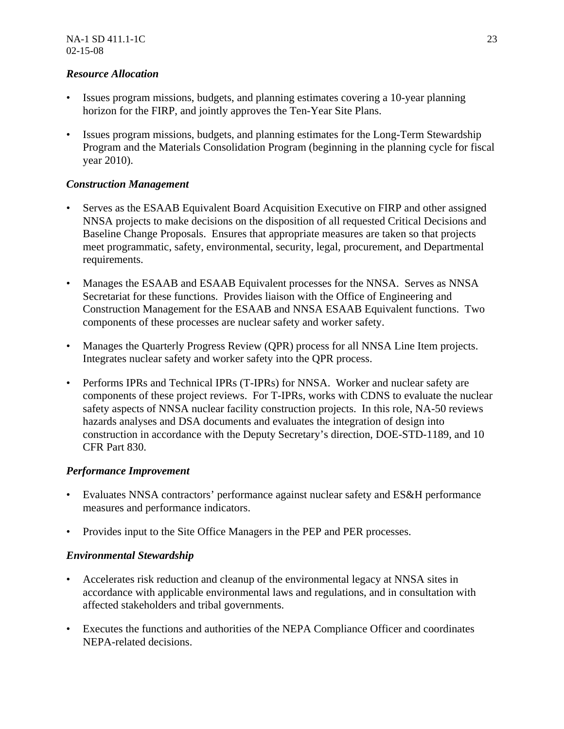*Resource Allocation*

- Issues program missions, budgets, and planning estimates covering a 10-year planning horizon for the FIRP, and jointly approves the Ten-Year Site Plans.
- Issues program missions, budgets, and planning estimates for the Long-Term Stewardship Program and the Materials Consolidation Program (beginning in the planning cycle for fiscal year 2010).

*Construction Management*

- Serves as the ESAAB Equivalent Board Acquisition Executive on FIRP and other assigned NNSA projects to make decisions on the disposition of all requested Critical Decisions and Baseline Change Proposals. Ensures that appropriate measures are taken so that projects meet programmatic, safety, environmental, security, legal, procurement, and Departmental requirements.
- Manages the ESAAB and ESAAB Equivalent processes for the NNSA. Serves as NNSA Secretariat for these functions. Provides liaison with the Office of Engineering and Construction Management for the ESAAB and NNSA ESAAB Equivalent functions. Two components of these processes are nuclear safety and worker safety.
- Manages the Quarterly Progress Review (QPR) process for all NNSA Line Item projects. Integrates nuclear safety and worker safety into the QPR process.
- Performs IPRs and Technical IPRs (T-IPRs) for NNSA. Worker and nuclear safety are components of these project reviews. For T-IPRs, works with CDNS to evaluate the nuclear safety aspects of NNSA nuclear facility construction projects. In this role, NA-50 reviews hazards analyses and DSA documents and evaluates the integration of design into construction in accordance with the Deputy Secretary's direction, DOE-STD-1189, and 10 CFR Part 830.

*Performance Improvement*

- Evaluates NNSA contractors' performance against nuclear safety and ES&H performance measures and performance indicators.
- Provides input to the Site Office Managers in the PEP and PER processes.

*Environmental Stewardship*

- Accelerates risk reduction and cleanup of the environmental legacy at NNSA sites in accordance with applicable environmental laws and regulations, and in consultation with affected stakeholders and tribal governments.
- Executes the functions and authorities of the NEPA Compliance Officer and coordinates NEPA-related decisions.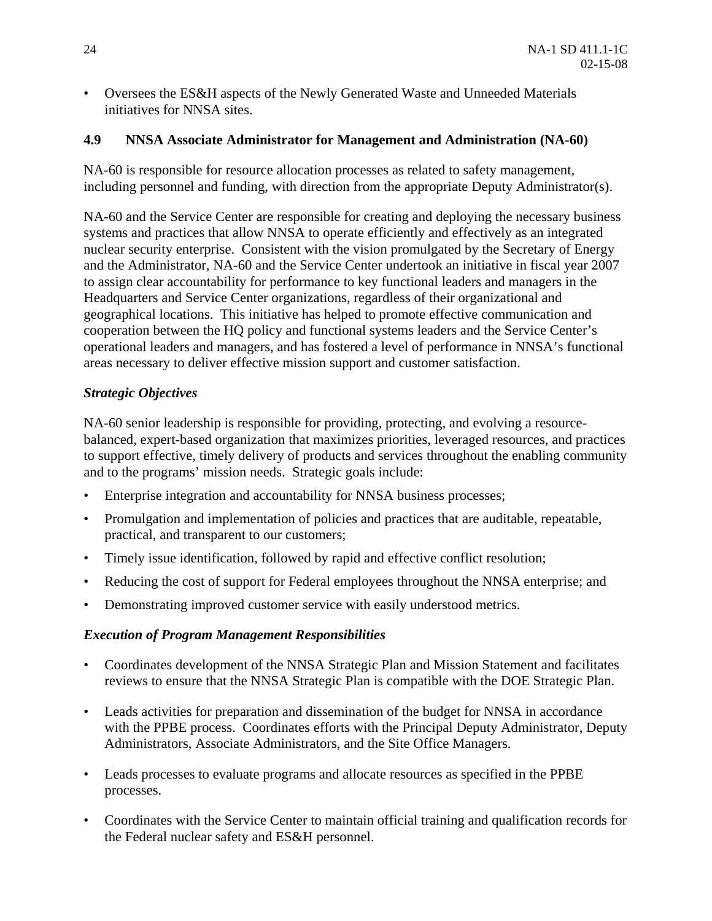- Oversees the ES&H aspects of the Newly Generated Waste and Unneeded Materials initiatives for NNSA sites.

### 4.9 NNSA Associate Administrator for Management and Administration (NA-60)

NA-60 is responsible for resource allocation processes as related to safety management, including personnel and funding, with direction from the appropriate Deputy Administrator(s).

NA-60 and the Service Center are responsible for creating and deploying the necessary business systems and practices that allow NNSA to operate efficiently and effectively as an integrated nuclear security enterprise. Consistent with the vision promulgated by the Secretary of Energy and the Administrator, NA-60 and the Service Center undertook an initiative in fiscal year 2007 to assign clear accountability for performance to key functional leaders and managers in the Headquarters and Service Center organizations, regardless of their organizational and geographical locations. This initiative has helped to promote effective communication and cooperation between the HQ policy and functional systems leaders and the Service Center's operational leaders and managers, and has fostered a level of performance in NNSA's functional areas necessary to deliver effective mission support and customer satisfaction.

***Strategic Objectives***

NA-60 senior leadership is responsible for providing, protecting, and evolving a resource-balanced, expert-based organization that maximizes priorities, leveraged resources, and practices to support effective, timely delivery of products and services throughout the enabling community and to the programs' mission needs. Strategic goals include:

- Enterprise integration and accountability for NNSA business processes;
- Promulgation and implementation of policies and practices that are auditable, repeatable, practical, and transparent to our customers;
- Timely issue identification, followed by rapid and effective conflict resolution;
- Reducing the cost of support for Federal employees throughout the NNSA enterprise; and
- Demonstrating improved customer service with easily understood metrics.

***Execution of Program Management Responsibilities***

- Coordinates development of the NNSA Strategic Plan and Mission Statement and facilitates reviews to ensure that the NNSA Strategic Plan is compatible with the DOE Strategic Plan.
- Leads activities for preparation and dissemination of the budget for NNSA in accordance with the PPBE process. Coordinates efforts with the Principal Deputy Administrator, Deputy Administrators, Associate Administrators, and the Site Office Managers.
- Leads processes to evaluate programs and allocate resources as specified in the PPBE processes.
- Coordinates with the Service Center to maintain official training and qualification records for the Federal nuclear safety and ES&H personnel.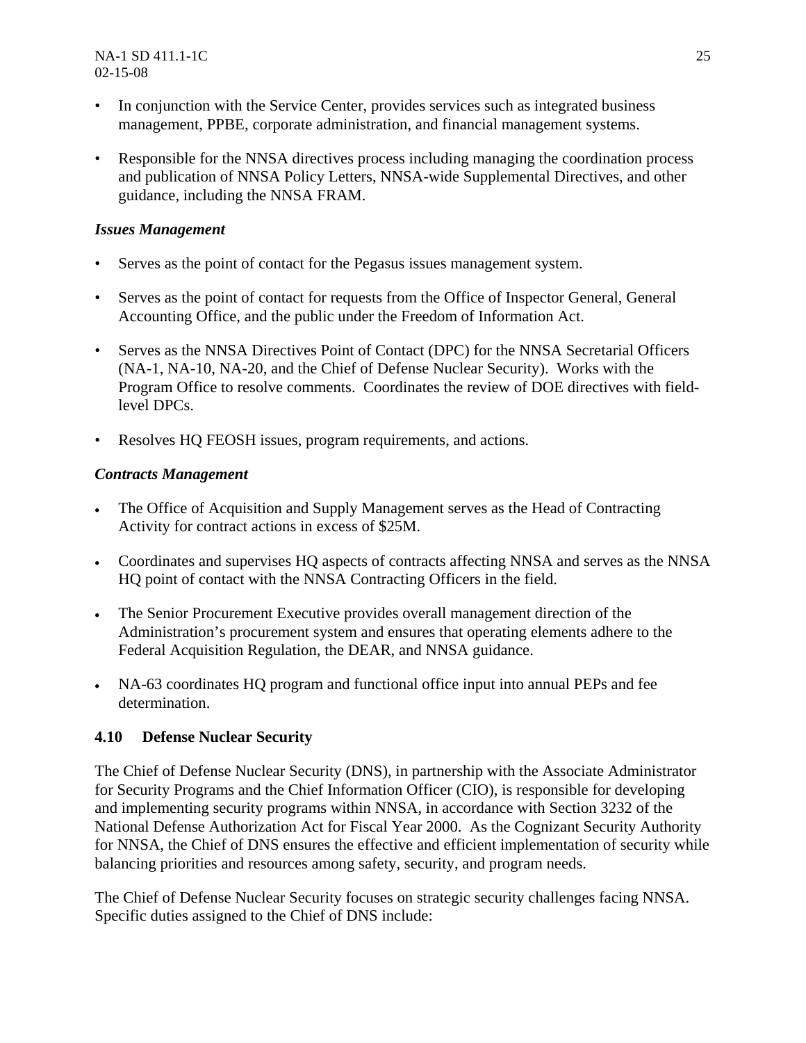- In conjunction with the Service Center, provides services such as integrated business management, PPBE, corporate administration, and financial management systems.
- Responsible for the NNSA directives process including managing the coordination process and publication of NNSA Policy Letters, NNSA-wide Supplemental Directives, and other guidance, including the NNSA FRAM.

***Issues Management***

- Serves as the point of contact for the Pegasus issues management system.
- Serves as the point of contact for requests from the Office of Inspector General, General Accounting Office, and the public under the Freedom of Information Act.
- Serves as the NNSA Directives Point of Contact (DPC) for the NNSA Secretarial Officers (NA-1, NA-10, NA-20, and the Chief of Defense Nuclear Security). Works with the Program Office to resolve comments. Coordinates the review of DOE directives with field-level DPCs.
- Resolves HQ FEOSH issues, program requirements, and actions.

***Contracts Management***

- The Office of Acquisition and Supply Management serves as the Head of Contracting Activity for contract actions in excess of $25M.
- Coordinates and supervises HQ aspects of contracts affecting NNSA and serves as the NNSA HQ point of contact with the NNSA Contracting Officers in the field.
- The Senior Procurement Executive provides overall management direction of the Administration's procurement system and ensures that operating elements adhere to the Federal Acquisition Regulation, the DEAR, and NNSA guidance.
- NA-63 coordinates HQ program and functional office input into annual PEPs and fee determination.

## 4.10 Defense Nuclear Security

The Chief of Defense Nuclear Security (DNS), in partnership with the Associate Administrator for Security Programs and the Chief Information Officer (CIO), is responsible for developing and implementing security programs within NNSA, in accordance with Section 3232 of the National Defense Authorization Act for Fiscal Year 2000. As the Cognizant Security Authority for NNSA, the Chief of DNS ensures the effective and efficient implementation of security while balancing priorities and resources among safety, security, and program needs.

The Chief of Defense Nuclear Security focuses on strategic security challenges facing NNSA. Specific duties assigned to the Chief of DNS include: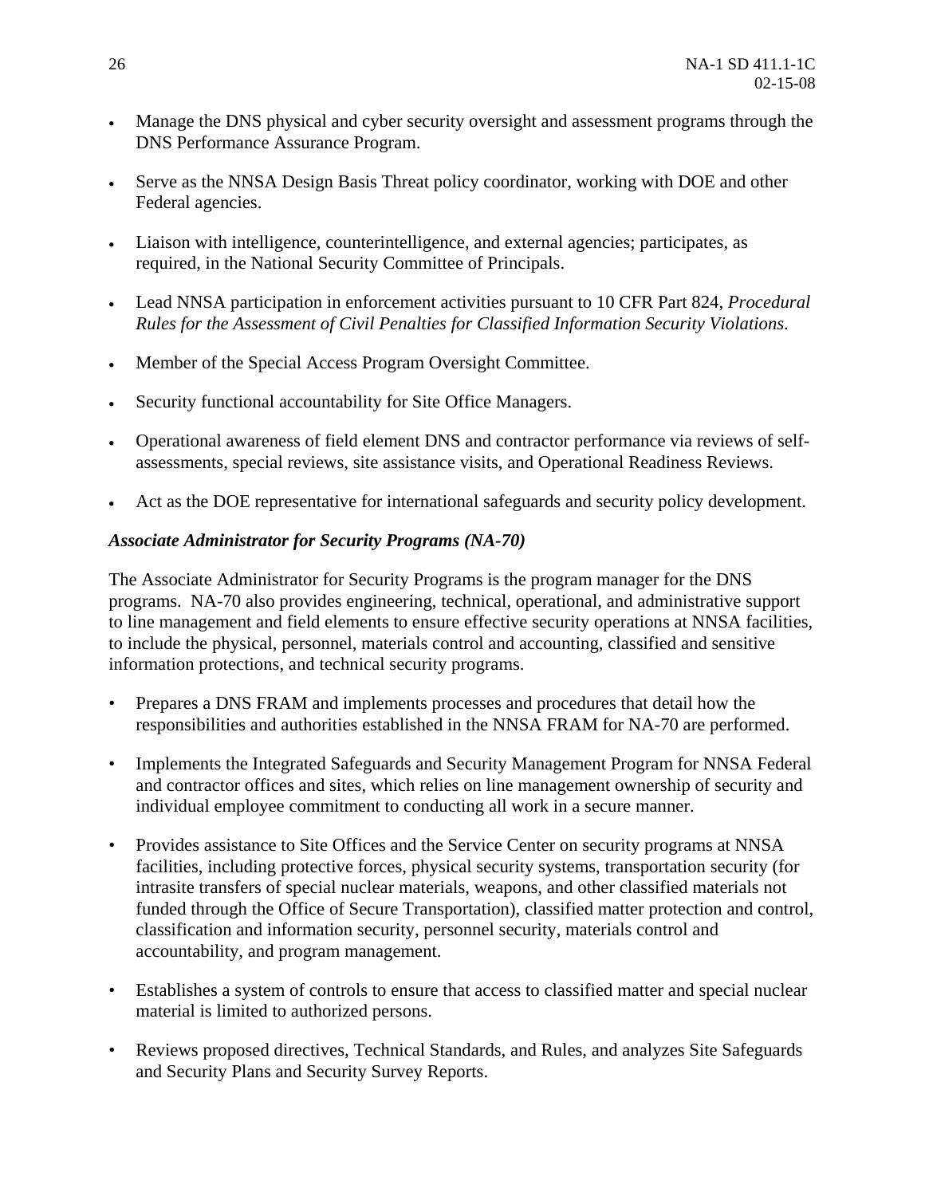- Manage the DNS physical and cyber security oversight and assessment programs through the DNS Performance Assurance Program.

- Serve as the NNSA Design Basis Threat policy coordinator, working with DOE and other Federal agencies.

- Liaison with intelligence, counterintelligence, and external agencies; participates, as required, in the National Security Committee of Principals.

- Lead NNSA participation in enforcement activities pursuant to 10 CFR Part 824, *Procedural Rules for the Assessment of Civil Penalties for Classified Information Security Violations*.

- Member of the Special Access Program Oversight Committee.

- Security functional accountability for Site Office Managers.

- Operational awareness of field element DNS and contractor performance via reviews of self-assessments, special reviews, site assistance visits, and Operational Readiness Reviews.

- Act as the DOE representative for international safeguards and security policy development.

***Associate Administrator for Security Programs (NA-70)***

The Associate Administrator for Security Programs is the program manager for the DNS programs. NA-70 also provides engineering, technical, operational, and administrative support to line management and field elements to ensure effective security operations at NNSA facilities, to include the physical, personnel, materials control and accounting, classified and sensitive information protections, and technical security programs.

- Prepares a DNS FRAM and implements processes and procedures that detail how the responsibilities and authorities established in the NNSA FRAM for NA-70 are performed.

- Implements the Integrated Safeguards and Security Management Program for NNSA Federal and contractor offices and sites, which relies on line management ownership of security and individual employee commitment to conducting all work in a secure manner.

- Provides assistance to Site Offices and the Service Center on security programs at NNSA facilities, including protective forces, physical security systems, transportation security (for intrasite transfers of special nuclear materials, weapons, and other classified materials not funded through the Office of Secure Transportation), classified matter protection and control, classification and information security, personnel security, materials control and accountability, and program management.

- Establishes a system of controls to ensure that access to classified matter and special nuclear material is limited to authorized persons.

- Reviews proposed directives, Technical Standards, and Rules, and analyzes Site Safeguards and Security Plans and Security Survey Reports.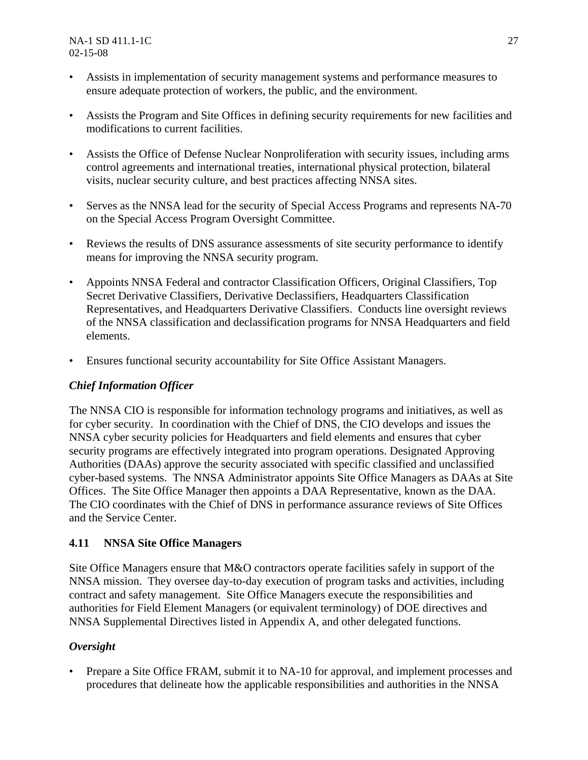- Assists in implementation of security management systems and performance measures to ensure adequate protection of workers, the public, and the environment.

- Assists the Program and Site Offices in defining security requirements for new facilities and modifications to current facilities.

- Assists the Office of Defense Nuclear Nonproliferation with security issues, including arms control agreements and international treaties, international physical protection, bilateral visits, nuclear security culture, and best practices affecting NNSA sites.

- Serves as the NNSA lead for the security of Special Access Programs and represents NA-70 on the Special Access Program Oversight Committee.

- Reviews the results of DNS assurance assessments of site security performance to identify means for improving the NNSA security program.

- Appoints NNSA Federal and contractor Classification Officers, Original Classifiers, Top Secret Derivative Classifiers, Derivative Declassifiers, Headquarters Classification Representatives, and Headquarters Derivative Classifiers. Conducts line oversight reviews of the NNSA classification and declassification programs for NNSA Headquarters and field elements.

- Ensures functional security accountability for Site Office Assistant Managers.

***Chief Information Officer***

The NNSA CIO is responsible for information technology programs and initiatives, as well as for cyber security. In coordination with the Chief of DNS, the CIO develops and issues the NNSA cyber security policies for Headquarters and field elements and ensures that cyber security programs are effectively integrated into program operations. Designated Approving Authorities (DAAs) approve the security associated with specific classified and unclassified cyber-based systems. The NNSA Administrator appoints Site Office Managers as DAAs at Site Offices. The Site Office Manager then appoints a DAA Representative, known as the DAA. The CIO coordinates with the Chief of DNS in performance assurance reviews of Site Offices and the Service Center.

### 4.11 NNSA Site Office Managers

Site Office Managers ensure that M&O contractors operate facilities safely in support of the NNSA mission. They oversee day-to-day execution of program tasks and activities, including contract and safety management. Site Office Managers execute the responsibilities and authorities for Field Element Managers (or equivalent terminology) of DOE directives and NNSA Supplemental Directives listed in Appendix A, and other delegated functions.

***Oversight***

- Prepare a Site Office FRAM, submit it to NA-10 for approval, and implement processes and procedures that delineate how the applicable responsibilities and authorities in the NNSA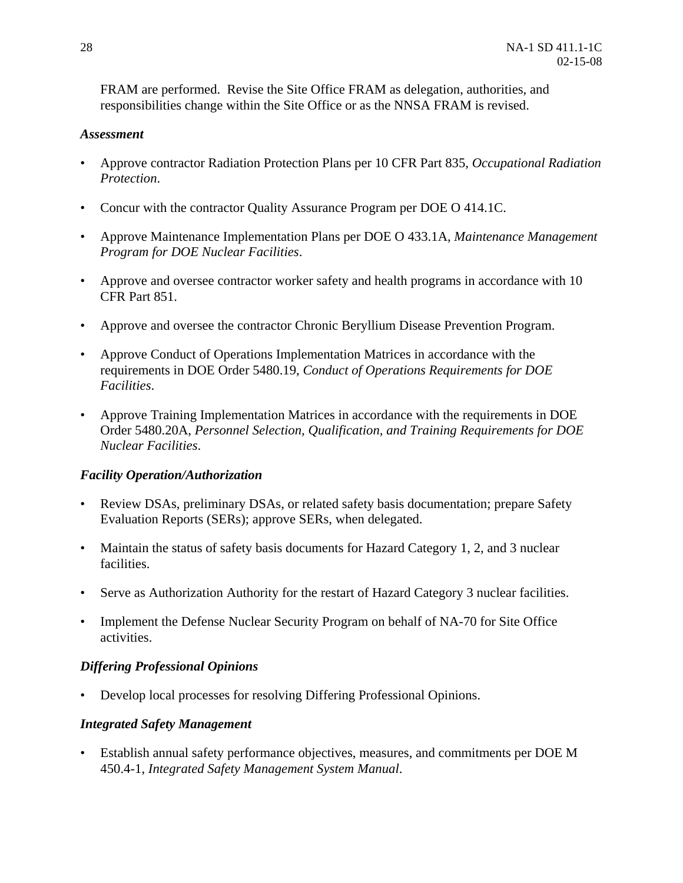FRAM are performed. Revise the Site Office FRAM as delegation, authorities, and responsibilities change within the Site Office or as the NNSA FRAM is revised.

***Assessment***

- Approve contractor Radiation Protection Plans per 10 CFR Part 835, *Occupational Radiation Protection*.
- Concur with the contractor Quality Assurance Program per DOE O 414.1C.
- Approve Maintenance Implementation Plans per DOE O 433.1A, *Maintenance Management Program for DOE Nuclear Facilities*.
- Approve and oversee contractor worker safety and health programs in accordance with 10 CFR Part 851.
- Approve and oversee the contractor Chronic Beryllium Disease Prevention Program.
- Approve Conduct of Operations Implementation Matrices in accordance with the requirements in DOE Order 5480.19, *Conduct of Operations Requirements for DOE Facilities*.
- Approve Training Implementation Matrices in accordance with the requirements in DOE Order 5480.20A, *Personnel Selection, Qualification, and Training Requirements for DOE Nuclear Facilities*.

***Facility Operation/Authorization***

- Review DSAs, preliminary DSAs, or related safety basis documentation; prepare Safety Evaluation Reports (SERs); approve SERs, when delegated.
- Maintain the status of safety basis documents for Hazard Category 1, 2, and 3 nuclear facilities.
- Serve as Authorization Authority for the restart of Hazard Category 3 nuclear facilities.
- Implement the Defense Nuclear Security Program on behalf of NA-70 for Site Office activities.

***Differing Professional Opinions***

- Develop local processes for resolving Differing Professional Opinions.

***Integrated Safety Management***

- Establish annual safety performance objectives, measures, and commitments per DOE M 450.4-1, *Integrated Safety Management System Manual*.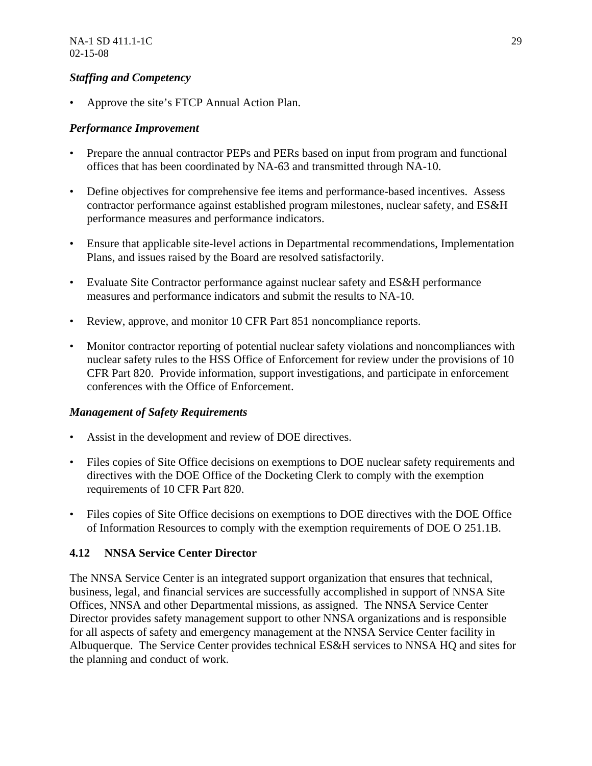*Staffing and Competency*

- Approve the site's FTCP Annual Action Plan.

*Performance Improvement*

- Prepare the annual contractor PEPs and PERs based on input from program and functional offices that has been coordinated by NA-63 and transmitted through NA-10.
- Define objectives for comprehensive fee items and performance-based incentives. Assess contractor performance against established program milestones, nuclear safety, and ES&H performance measures and performance indicators.
- Ensure that applicable site-level actions in Departmental recommendations, Implementation Plans, and issues raised by the Board are resolved satisfactorily.
- Evaluate Site Contractor performance against nuclear safety and ES&H performance measures and performance indicators and submit the results to NA-10.
- Review, approve, and monitor 10 CFR Part 851 noncompliance reports.
- Monitor contractor reporting of potential nuclear safety violations and noncompliances with nuclear safety rules to the HSS Office of Enforcement for review under the provisions of 10 CFR Part 820. Provide information, support investigations, and participate in enforcement conferences with the Office of Enforcement.

*Management of Safety Requirements*

- Assist in the development and review of DOE directives.
- Files copies of Site Office decisions on exemptions to DOE nuclear safety requirements and directives with the DOE Office of the Docketing Clerk to comply with the exemption requirements of 10 CFR Part 820.
- Files copies of Site Office decisions on exemptions to DOE directives with the DOE Office of Information Resources to comply with the exemption requirements of DOE O 251.1B.

### 4.12 NNSA Service Center Director

The NNSA Service Center is an integrated support organization that ensures that technical, business, legal, and financial services are successfully accomplished in support of NNSA Site Offices, NNSA and other Departmental missions, as assigned. The NNSA Service Center Director provides safety management support to other NNSA organizations and is responsible for all aspects of safety and emergency management at the NNSA Service Center facility in Albuquerque. The Service Center provides technical ES&H services to NNSA HQ and sites for the planning and conduct of work.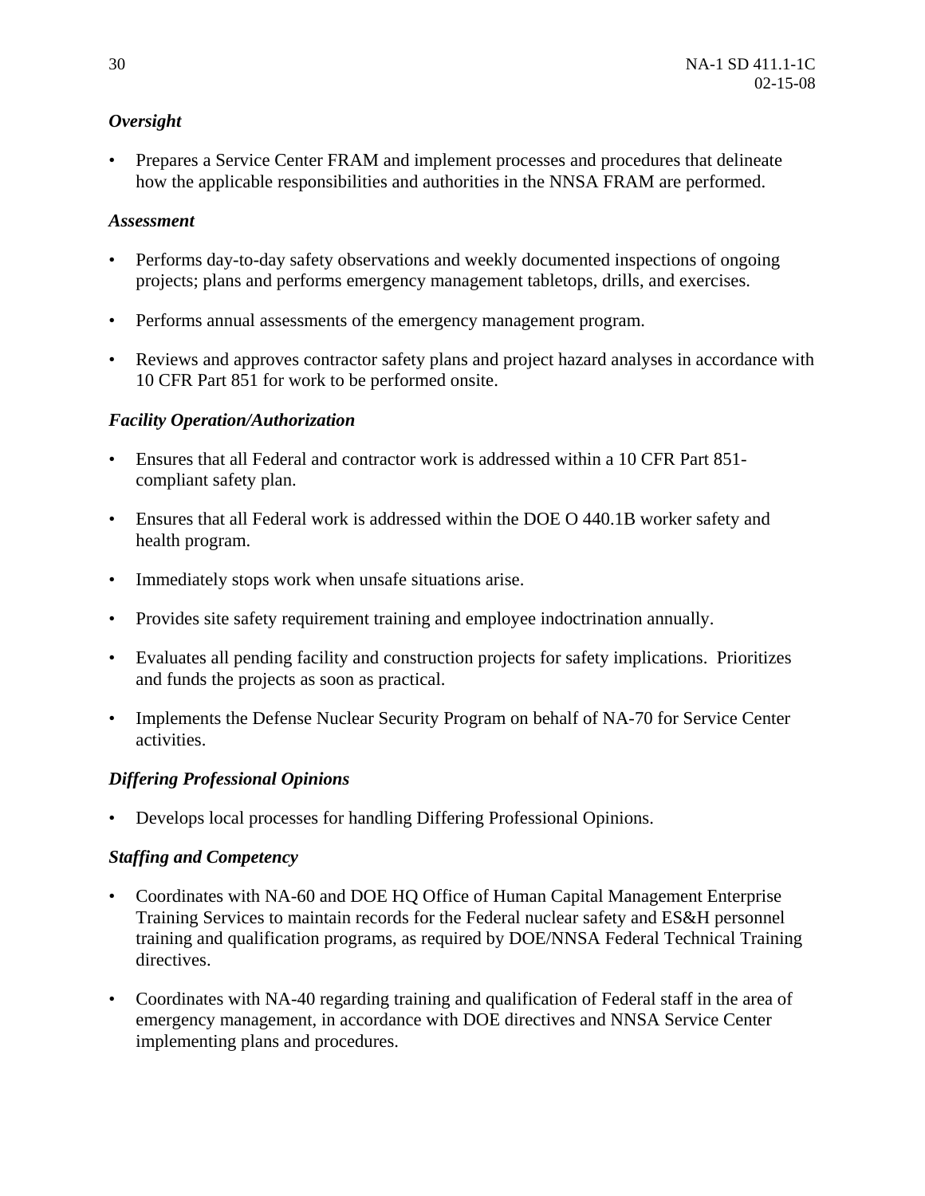*Oversight*

- Prepares a Service Center FRAM and implement processes and procedures that delineate how the applicable responsibilities and authorities in the NNSA FRAM are performed.

*Assessment*

- Performs day-to-day safety observations and weekly documented inspections of ongoing projects; plans and performs emergency management tabletops, drills, and exercises.
- Performs annual assessments of the emergency management program.
- Reviews and approves contractor safety plans and project hazard analyses in accordance with 10 CFR Part 851 for work to be performed onsite.

*Facility Operation/Authorization*

- Ensures that all Federal and contractor work is addressed within a 10 CFR Part 851-compliant safety plan.
- Ensures that all Federal work is addressed within the DOE O 440.1B worker safety and health program.
- Immediately stops work when unsafe situations arise.
- Provides site safety requirement training and employee indoctrination annually.
- Evaluates all pending facility and construction projects for safety implications. Prioritizes and funds the projects as soon as practical.
- Implements the Defense Nuclear Security Program on behalf of NA-70 for Service Center activities.

*Differing Professional Opinions*

- Develops local processes for handling Differing Professional Opinions.

*Staffing and Competency*

- Coordinates with NA-60 and DOE HQ Office of Human Capital Management Enterprise Training Services to maintain records for the Federal nuclear safety and ES&H personnel training and qualification programs, as required by DOE/NNSA Federal Technical Training directives.
- Coordinates with NA-40 regarding training and qualification of Federal staff in the area of emergency management, in accordance with DOE directives and NNSA Service Center implementing plans and procedures.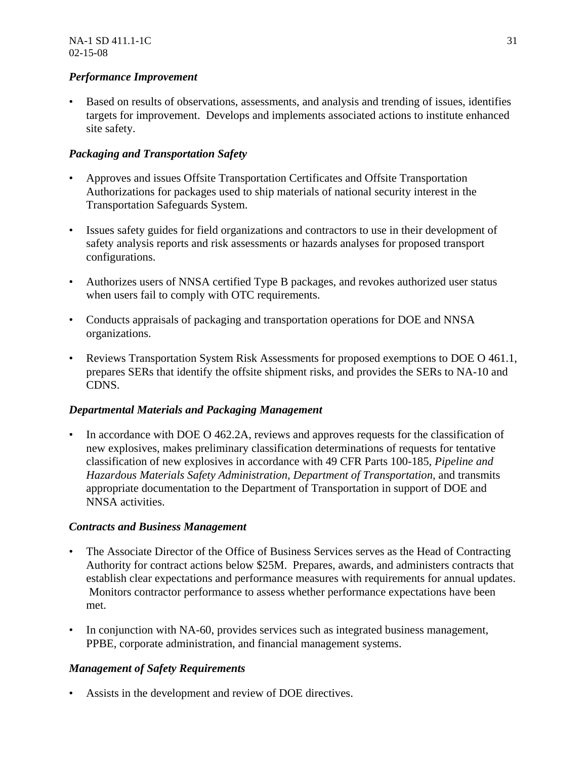*Performance Improvement*

- Based on results of observations, assessments, and analysis and trending of issues, identifies targets for improvement. Develops and implements associated actions to institute enhanced site safety.

*Packaging and Transportation Safety*

- Approves and issues Offsite Transportation Certificates and Offsite Transportation Authorizations for packages used to ship materials of national security interest in the Transportation Safeguards System.
- Issues safety guides for field organizations and contractors to use in their development of safety analysis reports and risk assessments or hazards analyses for proposed transport configurations.
- Authorizes users of NNSA certified Type B packages, and revokes authorized user status when users fail to comply with OTC requirements.
- Conducts appraisals of packaging and transportation operations for DOE and NNSA organizations.
- Reviews Transportation System Risk Assessments for proposed exemptions to DOE O 461.1, prepares SERs that identify the offsite shipment risks, and provides the SERs to NA-10 and CDNS.

*Departmental Materials and Packaging Management*

- In accordance with DOE O 462.2A, reviews and approves requests for the classification of new explosives, makes preliminary classification determinations of requests for tentative classification of new explosives in accordance with 49 CFR Parts 100-185, *Pipeline and Hazardous Materials Safety Administration, Department of Transportation,* and transmits appropriate documentation to the Department of Transportation in support of DOE and NNSA activities.

*Contracts and Business Management*

- The Associate Director of the Office of Business Services serves as the Head of Contracting Authority for contract actions below $25M. Prepares, awards, and administers contracts that establish clear expectations and performance measures with requirements for annual updates. Monitors contractor performance to assess whether performance expectations have been met.
- In conjunction with NA-60, provides services such as integrated business management, PPBE, corporate administration, and financial management systems.

*Management of Safety Requirements*

- Assists in the development and review of DOE directives.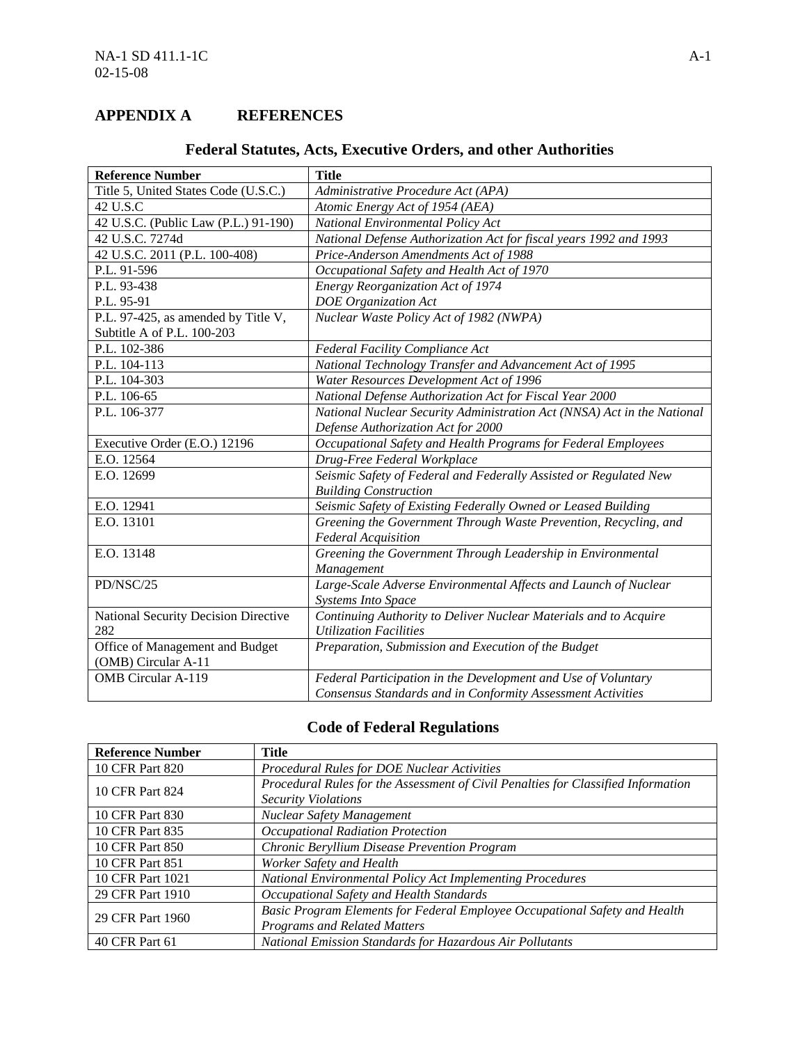# APPENDIX A REFERENCES

## Federal Statutes, Acts, Executive Orders, and other Authorities

| Reference Number | Title |
|---|---|
| Title 5, United States Code (U.S.C.) | *Administrative Procedure Act (APA)* |
| 42 U.S.C | *Atomic Energy Act of 1954 (AEA)* |
| 42 U.S.C. (Public Law (P.L.) 91-190) | *National Environmental Policy Act* |
| 42 U.S.C. 7274d | *National Defense Authorization Act for fiscal years 1992 and 1993* |
| 42 U.S.C. 2011 (P.L. 100-408) | *Price-Anderson Amendments Act of 1988* |
| P.L. 91-596 | *Occupational Safety and Health Act of 1970* |
| P.L. 93-438<br>P.L. 95-91 | *Energy Reorganization Act of 1974*<br>*DOE Organization Act* |
| P.L. 97-425, as amended by Title V, Subtitle A of P.L. 100-203 | *Nuclear Waste Policy Act of 1982 (NWPA)* |
| P.L. 102-386 | *Federal Facility Compliance Act* |
| P.L. 104-113 | *National Technology Transfer and Advancement Act of 1995* |
| P.L. 104-303 | *Water Resources Development Act of 1996* |
| P.L. 106-65 | *National Defense Authorization Act for Fiscal Year 2000* |
| P.L. 106-377 | *National Nuclear Security Administration Act (NNSA) Act in the National Defense Authorization Act for 2000* |
| Executive Order (E.O.) 12196 | *Occupational Safety and Health Programs for Federal Employees* |
| E.O. 12564 | *Drug-Free Federal Workplace* |
| E.O. 12699 | *Seismic Safety of Federal and Federally Assisted or Regulated New Building Construction* |
| E.O. 12941 | *Seismic Safety of Existing Federally Owned or Leased Building* |
| E.O. 13101 | *Greening the Government Through Waste Prevention, Recycling, and Federal Acquisition* |
| E.O. 13148 | *Greening the Government Through Leadership in Environmental Management* |
| PD/NSC/25 | *Large-Scale Adverse Environmental Affects and Launch of Nuclear Systems Into Space* |
| National Security Decision Directive 282 | *Continuing Authority to Deliver Nuclear Materials and to Acquire Utilization Facilities* |
| Office of Management and Budget (OMB) Circular A-11 | *Preparation, Submission and Execution of the Budget* |
| OMB Circular A-119 | *Federal Participation in the Development and Use of Voluntary Consensus Standards and in Conformity Assessment Activities* |

## Code of Federal Regulations

| Reference Number | Title |
|---|---|
| 10 CFR Part 820 | *Procedural Rules for DOE Nuclear Activities* |
| 10 CFR Part 824 | *Procedural Rules for the Assessment of Civil Penalties for Classified Information Security Violations* |
| 10 CFR Part 830 | *Nuclear Safety Management* |
| 10 CFR Part 835 | *Occupational Radiation Protection* |
| 10 CFR Part 850 | *Chronic Beryllium Disease Prevention Program* |
| 10 CFR Part 851 | *Worker Safety and Health* |
| 10 CFR Part 1021 | *National Environmental Policy Act Implementing Procedures* |
| 29 CFR Part 1910 | *Occupational Safety and Health Standards* |
| 29 CFR Part 1960 | *Basic Program Elements for Federal Employee Occupational Safety and Health Programs and Related Matters* |
| 40 CFR Part 61 | *National Emission Standards for Hazardous Air Pollutants* |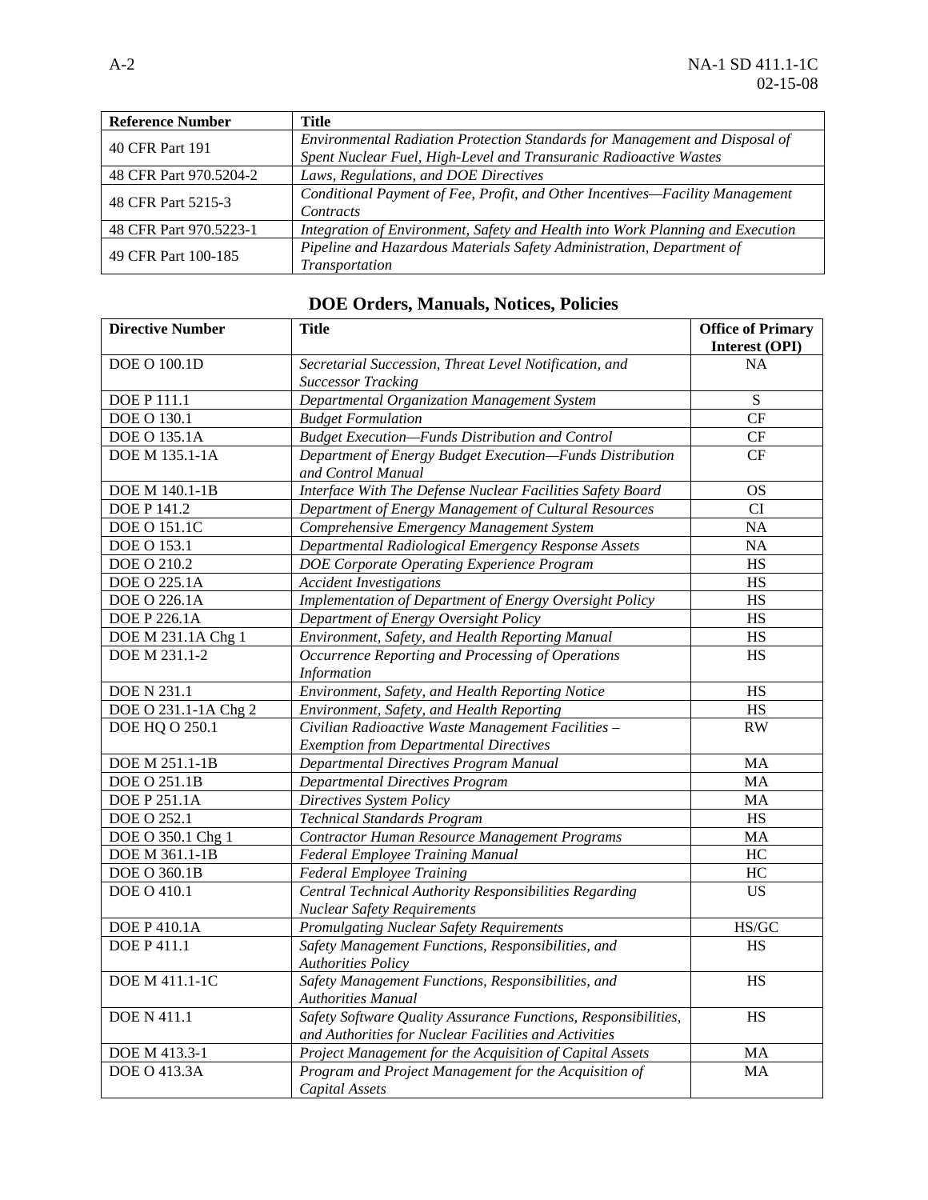| Reference Number | Title |
|---|---|
| 40 CFR Part 191 | *Environmental Radiation Protection Standards for Management and Disposal of Spent Nuclear Fuel, High-Level and Transuranic Radioactive Wastes* |
| 48 CFR Part 970.5204-2 | *Laws, Regulations, and DOE Directives* |
| 48 CFR Part 5215-3 | *Conditional Payment of Fee, Profit, and Other Incentives—Facility Management Contracts* |
| 48 CFR Part 970.5223-1 | *Integration of Environment, Safety and Health into Work Planning and Execution* |
| 49 CFR Part 100-185 | *Pipeline and Hazardous Materials Safety Administration, Department of Transportation* |

## DOE Orders, Manuals, Notices, Policies

| Directive Number | Title | Office of Primary Interest (OPI) |
|---|---|---|
| DOE O 100.1D | *Secretarial Succession, Threat Level Notification, and Successor Tracking* | NA |
| DOE P 111.1 | *Departmental Organization Management System* | S |
| DOE O 130.1 | *Budget Formulation* | CF |
| DOE O 135.1A | *Budget Execution—Funds Distribution and Control* | CF |
| DOE M 135.1-1A | *Department of Energy Budget Execution—Funds Distribution and Control Manual* | CF |
| DOE M 140.1-1B | *Interface With The Defense Nuclear Facilities Safety Board* | OS |
| DOE P 141.2 | *Department of Energy Management of Cultural Resources* | CI |
| DOE O 151.1C | *Comprehensive Emergency Management System* | NA |
| DOE O 153.1 | *Departmental Radiological Emergency Response Assets* | NA |
| DOE O 210.2 | *DOE Corporate Operating Experience Program* | HS |
| DOE O 225.1A | *Accident Investigations* | HS |
| DOE O 226.1A | *Implementation of Department of Energy Oversight Policy* | HS |
| DOE P 226.1A | *Department of Energy Oversight Policy* | HS |
| DOE M 231.1A Chg 1 | *Environment, Safety, and Health Reporting Manual* | HS |
| DOE M 231.1-2 | *Occurrence Reporting and Processing of Operations Information* | HS |
| DOE N 231.1 | *Environment, Safety, and Health Reporting Notice* | HS |
| DOE O 231.1-1A Chg 2 | *Environment, Safety, and Health Reporting* | HS |
| DOE HQ O 250.1 | *Civilian Radioactive Waste Management Facilities – Exemption from Departmental Directives* | RW |
| DOE M 251.1-1B | *Departmental Directives Program Manual* | MA |
| DOE O 251.1B | *Departmental Directives Program* | MA |
| DOE P 251.1A | *Directives System Policy* | MA |
| DOE O 252.1 | *Technical Standards Program* | HS |
| DOE O 350.1 Chg 1 | *Contractor Human Resource Management Programs* | MA |
| DOE M 361.1-1B | *Federal Employee Training Manual* | HC |
| DOE O 360.1B | *Federal Employee Training* | HC |
| DOE O 410.1 | *Central Technical Authority Responsibilities Regarding Nuclear Safety Requirements* | US |
| DOE P 410.1A | *Promulgating Nuclear Safety Requirements* | HS/GC |
| DOE P 411.1 | *Safety Management Functions, Responsibilities, and Authorities Policy* | HS |
| DOE M 411.1-1C | *Safety Management Functions, Responsibilities, and Authorities Manual* | HS |
| DOE N 411.1 | *Safety Software Quality Assurance Functions, Responsibilities, and Authorities for Nuclear Facilities and Activities* | HS |
| DOE M 413.3-1 | *Project Management for the Acquisition of Capital Assets* | MA |
| DOE O 413.3A | *Program and Project Management for the Acquisition of Capital Assets* | MA |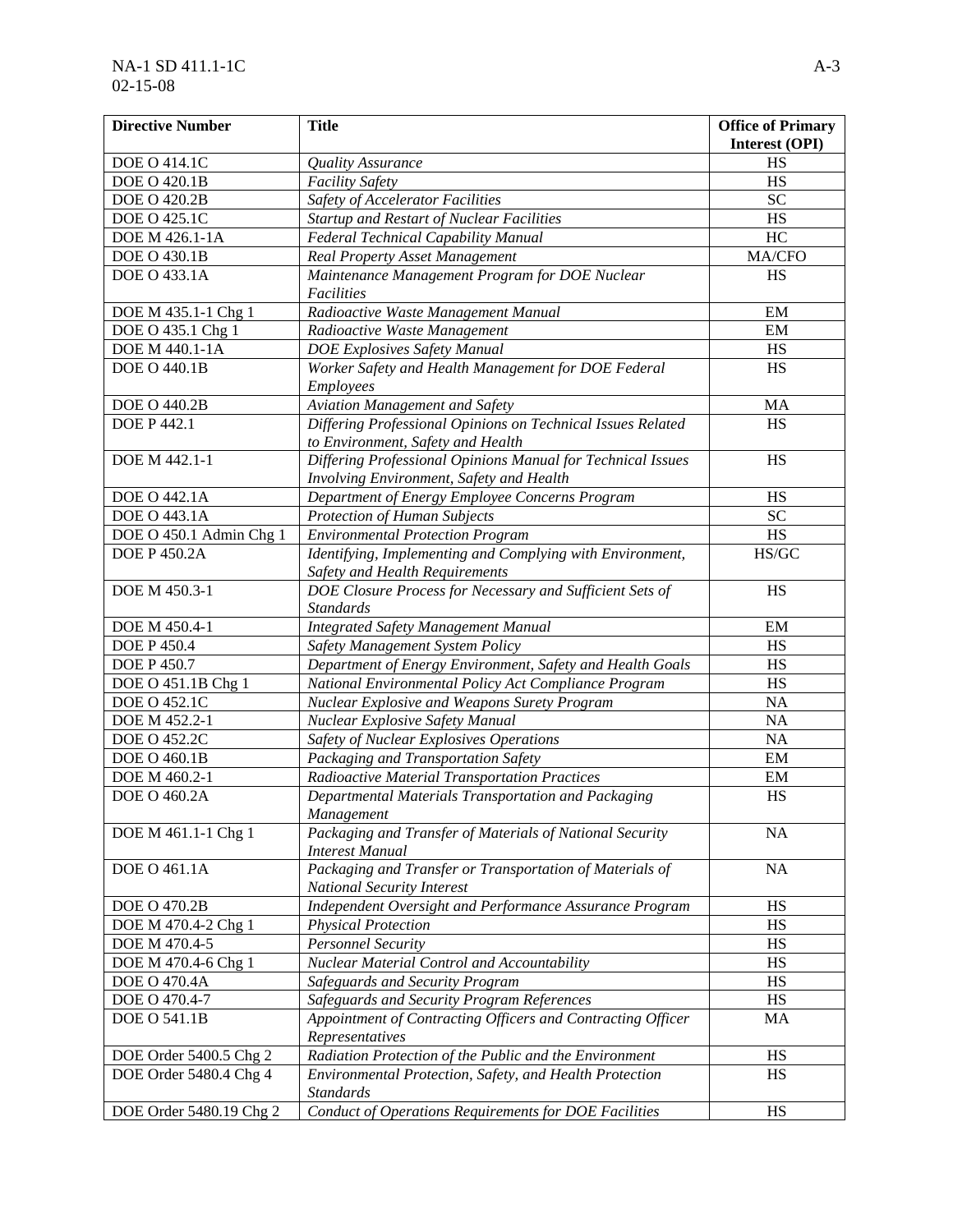| Directive Number | Title | Office of Primary Interest (OPI) |
|---|---|---|
| DOE O 414.1C | *Quality Assurance* | HS |
| DOE O 420.1B | *Facility Safety* | HS |
| DOE O 420.2B | *Safety of Accelerator Facilities* | SC |
| DOE O 425.1C | *Startup and Restart of Nuclear Facilities* | HS |
| DOE M 426.1-1A | *Federal Technical Capability Manual* | HC |
| DOE O 430.1B | *Real Property Asset Management* | MA/CFO |
| DOE O 433.1A | *Maintenance Management Program for DOE Nuclear Facilities* | HS |
| DOE M 435.1-1 Chg 1 | *Radioactive Waste Management Manual* | EM |
| DOE O 435.1 Chg 1 | *Radioactive Waste Management* | EM |
| DOE M 440.1-1A | *DOE Explosives Safety Manual* | HS |
| DOE O 440.1B | *Worker Safety and Health Management for DOE Federal Employees* | HS |
| DOE O 440.2B | *Aviation Management and Safety* | MA |
| DOE P 442.1 | *Differing Professional Opinions on Technical Issues Related to Environment, Safety and Health* | HS |
| DOE M 442.1-1 | *Differing Professional Opinions Manual for Technical Issues Involving Environment, Safety and Health* | HS |
| DOE O 442.1A | *Department of Energy Employee Concerns Program* | HS |
| DOE O 443.1A | *Protection of Human Subjects* | SC |
| DOE O 450.1 Admin Chg 1 | *Environmental Protection Program* | HS |
| DOE P 450.2A | *Identifying, Implementing and Complying with Environment, Safety and Health Requirements* | HS/GC |
| DOE M 450.3-1 | *DOE Closure Process for Necessary and Sufficient Sets of Standards* | HS |
| DOE M 450.4-1 | *Integrated Safety Management Manual* | EM |
| DOE P 450.4 | *Safety Management System Policy* | HS |
| DOE P 450.7 | *Department of Energy Environment, Safety and Health Goals* | HS |
| DOE O 451.1B Chg 1 | *National Environmental Policy Act Compliance Program* | HS |
| DOE O 452.1C | *Nuclear Explosive and Weapons Surety Program* | NA |
| DOE M 452.2-1 | *Nuclear Explosive Safety Manual* | NA |
| DOE O 452.2C | *Safety of Nuclear Explosives Operations* | NA |
| DOE O 460.1B | *Packaging and Transportation Safety* | EM |
| DOE M 460.2-1 | *Radioactive Material Transportation Practices* | EM |
| DOE O 460.2A | *Departmental Materials Transportation and Packaging Management* | HS |
| DOE M 461.1-1 Chg 1 | *Packaging and Transfer of Materials of National Security Interest Manual* | NA |
| DOE O 461.1A | *Packaging and Transfer or Transportation of Materials of National Security Interest* | NA |
| DOE O 470.2B | *Independent Oversight and Performance Assurance Program* | HS |
| DOE M 470.4-2 Chg 1 | *Physical Protection* | HS |
| DOE M 470.4-5 | *Personnel Security* | HS |
| DOE M 470.4-6 Chg 1 | *Nuclear Material Control and Accountability* | HS |
| DOE O 470.4A | *Safeguards and Security Program* | HS |
| DOE O 470.4-7 | *Safeguards and Security Program References* | HS |
| DOE O 541.1B | *Appointment of Contracting Officers and Contracting Officer Representatives* | MA |
| DOE Order 5400.5 Chg 2 | *Radiation Protection of the Public and the Environment* | HS |
| DOE Order 5480.4 Chg 4 | *Environmental Protection, Safety, and Health Protection Standards* | HS |
| DOE Order 5480.19 Chg 2 | *Conduct of Operations Requirements for DOE Facilities* | HS |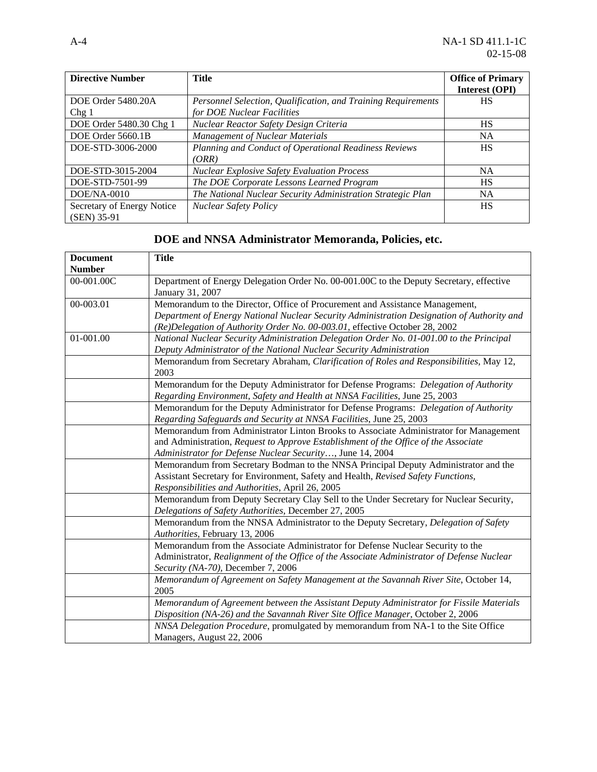| Directive Number | Title | Office of Primary Interest (OPI) |
|---|---|---|
| DOE Order 5480.20A Chg 1 | *Personnel Selection, Qualification, and Training Requirements for DOE Nuclear Facilities* | HS |
| DOE Order 5480.30 Chg 1 | *Nuclear Reactor Safety Design Criteria* | HS |
| DOE Order 5660.1B | *Management of Nuclear Materials* | NA |
| DOE-STD-3006-2000 | *Planning and Conduct of Operational Readiness Reviews (ORR)* | HS |
| DOE-STD-3015-2004 | *Nuclear Explosive Safety Evaluation Process* | NA |
| DOE-STD-7501-99 | *The DOE Corporate Lessons Learned Program* | HS |
| DOE/NA-0010 | *The National Nuclear Security Administration Strategic Plan* | NA |
| Secretary of Energy Notice (SEN) 35-91 | *Nuclear Safety Policy* | HS |

## DOE and NNSA Administrator Memoranda, Policies, etc.

| Document Number | Title |
|---|---|
| 00-001.00C | Department of Energy Delegation Order No. 00-001.00C to the Deputy Secretary, effective January 31, 2007 |
| 00-003.01 | Memorandum to the Director, Office of Procurement and Assistance Management, *Department of Energy National Nuclear Security Administration Designation of Authority and (Re)Delegation of Authority Order No. 00-003.01*, effective October 28, 2002 |
| 01-001.00 | *National Nuclear Security Administration Delegation Order No. 01-001.00 to the Principal Deputy Administrator of the National Nuclear Security Administration* |
| | Memorandum from Secretary Abraham, *Clarification of Roles and Responsibilities*, May 12, 2003 |
| | Memorandum for the Deputy Administrator for Defense Programs: *Delegation of Authority Regarding Environment, Safety and Health at NNSA Facilities*, June 25, 2003 |
| | Memorandum for the Deputy Administrator for Defense Programs: *Delegation of Authority Regarding Safeguards and Security at NNSA Facilities*, June 25, 2003 |
| | Memorandum from Administrator Linton Brooks to Associate Administrator for Management and Administration, *Request to Approve Establishment of the Office of the Associate Administrator for Defense Nuclear Security…*, June 14, 2004 |
| | Memorandum from Secretary Bodman to the NNSA Principal Deputy Administrator and the Assistant Secretary for Environment, Safety and Health, *Revised Safety Functions, Responsibilities and Authorities*, April 26, 2005 |
| | Memorandum from Deputy Secretary Clay Sell to the Under Secretary for Nuclear Security, *Delegations of Safety Authorities*, December 27, 2005 |
| | Memorandum from the NNSA Administrator to the Deputy Secretary, *Delegation of Safety Authorities*, February 13, 2006 |
| | Memorandum from the Associate Administrator for Defense Nuclear Security to the Administrator, *Realignment of the Office of the Associate Administrator of Defense Nuclear Security (NA-70)*, December 7, 2006 |
| | *Memorandum of Agreement on Safety Management at the Savannah River Site*, October 14, 2005 |
| | *Memorandum of Agreement between the Assistant Deputy Administrator for Fissile Materials Disposition (NA-26) and the Savannah River Site Office Manager*, October 2, 2006 |
| | *NNSA Delegation Procedure*, promulgated by memorandum from NA-1 to the Site Office Managers, August 22, 2006 |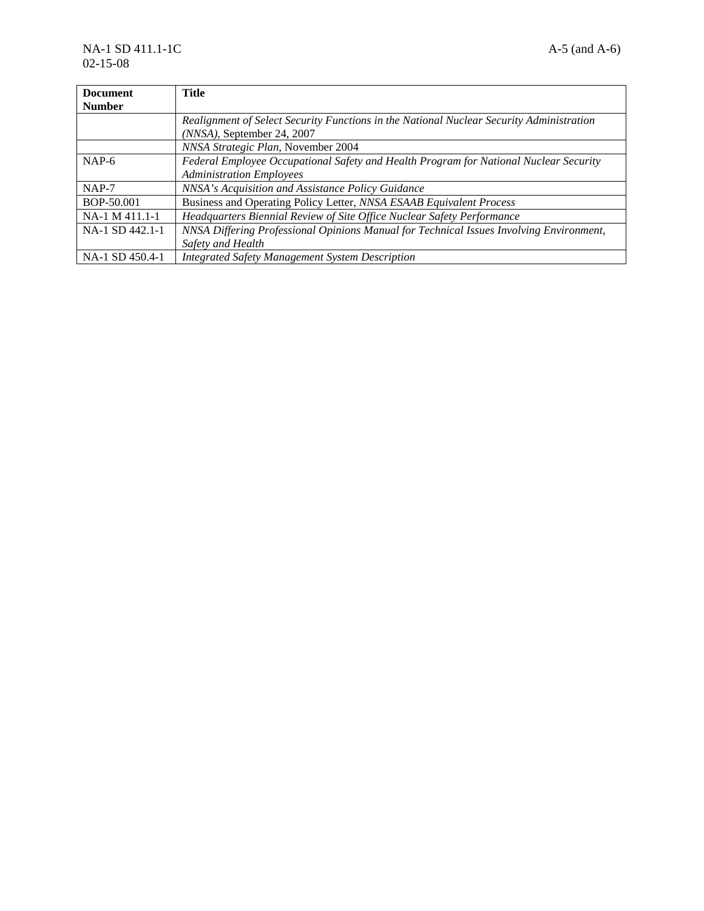| Document Number | Title |
|---|---|
| | *Realignment of Select Security Functions in the National Nuclear Security Administration (NNSA)*, September 24, 2007 |
| | *NNSA Strategic Plan*, November 2004 |
| NAP-6 | *Federal Employee Occupational Safety and Health Program for National Nuclear Security Administration Employees* |
| NAP-7 | *NNSA's Acquisition and Assistance Policy Guidance* |
| BOP-50.001 | Business and Operating Policy Letter, *NNSA ESAAB Equivalent Process* |
| NA-1 M 411.1-1 | *Headquarters Biennial Review of Site Office Nuclear Safety Performance* |
| NA-1 SD 442.1-1 | *NNSA Differing Professional Opinions Manual for Technical Issues Involving Environment, Safety and Health* |
| NA-1 SD 450.4-1 | *Integrated Safety Management System Description* |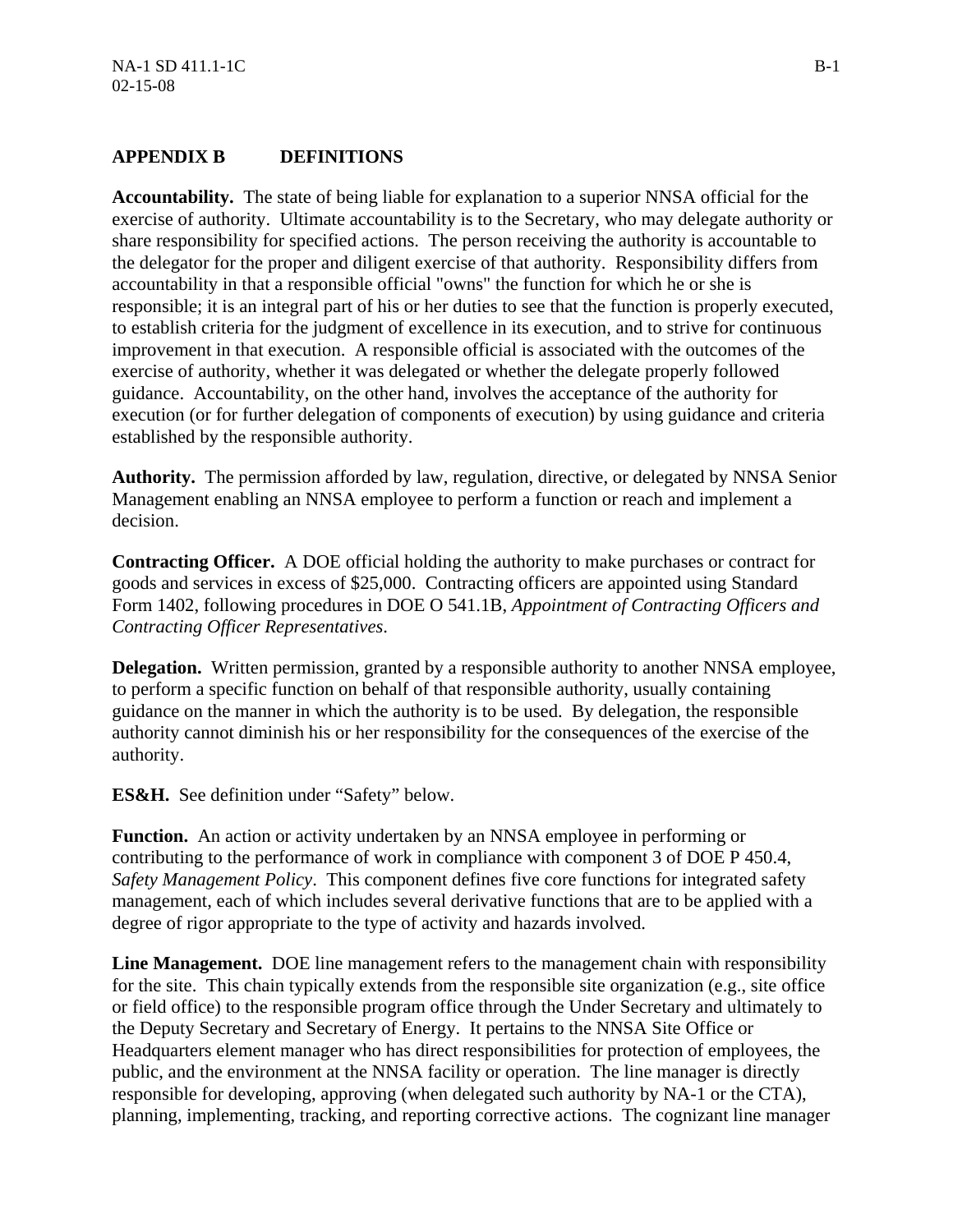## APPENDIX B DEFINITIONS

**Accountability.** The state of being liable for explanation to a superior NNSA official for the exercise of authority. Ultimate accountability is to the Secretary, who may delegate authority or share responsibility for specified actions. The person receiving the authority is accountable to the delegator for the proper and diligent exercise of that authority. Responsibility differs from accountability in that a responsible official "owns" the function for which he or she is responsible; it is an integral part of his or her duties to see that the function is properly executed, to establish criteria for the judgment of excellence in its execution, and to strive for continuous improvement in that execution. A responsible official is associated with the outcomes of the exercise of authority, whether it was delegated or whether the delegate properly followed guidance. Accountability, on the other hand, involves the acceptance of the authority for execution (or for further delegation of components of execution) by using guidance and criteria established by the responsible authority.

**Authority.** The permission afforded by law, regulation, directive, or delegated by NNSA Senior Management enabling an NNSA employee to perform a function or reach and implement a decision.

**Contracting Officer.** A DOE official holding the authority to make purchases or contract for goods and services in excess of $25,000. Contracting officers are appointed using Standard Form 1402, following procedures in DOE O 541.1B, *Appointment of Contracting Officers and Contracting Officer Representatives.*

**Delegation.** Written permission, granted by a responsible authority to another NNSA employee, to perform a specific function on behalf of that responsible authority, usually containing guidance on the manner in which the authority is to be used. By delegation, the responsible authority cannot diminish his or her responsibility for the consequences of the exercise of the authority.

**ES&H.** See definition under "Safety" below.

**Function.** An action or activity undertaken by an NNSA employee in performing or contributing to the performance of work in compliance with component 3 of DOE P 450.4, *Safety Management Policy*. This component defines five core functions for integrated safety management, each of which includes several derivative functions that are to be applied with a degree of rigor appropriate to the type of activity and hazards involved.

**Line Management.** DOE line management refers to the management chain with responsibility for the site. This chain typically extends from the responsible site organization (e.g., site office or field office) to the responsible program office through the Under Secretary and ultimately to the Deputy Secretary and Secretary of Energy. It pertains to the NNSA Site Office or Headquarters element manager who has direct responsibilities for protection of employees, the public, and the environment at the NNSA facility or operation. The line manager is directly responsible for developing, approving (when delegated such authority by NA-1 or the CTA), planning, implementing, tracking, and reporting corrective actions. The cognizant line manager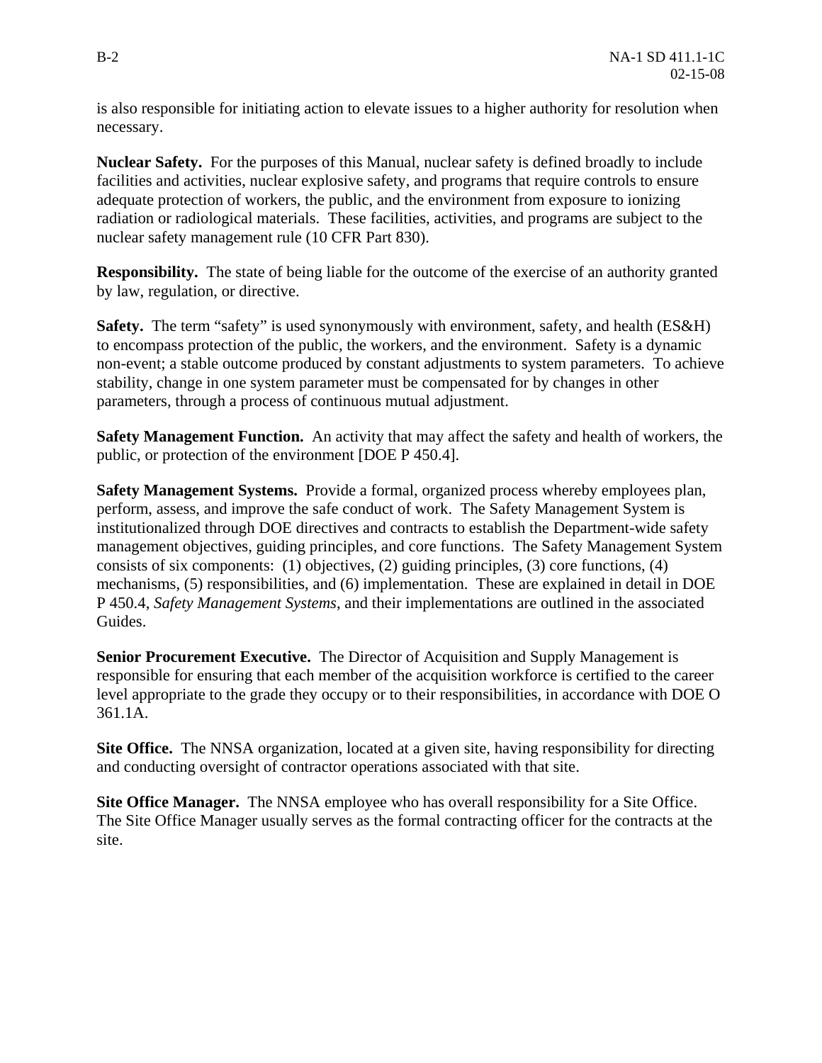is also responsible for initiating action to elevate issues to a higher authority for resolution when necessary.

**Nuclear Safety.** For the purposes of this Manual, nuclear safety is defined broadly to include facilities and activities, nuclear explosive safety, and programs that require controls to ensure adequate protection of workers, the public, and the environment from exposure to ionizing radiation or radiological materials. These facilities, activities, and programs are subject to the nuclear safety management rule (10 CFR Part 830).

**Responsibility.** The state of being liable for the outcome of the exercise of an authority granted by law, regulation, or directive.

**Safety.** The term "safety" is used synonymously with environment, safety, and health (ES&H) to encompass protection of the public, the workers, and the environment. Safety is a dynamic non-event; a stable outcome produced by constant adjustments to system parameters. To achieve stability, change in one system parameter must be compensated for by changes in other parameters, through a process of continuous mutual adjustment.

**Safety Management Function.** An activity that may affect the safety and health of workers, the public, or protection of the environment [DOE P 450.4].

**Safety Management Systems.** Provide a formal, organized process whereby employees plan, perform, assess, and improve the safe conduct of work. The Safety Management System is institutionalized through DOE directives and contracts to establish the Department-wide safety management objectives, guiding principles, and core functions. The Safety Management System consists of six components: (1) objectives, (2) guiding principles, (3) core functions, (4) mechanisms, (5) responsibilities, and (6) implementation. These are explained in detail in DOE P 450.4, *Safety Management Systems*, and their implementations are outlined in the associated Guides.

**Senior Procurement Executive.** The Director of Acquisition and Supply Management is responsible for ensuring that each member of the acquisition workforce is certified to the career level appropriate to the grade they occupy or to their responsibilities, in accordance with DOE O 361.1A.

**Site Office.** The NNSA organization, located at a given site, having responsibility for directing and conducting oversight of contractor operations associated with that site.

**Site Office Manager.** The NNSA employee who has overall responsibility for a Site Office. The Site Office Manager usually serves as the formal contracting officer for the contracts at the site.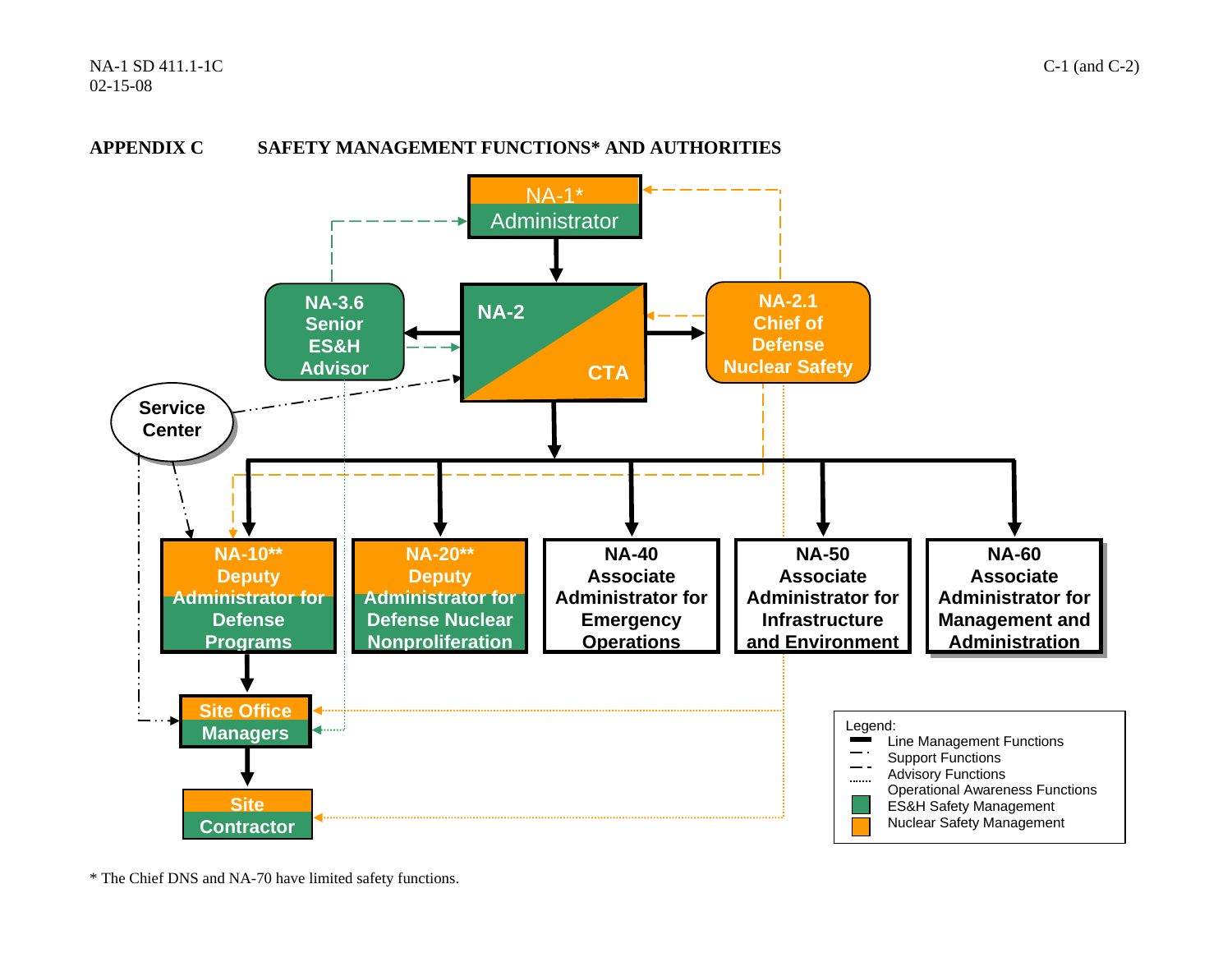## APPENDIX C SAFETY MANAGEMENT FUNCTIONS* AND AUTHORITIES

NA-1*
Administrator

NA-3.6
Senior
ES&H
Advisor

NA-2

CTA

NA-2.1
Chief of
Defense
Nuclear Safety

Service
Center

NA-10**
Deputy
Administrator for
Defense
Programs

NA-20**
Deputy
Administrator for
Defense Nuclear
Nonproliferation

NA-40
Associate
Administrator for
Emergency
Operations

NA-50
Associate
Administrator for
Infrastructure
and Environment

NA-60
Associate
Administrator for
Management and
Administration

Site Office
Managers

Site
Contractor

Legend:
- Line Management Functions
- Support Functions
- Advisory Functions
- Operational Awareness Functions
- ES&H Safety Management
- Nuclear Safety Management

\* The Chief DNS and NA-70 have limited safety functions.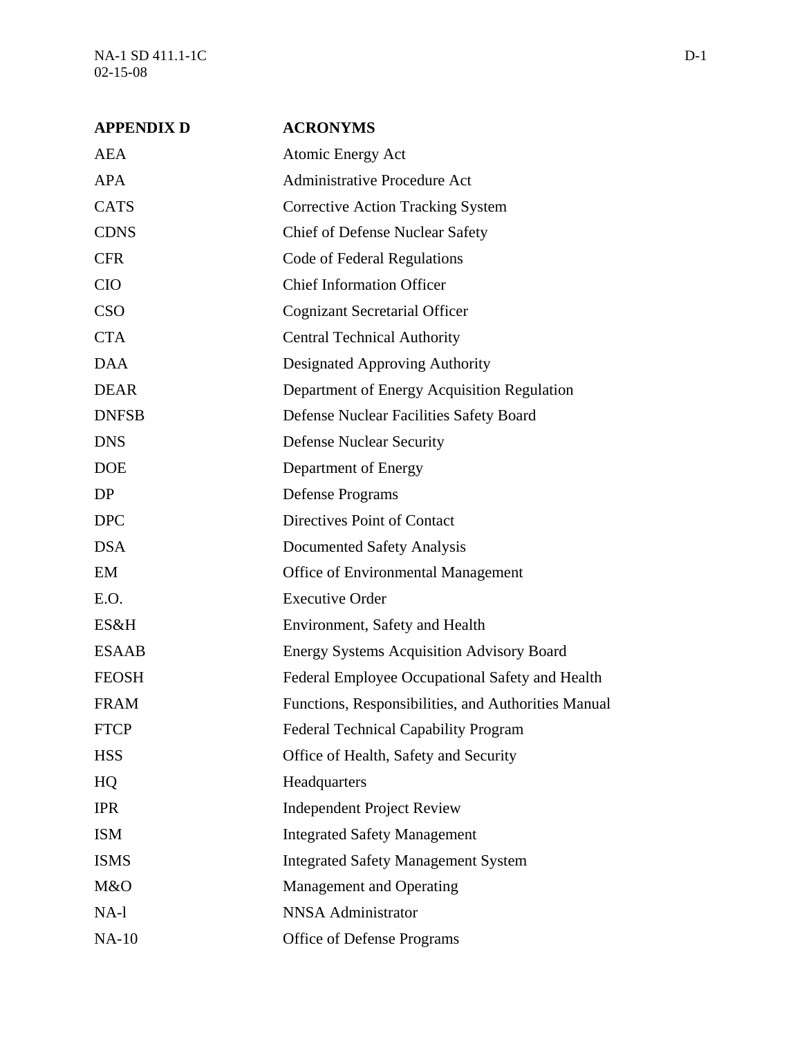## APPENDIX D ACRONYMS

| | |
|---|---|
| AEA | Atomic Energy Act |
| APA | Administrative Procedure Act |
| CATS | Corrective Action Tracking System |
| CDNS | Chief of Defense Nuclear Safety |
| CFR | Code of Federal Regulations |
| CIO | Chief Information Officer |
| CSO | Cognizant Secretarial Officer |
| CTA | Central Technical Authority |
| DAA | Designated Approving Authority |
| DEAR | Department of Energy Acquisition Regulation |
| DNFSB | Defense Nuclear Facilities Safety Board |
| DNS | Defense Nuclear Security |
| DOE | Department of Energy |
| DP | Defense Programs |
| DPC | Directives Point of Contact |
| DSA | Documented Safety Analysis |
| EM | Office of Environmental Management |
| E.O. | Executive Order |
| ES&H | Environment, Safety and Health |
| ESAAB | Energy Systems Acquisition Advisory Board |
| FEOSH | Federal Employee Occupational Safety and Health |
| FRAM | Functions, Responsibilities, and Authorities Manual |
| FTCP | Federal Technical Capability Program |
| HSS | Office of Health, Safety and Security |
| HQ | Headquarters |
| IPR | Independent Project Review |
| ISM | Integrated Safety Management |
| ISMS | Integrated Safety Management System |
| M&O | Management and Operating |
| NA-l | NNSA Administrator |
| NA-10 | Office of Defense Programs |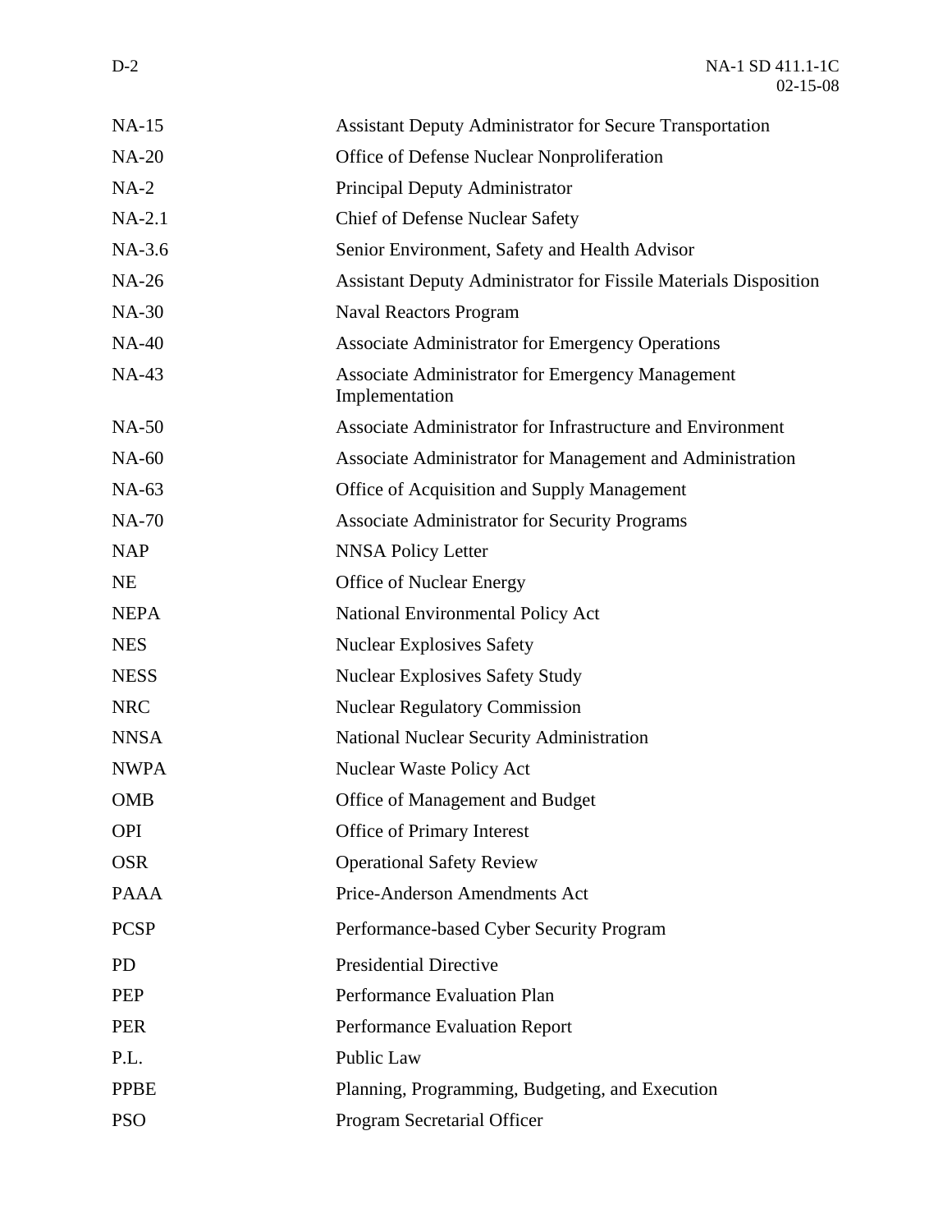| | |
|---|---|
| NA-15 | Assistant Deputy Administrator for Secure Transportation |
| NA-20 | Office of Defense Nuclear Nonproliferation |
| NA-2 | Principal Deputy Administrator |
| NA-2.1 | Chief of Defense Nuclear Safety |
| NA-3.6 | Senior Environment, Safety and Health Advisor |
| NA-26 | Assistant Deputy Administrator for Fissile Materials Disposition |
| NA-30 | Naval Reactors Program |
| NA-40 | Associate Administrator for Emergency Operations |
| NA-43 | Associate Administrator for Emergency Management Implementation |
| NA-50 | Associate Administrator for Infrastructure and Environment |
| NA-60 | Associate Administrator for Management and Administration |
| NA-63 | Office of Acquisition and Supply Management |
| NA-70 | Associate Administrator for Security Programs |
| NAP | NNSA Policy Letter |
| NE | Office of Nuclear Energy |
| NEPA | National Environmental Policy Act |
| NES | Nuclear Explosives Safety |
| NESS | Nuclear Explosives Safety Study |
| NRC | Nuclear Regulatory Commission |
| NNSA | National Nuclear Security Administration |
| NWPA | Nuclear Waste Policy Act |
| OMB | Office of Management and Budget |
| OPI | Office of Primary Interest |
| OSR | Operational Safety Review |
| PAAA | Price-Anderson Amendments Act |
| PCSP | Performance-based Cyber Security Program |
| PD | Presidential Directive |
| PEP | Performance Evaluation Plan |
| PER | Performance Evaluation Report |
| P.L. | Public Law |
| PPBE | Planning, Programming, Budgeting, and Execution |
| PSO | Program Secretarial Officer |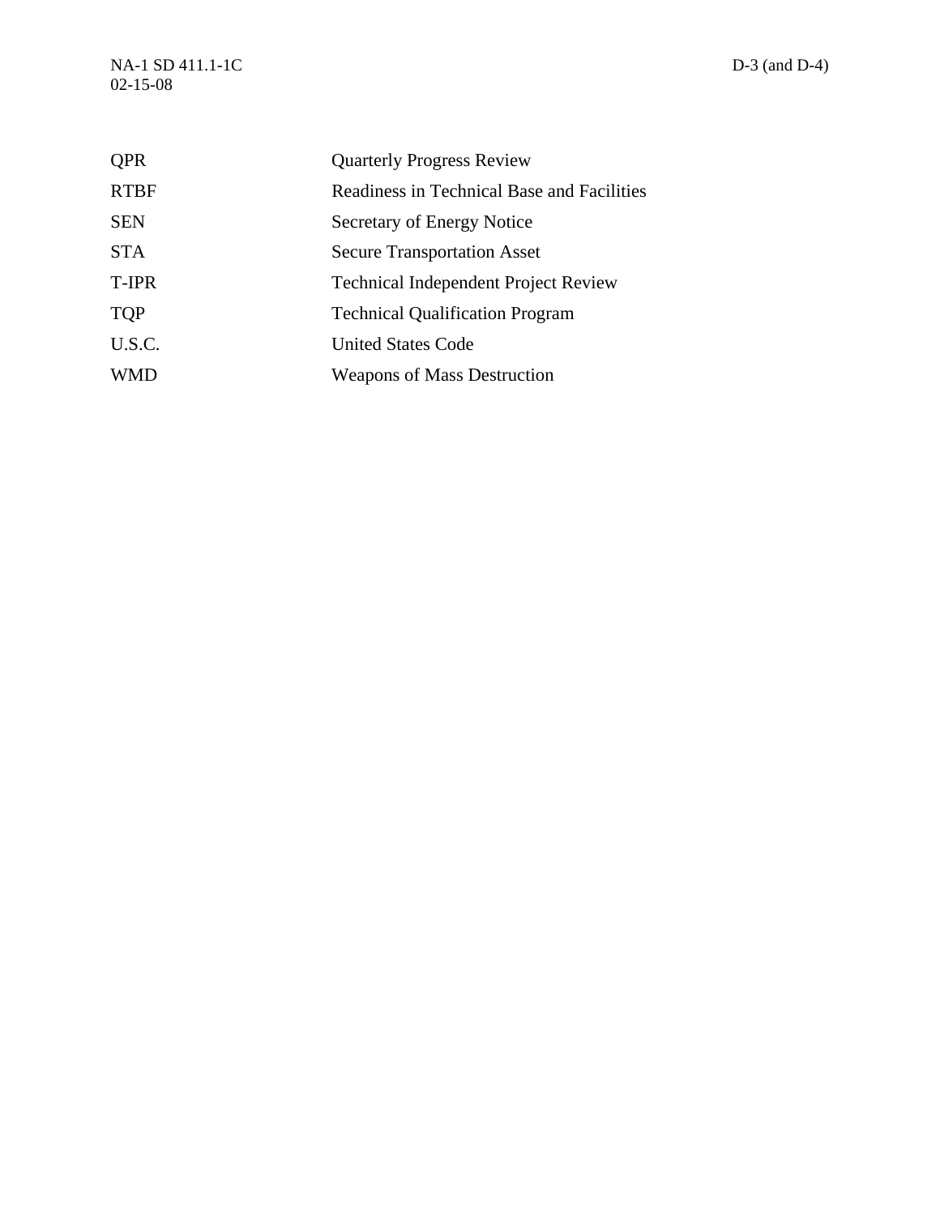| | |
|---|---|
| QPR | Quarterly Progress Review |
| RTBF | Readiness in Technical Base and Facilities |
| SEN | Secretary of Energy Notice |
| STA | Secure Transportation Asset |
| T-IPR | Technical Independent Project Review |
| TQP | Technical Qualification Program |
| U.S.C. | United States Code |
| WMD | Weapons of Mass Destruction |